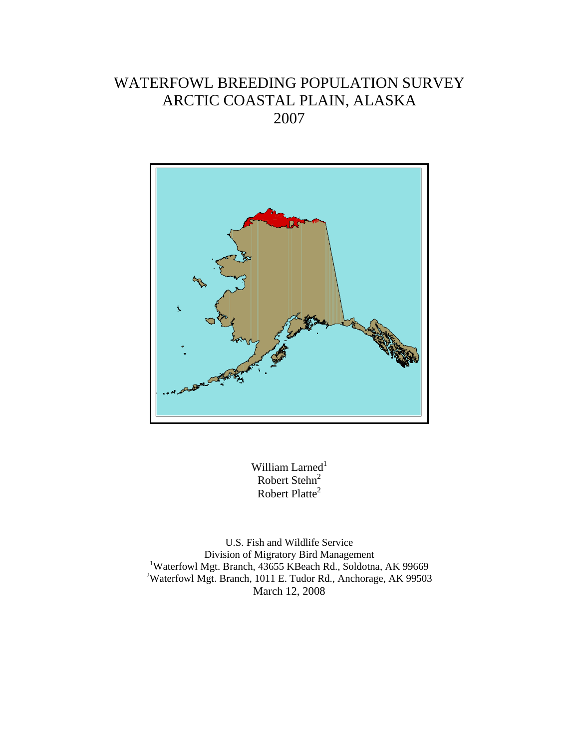# WATERFOWL BREEDING POPULATION SURVEY ARCTIC COASTAL PLAIN, ALASKA 2007

William Larned[1]
Robert Stehn[2]
Robert Platte[2]

U.S. Fish and Wildlife Service
Division of Migratory Bird Management
[1]Waterfowl Mgt. Branch, 43655 KBeach Rd., Soldotna, AK 99669
[2]Waterfowl Mgt. Branch, 1011 E. Tudor Rd., Anchorage, AK 99503
March 12, 2008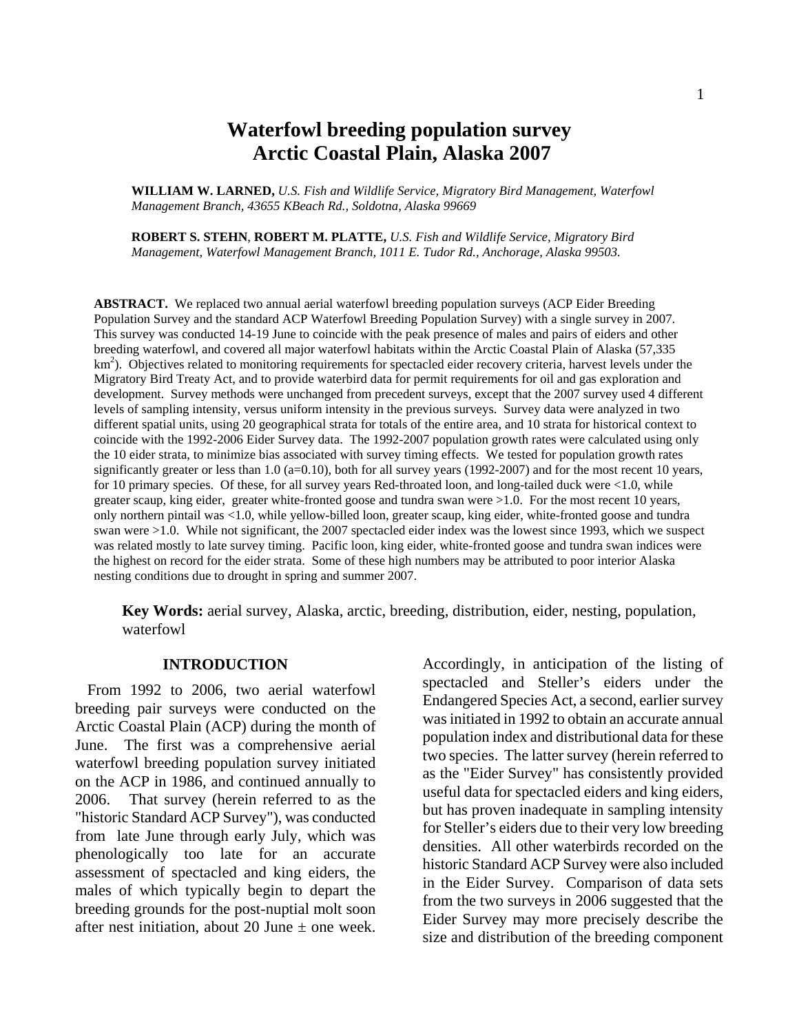# Waterfowl breeding population survey Arctic Coastal Plain, Alaska 2007

**WILLIAM W. LARNED,** *U.S. Fish and Wildlife Service, Migratory Bird Management, Waterfowl Management Branch, 43655 KBeach Rd., Soldotna, Alaska 99669*

**ROBERT S. STEHN**, **ROBERT M. PLATTE,** *U.S. Fish and Wildlife Service, Migratory Bird Management, Waterfowl Management Branch, 1011 E. Tudor Rd., Anchorage, Alaska 99503.*

**ABSTRACT.** We replaced two annual aerial waterfowl breeding population surveys (ACP Eider Breeding Population Survey and the standard ACP Waterfowl Breeding Population Survey) with a single survey in 2007. This survey was conducted 14-19 June to coincide with the peak presence of males and pairs of eiders and other breeding waterfowl, and covered all major waterfowl habitats within the Arctic Coastal Plain of Alaska (57,335 $km^2$). Objectives related to monitoring requirements for spectacled eider recovery criteria, harvest levels under the Migratory Bird Treaty Act, and to provide waterbird data for permit requirements for oil and gas exploration and development. Survey methods were unchanged from precedent surveys, except that the 2007 survey used 4 different levels of sampling intensity, versus uniform intensity in the previous surveys. Survey data were analyzed in two different spatial units, using 20 geographical strata for totals of the entire area, and 10 strata for historical context to coincide with the 1992-2006 Eider Survey data. The 1992-2007 population growth rates were calculated using only the 10 eider strata, to minimize bias associated with survey timing effects. We tested for population growth rates significantly greater or less than 1.0 (a=0.10), both for all survey years (1992-2007) and for the most recent 10 years, for 10 primary species. Of these, for all survey years Red-throated loon, and long-tailed duck were <1.0, while greater scaup, king eider, greater white-fronted goose and tundra swan were >1.0. For the most recent 10 years, only northern pintail was <1.0, while yellow-billed loon, greater scaup, king eider, white-fronted goose and tundra swan were >1.0. While not significant, the 2007 spectacled eider index was the lowest since 1993, which we suspect was related mostly to late survey timing. Pacific loon, king eider, white-fronted goose and tundra swan indices were the highest on record for the eider strata. Some of these high numbers may be attributed to poor interior Alaska nesting conditions due to drought in spring and summer 2007.

**Key Words:** aerial survey, Alaska, arctic, breeding, distribution, eider, nesting, population, waterfowl

## INTRODUCTION

From 1992 to 2006, two aerial waterfowl breeding pair surveys were conducted on the Arctic Coastal Plain (ACP) during the month of June. The first was a comprehensive aerial waterfowl breeding population survey initiated on the ACP in 1986, and continued annually to 2006. That survey (herein referred to as the "historic Standard ACP Survey"), was conducted from late June through early July, which was phenologically too late for an accurate assessment of spectacled and king eiders, the males of which typically begin to depart the breeding grounds for the post-nuptial molt soon after nest initiation, about 20 June ± one week. Accordingly, in anticipation of the listing of spectacled and Steller's eiders under the Endangered Species Act, a second, earlier survey was initiated in 1992 to obtain an accurate annual population index and distributional data for these two species. The latter survey (herein referred to as the "Eider Survey" has consistently provided useful data for spectacled eiders and king eiders, but has proven inadequate in sampling intensity for Steller's eiders due to their very low breeding densities. All other waterbirds recorded on the historic Standard ACP Survey were also included in the Eider Survey. Comparison of data sets from the two surveys in 2006 suggested that the Eider Survey may more precisely describe the size and distribution of the breeding component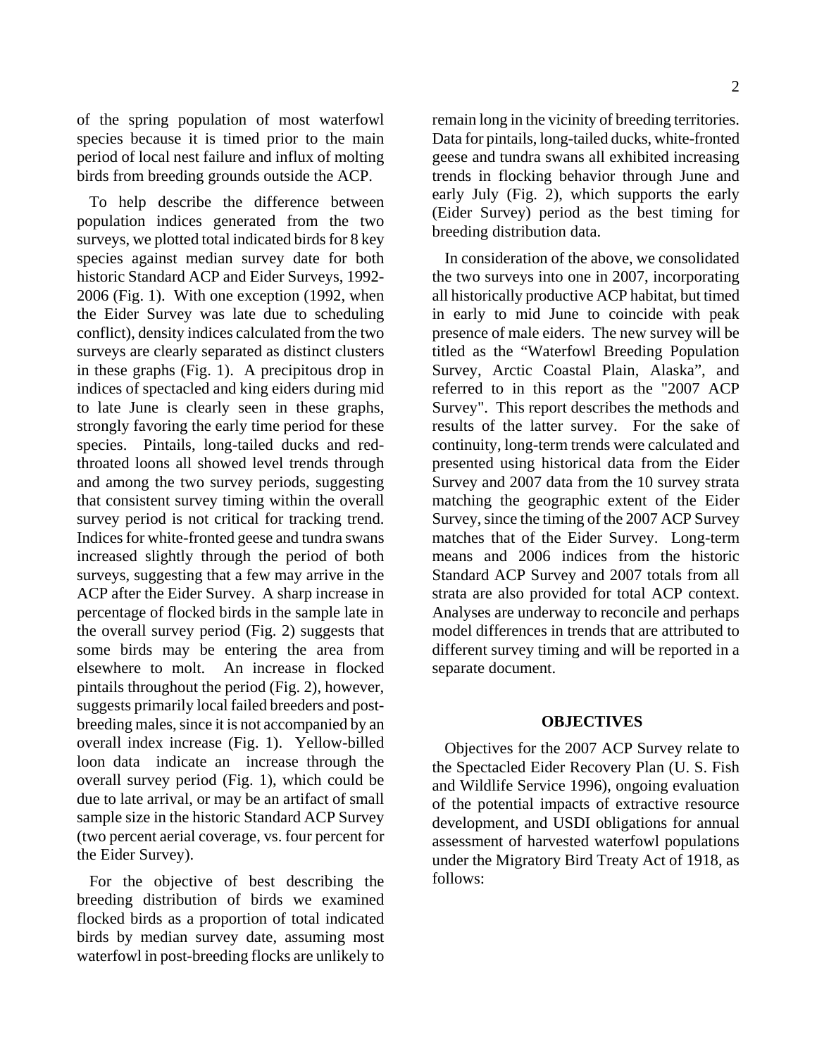of the spring population of most waterfowl species because it is timed prior to the main period of local nest failure and influx of molting birds from breeding grounds outside the ACP.

To help describe the difference between population indices generated from the two surveys, we plotted total indicated birds for 8 key species against median survey date for both historic Standard ACP and Eider Surveys, 1992-2006 (Fig. 1). With one exception (1992, when the Eider Survey was late due to scheduling conflict), density indices calculated from the two surveys are clearly separated as distinct clusters in these graphs (Fig. 1). A precipitous drop in indices of spectacled and king eiders during mid to late June is clearly seen in these graphs, strongly favoring the early time period for these species. Pintails, long-tailed ducks and red-throated loons all showed level trends through and among the two survey periods, suggesting that consistent survey timing within the overall survey period is not critical for tracking trend. Indices for white-fronted geese and tundra swans increased slightly through the period of both surveys, suggesting that a few may arrive in the ACP after the Eider Survey. A sharp increase in percentage of flocked birds in the sample late in the overall survey period (Fig. 2) suggests that some birds may be entering the area from elsewhere to molt. An increase in flocked pintails throughout the period (Fig. 2), however, suggests primarily local failed breeders and post-breeding males, since it is not accompanied by an overall index increase (Fig. 1). Yellow-billed loon data indicate an increase through the overall survey period (Fig. 1), which could be due to late arrival, or may be an artifact of small sample size in the historic Standard ACP Survey (two percent aerial coverage, vs. four percent for the Eider Survey).

For the objective of best describing the breeding distribution of birds we examined flocked birds as a proportion of total indicated birds by median survey date, assuming most waterfowl in post-breeding flocks are unlikely to remain long in the vicinity of breeding territories. Data for pintails, long-tailed ducks, white-fronted geese and tundra swans all exhibited increasing trends in flocking behavior through June and early July (Fig. 2), which supports the early (Eider Survey) period as the best timing for breeding distribution data.

In consideration of the above, we consolidated the two surveys into one in 2007, incorporating all historically productive ACP habitat, but timed in early to mid June to coincide with peak presence of male eiders. The new survey will be titled as the "Waterfowl Breeding Population Survey, Arctic Coastal Plain, Alaska", and referred to in this report as the "2007 ACP Survey". This report describes the methods and results of the latter survey. For the sake of continuity, long-term trends were calculated and presented using historical data from the Eider Survey and 2007 data from the 10 survey strata matching the geographic extent of the Eider Survey, since the timing of the 2007 ACP Survey matches that of the Eider Survey. Long-term means and 2006 indices from the historic Standard ACP Survey and 2007 totals from all strata are also provided for total ACP context. Analyses are underway to reconcile and perhaps model differences in trends that are attributed to different survey timing and will be reported in a separate document.

## OBJECTIVES

Objectives for the 2007 ACP Survey relate to the Spectacled Eider Recovery Plan (U. S. Fish and Wildlife Service 1996), ongoing evaluation of the potential impacts of extractive resource development, and USDI obligations for annual assessment of harvested waterfowl populations under the Migratory Bird Treaty Act of 1918, as follows: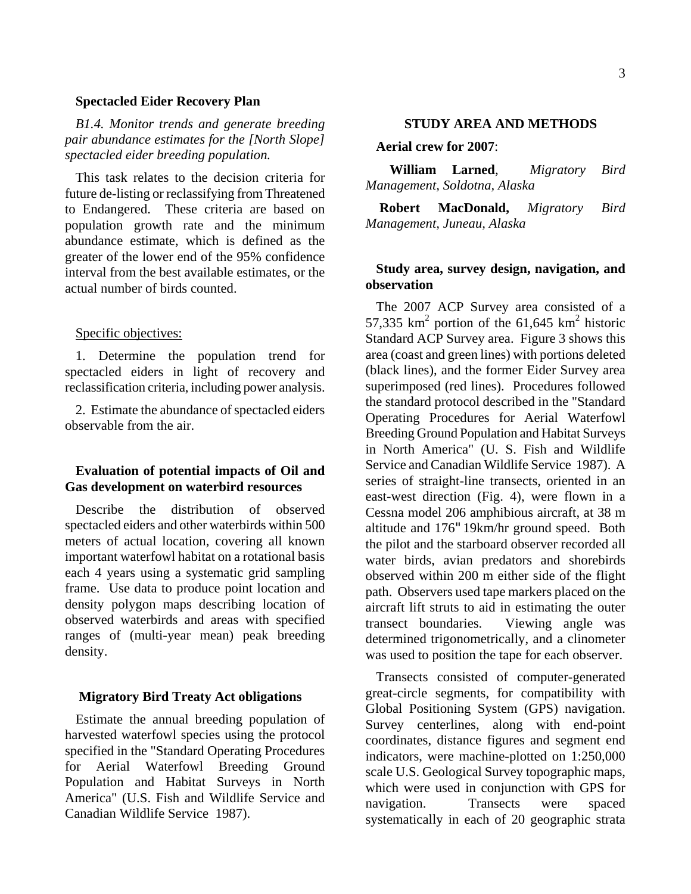**Spectacled Eider Recovery Plan**

*B1.4. Monitor trends and generate breeding pair abundance estimates for the [North Slope] spectacled eider breeding population.*

This task relates to the decision criteria for future de-listing or reclassifying from Threatened to Endangered. These criteria are based on population growth rate and the minimum abundance estimate, which is defined as the greater of the lower end of the 95% confidence interval from the best available estimates, or the actual number of birds counted.

Specific objectives:

1. Determine the population trend for spectacled eiders in light of recovery and reclassification criteria, including power analysis.

2. Estimate the abundance of spectacled eiders observable from the air.

**Evaluation of potential impacts of Oil and Gas development on waterbird resources**

Describe the distribution of observed spectacled eiders and other waterbirds within 500 meters of actual location, covering all known important waterfowl habitat on a rotational basis each 4 years using a systematic grid sampling frame. Use data to produce point location and density polygon maps describing location of observed waterbirds and areas with specified ranges of (multi-year mean) peak breeding density.

**Migratory Bird Treaty Act obligations**

Estimate the annual breeding population of harvested waterfowl species using the protocol specified in the "Standard Operating Procedures for Aerial Waterfowl Breeding Ground Population and Habitat Surveys in North America" (U.S. Fish and Wildlife Service and Canadian Wildlife Service 1987).

## STUDY AREA AND METHODS

**Aerial crew for 2007**:

**William Larned**, *Migratory Bird Management, Soldotna, Alaska*

**Robert MacDonald,** *Migratory Bird Management, Juneau, Alaska*

**Study area, survey design, navigation, and observation**

The 2007 ACP Survey area consisted of a 57,335 km$^2$ portion of the 61,645 km$^2$ historic Standard ACP Survey area. Figure 3 shows this area (coast and green lines) with portions deleted (black lines), and the former Eider Survey area superimposed (red lines). Procedures followed the standard protocol described in the "Standard Operating Procedures for Aerial Waterfowl Breeding Ground Population and Habitat Surveys in North America" (U. S. Fish and Wildlife Service and Canadian Wildlife Service 1987). A series of straight-line transects, oriented in an east-west direction (Fig. 4), were flown in a Cessna model 206 amphibious aircraft, at 38 m altitude and 176" 19km/hr ground speed. Both the pilot and the starboard observer recorded all water birds, avian predators and shorebirds observed within 200 m either side of the flight path. Observers used tape markers placed on the aircraft lift struts to aid in estimating the outer transect boundaries. Viewing angle was determined trigonometrically, and a clinometer was used to position the tape for each observer.

Transects consisted of computer-generated great-circle segments, for compatibility with Global Positioning System (GPS) navigation. Survey centerlines, along with end-point coordinates, distance figures and segment end indicators, were machine-plotted on 1:250,000 scale U.S. Geological Survey topographic maps, which were used in conjunction with GPS for navigation. Transects were spaced systematically in each of 20 geographic strata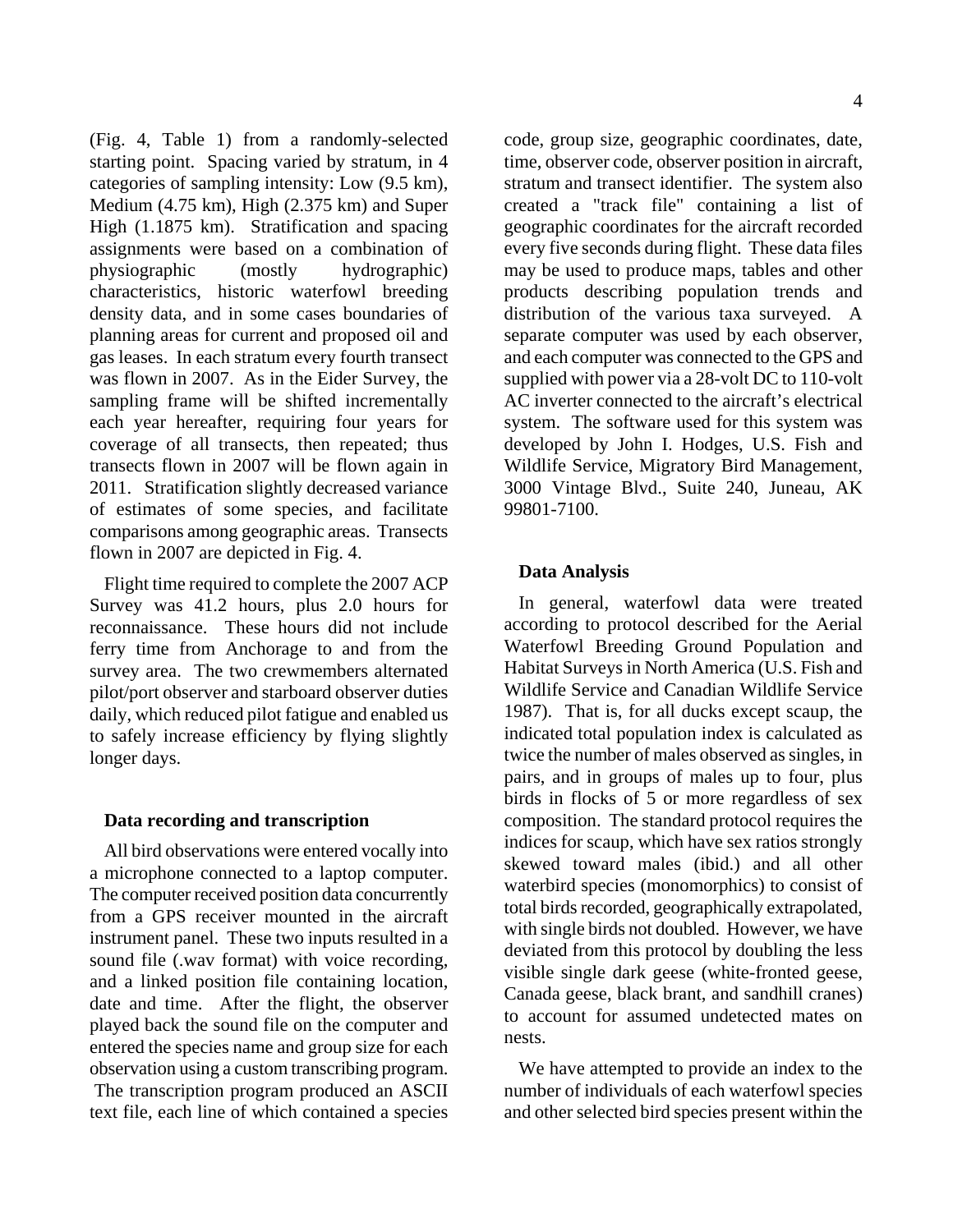(Fig. 4, Table 1) from a randomly-selected starting point. Spacing varied by stratum, in 4 categories of sampling intensity: Low (9.5 km), Medium (4.75 km), High (2.375 km) and Super High (1.1875 km). Stratification and spacing assignments were based on a combination of physiographic (mostly hydrographic) characteristics, historic waterfowl breeding density data, and in some cases boundaries of planning areas for current and proposed oil and gas leases. In each stratum every fourth transect was flown in 2007. As in the Eider Survey, the sampling frame will be shifted incrementally each year hereafter, requiring four years for coverage of all transects, then repeated; thus transects flown in 2007 will be flown again in 2011. Stratification slightly decreased variance of estimates of some species, and facilitate comparisons among geographic areas. Transects flown in 2007 are depicted in Fig. 4.

Flight time required to complete the 2007 ACP Survey was 41.2 hours, plus 2.0 hours for reconnaissance. These hours did not include ferry time from Anchorage to and from the survey area. The two crewmembers alternated pilot/port observer and starboard observer duties daily, which reduced pilot fatigue and enabled us to safely increase efficiency by flying slightly longer days.

## Data recording and transcription

All bird observations were entered vocally into a microphone connected to a laptop computer. The computer received position data concurrently from a GPS receiver mounted in the aircraft instrument panel. These two inputs resulted in a sound file (.wav format) with voice recording, and a linked position file containing location, date and time. After the flight, the observer played back the sound file on the computer and entered the species name and group size for each observation using a custom transcribing program. The transcription program produced an ASCII text file, each line of which contained a species code, group size, geographic coordinates, date, time, observer code, observer position in aircraft, stratum and transect identifier. The system also created a "track file" containing a list of geographic coordinates for the aircraft recorded every five seconds during flight. These data files may be used to produce maps, tables and other products describing population trends and distribution of the various taxa surveyed. A separate computer was used by each observer, and each computer was connected to the GPS and supplied with power via a 28-volt DC to 110-volt AC inverter connected to the aircraft's electrical system. The software used for this system was developed by John I. Hodges, U.S. Fish and Wildlife Service, Migratory Bird Management, 3000 Vintage Blvd., Suite 240, Juneau, AK 99801-7100.

## Data Analysis

In general, waterfowl data were treated according to protocol described for the Aerial Waterfowl Breeding Ground Population and Habitat Surveys in North America (U.S. Fish and Wildlife Service and Canadian Wildlife Service 1987). That is, for all ducks except scaup, the indicated total population index is calculated as twice the number of males observed as singles, in pairs, and in groups of males up to four, plus birds in flocks of 5 or more regardless of sex composition. The standard protocol requires the indices for scaup, which have sex ratios strongly skewed toward males (ibid.) and all other waterbird species (monomorphics) to consist of total birds recorded, geographically extrapolated, with single birds not doubled. However, we have deviated from this protocol by doubling the less visible single dark geese (white-fronted geese, Canada geese, black brant, and sandhill cranes) to account for assumed undetected mates on nests.

We have attempted to provide an index to the number of individuals of each waterfowl species and other selected bird species present within the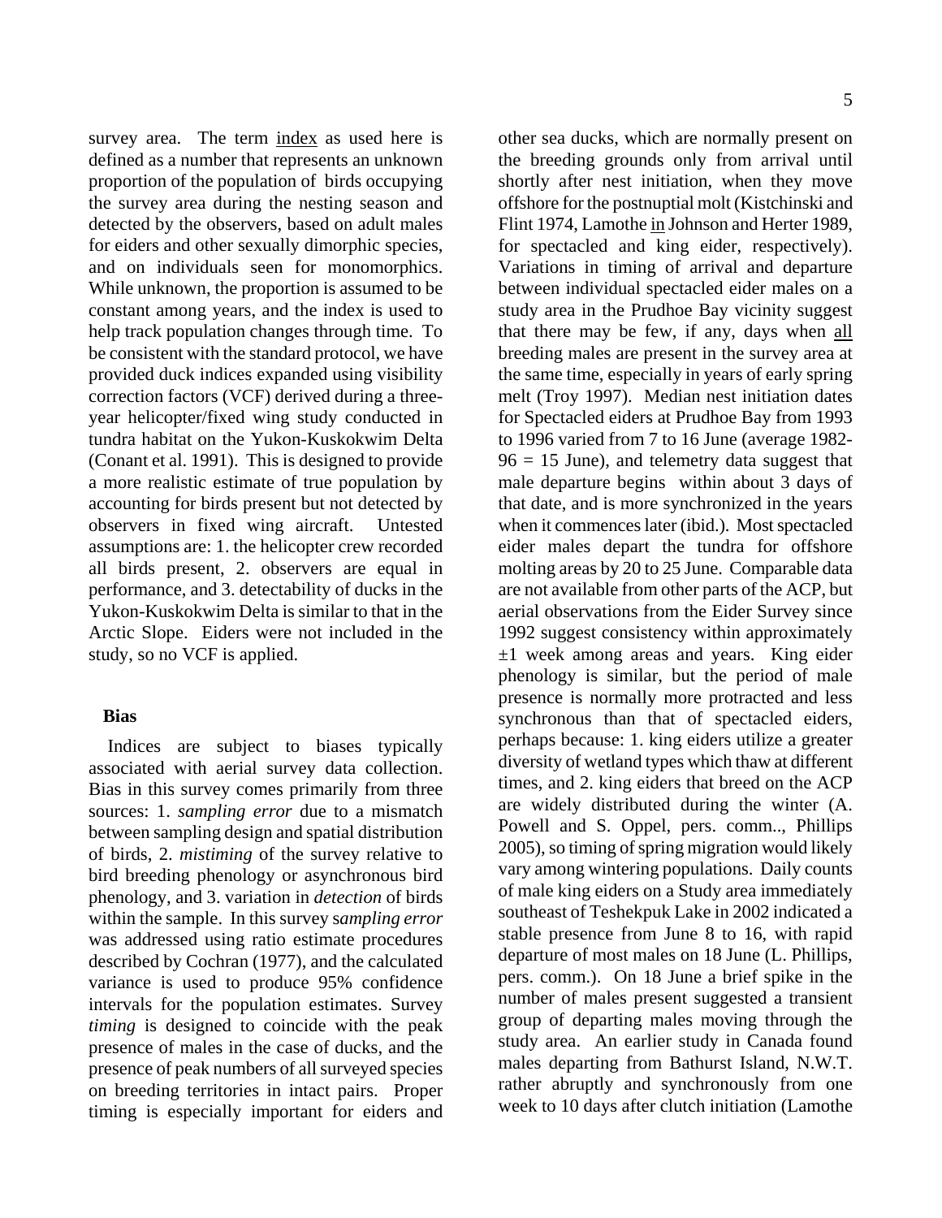survey area. The term index as used here is defined as a number that represents an unknown proportion of the population of birds occupying the survey area during the nesting season and detected by the observers, based on adult males for eiders and other sexually dimorphic species, and on individuals seen for monomorphics. While unknown, the proportion is assumed to be constant among years, and the index is used to help track population changes through time. To be consistent with the standard protocol, we have provided duck indices expanded using visibility correction factors (VCF) derived during a three-year helicopter/fixed wing study conducted in tundra habitat on the Yukon-Kuskokwim Delta (Conant et al. 1991). This is designed to provide a more realistic estimate of true population by accounting for birds present but not detected by observers in fixed wing aircraft. Untested assumptions are: 1. the helicopter crew recorded all birds present, 2. observers are equal in performance, and 3. detectability of ducks in the Yukon-Kuskokwim Delta is similar to that in the Arctic Slope. Eiders were not included in the study, so no VCF is applied.

**Bias**

Indices are subject to biases typically associated with aerial survey data collection. Bias in this survey comes primarily from three sources: 1. *sampling error* due to a mismatch between sampling design and spatial distribution of birds, 2. *mistiming* of the survey relative to bird breeding phenology or asynchronous bird phenology, and 3. variation in *detection* of birds within the sample. In this survey s*ampling error* was addressed using ratio estimate procedures described by Cochran (1977), and the calculated variance is used to produce 95% confidence intervals for the population estimates. Survey *timing* is designed to coincide with the peak presence of males in the case of ducks, and the presence of peak numbers of all surveyed species on breeding territories in intact pairs. Proper timing is especially important for eiders and other sea ducks, which are normally present on the breeding grounds only from arrival until shortly after nest initiation, when they move offshore for the postnuptial molt (Kistchinski and Flint 1974, Lamothe in Johnson and Herter 1989, for spectacled and king eider, respectively). Variations in timing of arrival and departure between individual spectacled eider males on a study area in the Prudhoe Bay vicinity suggest that there may be few, if any, days when all breeding males are present in the survey area at the same time, especially in years of early spring melt (Troy 1997). Median nest initiation dates for Spectacled eiders at Prudhoe Bay from 1993 to 1996 varied from 7 to 16 June (average 1982-96 = 15 June), and telemetry data suggest that male departure begins within about 3 days of that date, and is more synchronized in the years when it commences later (ibid.). Most spectacled eider males depart the tundra for offshore molting areas by 20 to 25 June. Comparable data are not available from other parts of the ACP, but aerial observations from the Eider Survey since 1992 suggest consistency within approximately ±1 week among areas and years. King eider phenology is similar, but the period of male presence is normally more protracted and less synchronous than that of spectacled eiders, perhaps because: 1. king eiders utilize a greater diversity of wetland types which thaw at different times, and 2. king eiders that breed on the ACP are widely distributed during the winter (A. Powell and S. Oppel, pers. comm.., Phillips 2005), so timing of spring migration would likely vary among wintering populations. Daily counts of male king eiders on a Study area immediately southeast of Teshekpuk Lake in 2002 indicated a stable presence from June 8 to 16, with rapid departure of most males on 18 June (L. Phillips, pers. comm.). On 18 June a brief spike in the number of males present suggested a transient group of departing males moving through the study area. An earlier study in Canada found males departing from Bathurst Island, N.W.T. rather abruptly and synchronously from one week to 10 days after clutch initiation (Lamothe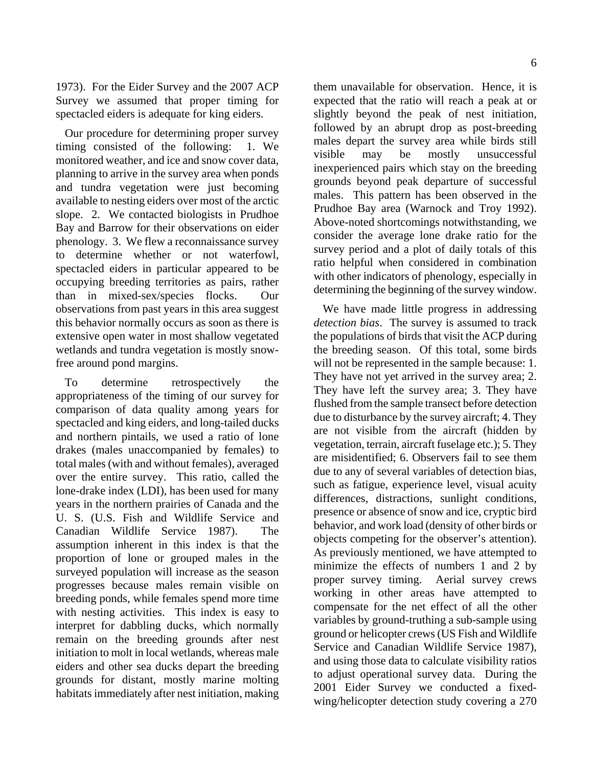1973). For the Eider Survey and the 2007 ACP Survey we assumed that proper timing for spectacled eiders is adequate for king eiders.

Our procedure for determining proper survey timing consisted of the following: 1. We monitored weather, and ice and snow cover data, planning to arrive in the survey area when ponds and tundra vegetation were just becoming available to nesting eiders over most of the arctic slope. 2. We contacted biologists in Prudhoe Bay and Barrow for their observations on eider phenology. 3. We flew a reconnaissance survey to determine whether or not waterfowl, spectacled eiders in particular appeared to be occupying breeding territories as pairs, rather than in mixed-sex/species flocks. Our observations from past years in this area suggest this behavior normally occurs as soon as there is extensive open water in most shallow vegetated wetlands and tundra vegetation is mostly snow-free around pond margins.

To determine retrospectively the appropriateness of the timing of our survey for comparison of data quality among years for spectacled and king eiders, and long-tailed ducks and northern pintails, we used a ratio of lone drakes (males unaccompanied by females) to total males (with and without females), averaged over the entire survey. This ratio, called the lone-drake index (LDI), has been used for many years in the northern prairies of Canada and the U. S. (U.S. Fish and Wildlife Service and Canadian Wildlife Service 1987). The assumption inherent in this index is that the proportion of lone or grouped males in the surveyed population will increase as the season progresses because males remain visible on breeding ponds, while females spend more time with nesting activities. This index is easy to interpret for dabbling ducks, which normally remain on the breeding grounds after nest initiation to molt in local wetlands, whereas male eiders and other sea ducks depart the breeding grounds for distant, mostly marine molting habitats immediately after nest initiation, making them unavailable for observation. Hence, it is expected that the ratio will reach a peak at or slightly beyond the peak of nest initiation, followed by an abrupt drop as post-breeding males depart the survey area while birds still visible may be mostly unsuccessful inexperienced pairs which stay on the breeding grounds beyond peak departure of successful males. This pattern has been observed in the Prudhoe Bay area (Warnock and Troy 1992). Above-noted shortcomings notwithstanding, we consider the average lone drake ratio for the survey period and a plot of daily totals of this ratio helpful when considered in combination with other indicators of phenology, especially in determining the beginning of the survey window.

We have made little progress in addressing *detection bias*. The survey is assumed to track the populations of birds that visit the ACP during the breeding season. Of this total, some birds will not be represented in the sample because: 1. They have not yet arrived in the survey area; 2. They have left the survey area; 3. They have flushed from the sample transect before detection due to disturbance by the survey aircraft; 4. They are not visible from the aircraft (hidden by vegetation, terrain, aircraft fuselage etc.); 5. They are misidentified; 6. Observers fail to see them due to any of several variables of detection bias, such as fatigue, experience level, visual acuity differences, distractions, sunlight conditions, presence or absence of snow and ice, cryptic bird behavior, and work load (density of other birds or objects competing for the observer's attention). As previously mentioned, we have attempted to minimize the effects of numbers 1 and 2 by proper survey timing. Aerial survey crews working in other areas have attempted to compensate for the net effect of all the other variables by ground-truthing a sub-sample using ground or helicopter crews (US Fish and Wildlife Service and Canadian Wildlife Service 1987), and using those data to calculate visibility ratios to adjust operational survey data. During the 2001 Eider Survey we conducted a fixed-wing/helicopter detection study covering a 270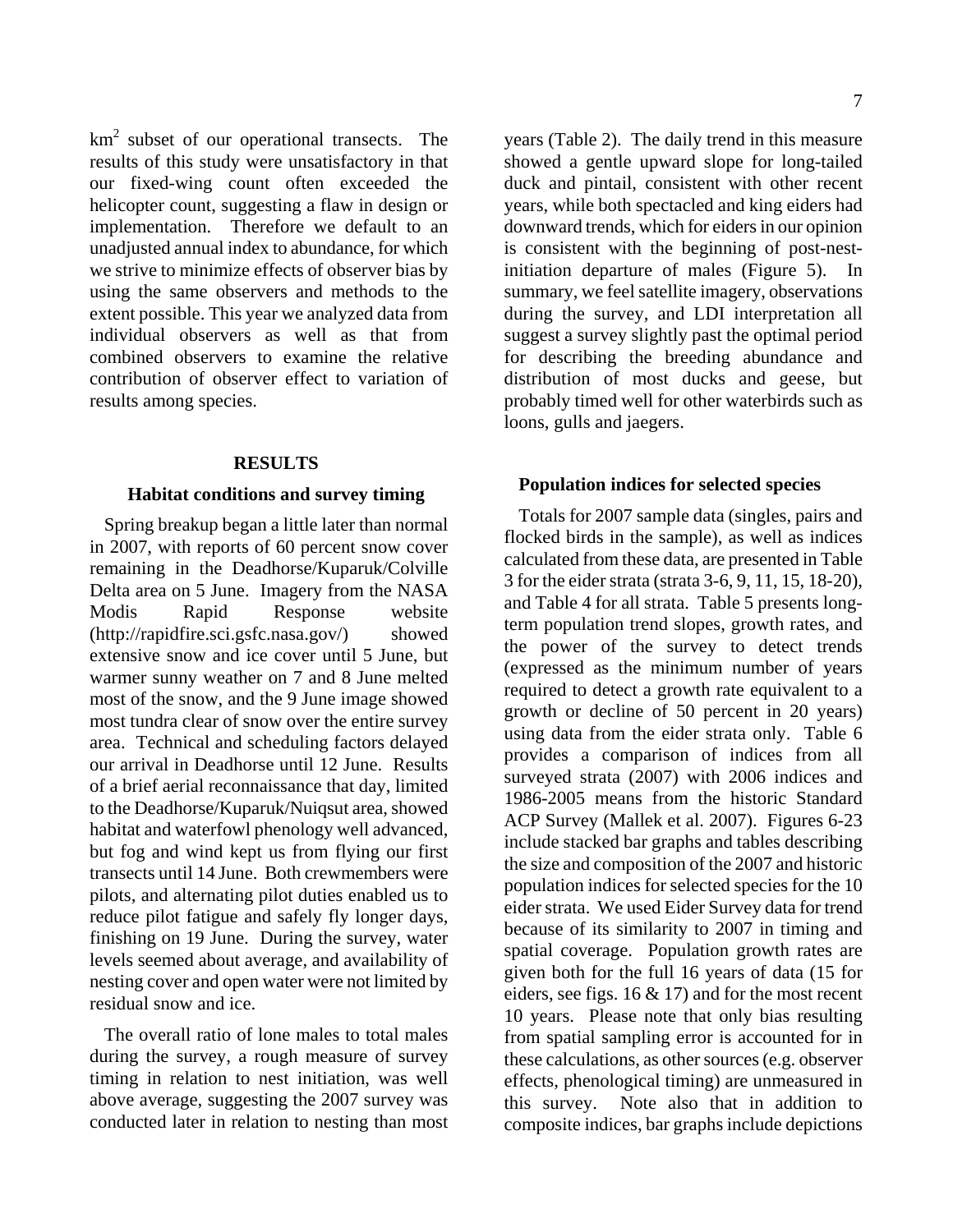$km^2$ subset of our operational transects. The results of this study were unsatisfactory in that our fixed-wing count often exceeded the helicopter count, suggesting a flaw in design or implementation. Therefore we default to an unadjusted annual index to abundance, for which we strive to minimize effects of observer bias by using the same observers and methods to the extent possible. This year we analyzed data from individual observers as well as that from combined observers to examine the relative contribution of observer effect to variation of results among species.

## RESULTS

### Habitat conditions and survey timing

Spring breakup began a little later than normal in 2007, with reports of 60 percent snow cover remaining in the Deadhorse/Kuparuk/Colville Delta area on 5 June. Imagery from the NASA Modis Rapid Response website (http://rapidfire.sci.gsfc.nasa.gov/) showed extensive snow and ice cover until 5 June, but warmer sunny weather on 7 and 8 June melted most of the snow, and the 9 June image showed most tundra clear of snow over the entire survey area. Technical and scheduling factors delayed our arrival in Deadhorse until 12 June. Results of a brief aerial reconnaissance that day, limited to the Deadhorse/Kuparuk/Nuiqsut area, showed habitat and waterfowl phenology well advanced, but fog and wind kept us from flying our first transects until 14 June. Both crewmembers were pilots, and alternating pilot duties enabled us to reduce pilot fatigue and safely fly longer days, finishing on 19 June. During the survey, water levels seemed about average, and availability of nesting cover and open water were not limited by residual snow and ice.

The overall ratio of lone males to total males during the survey, a rough measure of survey timing in relation to nest initiation, was well above average, suggesting the 2007 survey was conducted later in relation to nesting than most years (Table 2). The daily trend in this measure showed a gentle upward slope for long-tailed duck and pintail, consistent with other recent years, while both spectacled and king eiders had downward trends, which for eiders in our opinion is consistent with the beginning of post-nest-initiation departure of males (Figure 5). In summary, we feel satellite imagery, observations during the survey, and LDI interpretation all suggest a survey slightly past the optimal period for describing the breeding abundance and distribution of most ducks and geese, but probably timed well for other waterbirds such as loons, gulls and jaegers.

### Population indices for selected species

Totals for 2007 sample data (singles, pairs and flocked birds in the sample), as well as indices calculated from these data, are presented in Table 3 for the eider strata (strata 3-6, 9, 11, 15, 18-20), and Table 4 for all strata. Table 5 presents long-term population trend slopes, growth rates, and the power of the survey to detect trends (expressed as the minimum number of years required to detect a growth rate equivalent to a growth or decline of 50 percent in 20 years) using data from the eider strata only. Table 6 provides a comparison of indices from all surveyed strata (2007) with 2006 indices and 1986-2005 means from the historic Standard ACP Survey (Mallek et al. 2007). Figures 6-23 include stacked bar graphs and tables describing the size and composition of the 2007 and historic population indices for selected species for the 10 eider strata. We used Eider Survey data for trend because of its similarity to 2007 in timing and spatial coverage. Population growth rates are given both for the full 16 years of data (15 for eiders, see figs. 16 & 17) and for the most recent 10 years. Please note that only bias resulting from spatial sampling error is accounted for in these calculations, as other sources (e.g. observer effects, phenological timing) are unmeasured in this survey. Note also that in addition to composite indices, bar graphs include depictions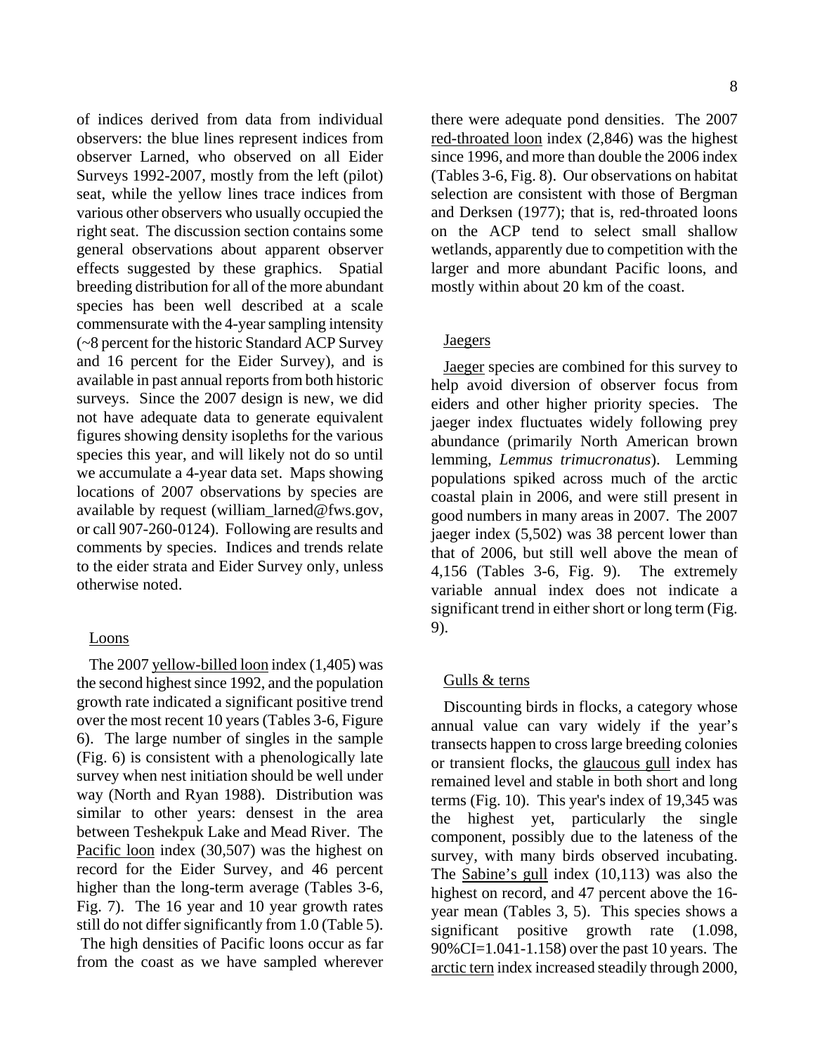of indices derived from data from individual observers: the blue lines represent indices from observer Larned, who observed on all Eider Surveys 1992-2007, mostly from the left (pilot) seat, while the yellow lines trace indices from various other observers who usually occupied the right seat. The discussion section contains some general observations about apparent observer effects suggested by these graphics. Spatial breeding distribution for all of the more abundant species has been well described at a scale commensurate with the 4-year sampling intensity (~8 percent for the historic Standard ACP Survey and 16 percent for the Eider Survey), and is available in past annual reports from both historic surveys. Since the 2007 design is new, we did not have adequate data to generate equivalent figures showing density isopleths for the various species this year, and will likely not do so until we accumulate a 4-year data set. Maps showing locations of 2007 observations by species are available by request (william_larned@fws.gov, or call 907-260-0124). Following are results and comments by species. Indices and trends relate to the eider strata and Eider Survey only, unless otherwise noted.

### Loons

The 2007 yellow-billed loon index (1,405) was the second highest since 1992, and the population growth rate indicated a significant positive trend over the most recent 10 years (Tables 3-6, Figure 6). The large number of singles in the sample (Fig. 6) is consistent with a phenologically late survey when nest initiation should be well under way (North and Ryan 1988). Distribution was similar to other years: densest in the area between Teshekpuk Lake and Mead River. The Pacific loon index (30,507) was the highest on record for the Eider Survey, and 46 percent higher than the long-term average (Tables 3-6, Fig. 7). The 16 year and 10 year growth rates still do not differ significantly from 1.0 (Table 5). The high densities of Pacific loons occur as far from the coast as we have sampled wherever there were adequate pond densities. The 2007 red-throated loon index (2,846) was the highest since 1996, and more than double the 2006 index (Tables 3-6, Fig. 8). Our observations on habitat selection are consistent with those of Bergman and Derksen (1977); that is, red-throated loons on the ACP tend to select small shallow wetlands, apparently due to competition with the larger and more abundant Pacific loons, and mostly within about 20 km of the coast.

### Jaegers

Jaeger species are combined for this survey to help avoid diversion of observer focus from eiders and other higher priority species. The jaeger index fluctuates widely following prey abundance (primarily North American brown lemming, *Lemmus trimucronatus*). Lemming populations spiked across much of the arctic coastal plain in 2006, and were still present in good numbers in many areas in 2007. The 2007 jaeger index (5,502) was 38 percent lower than that of 2006, but still well above the mean of 4,156 (Tables 3-6, Fig. 9). The extremely variable annual index does not indicate a significant trend in either short or long term (Fig. 9).

### Gulls & terns

Discounting birds in flocks, a category whose annual value can vary widely if the year's transects happen to cross large breeding colonies or transient flocks, the glaucous gull index has remained level and stable in both short and long terms (Fig. 10). This year's index of 19,345 was the highest yet, particularly the single component, possibly due to the lateness of the survey, with many birds observed incubating. The Sabine's gull index (10,113) was also the highest on record, and 47 percent above the 16-year mean (Tables 3, 5). This species shows a significant positive growth rate (1.098, 90%CI=1.041-1.158) over the past 10 years. The arctic tern index increased steadily through 2000,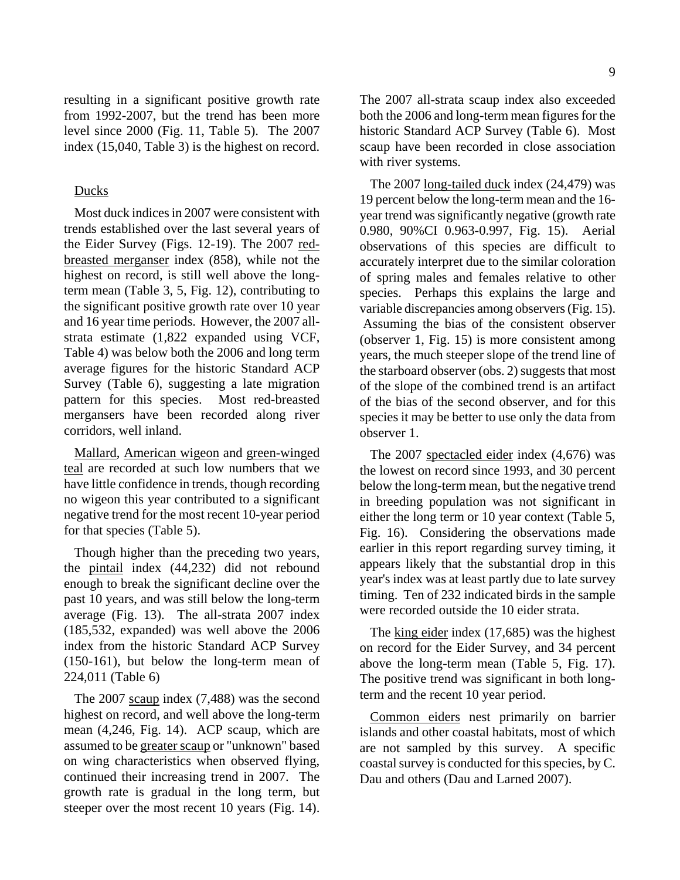resulting in a significant positive growth rate from 1992-2007, but the trend has been more level since 2000 (Fig. 11, Table 5). The 2007 index (15,040, Table 3) is the highest on record.

## Ducks

Most duck indices in 2007 were consistent with trends established over the last several years of the Eider Survey (Figs. 12-19). The 2007 red-breasted merganser index (858), while not the highest on record, is still well above the long-term mean (Table 3, 5, Fig. 12), contributing to the significant positive growth rate over 10 year and 16 year time periods. However, the 2007 all-strata estimate (1,822 expanded using VCF, Table 4) was below both the 2006 and long term average figures for the historic Standard ACP Survey (Table 6), suggesting a late migration pattern for this species. Most red-breasted mergansers have been recorded along river corridors, well inland.

Mallard, American wigeon and green-winged teal are recorded at such low numbers that we have little confidence in trends, though recording no wigeon this year contributed to a significant negative trend for the most recent 10-year period for that species (Table 5).

Though higher than the preceding two years, the pintail index (44,232) did not rebound enough to break the significant decline over the past 10 years, and was still below the long-term average (Fig. 13). The all-strata 2007 index (185,532, expanded) was well above the 2006 index from the historic Standard ACP Survey (150-161), but below the long-term mean of 224,011 (Table 6)

The 2007 scaup index (7,488) was the second highest on record, and well above the long-term mean (4,246, Fig. 14). ACP scaup, which are assumed to be greater scaup or "unknown" based on wing characteristics when observed flying, continued their increasing trend in 2007. The growth rate is gradual in the long term, but steeper over the most recent 10 years (Fig. 14). The 2007 all-strata scaup index also exceeded both the 2006 and long-term mean figures for the historic Standard ACP Survey (Table 6). Most scaup have been recorded in close association with river systems.

The 2007 long-tailed duck index (24,479) was 19 percent below the long-term mean and the 16-year trend was significantly negative (growth rate 0.980, 90%CI 0.963-0.997, Fig. 15). Aerial observations of this species are difficult to accurately interpret due to the similar coloration of spring males and females relative to other species. Perhaps this explains the large and variable discrepancies among observers (Fig. 15). Assuming the bias of the consistent observer (observer 1, Fig. 15) is more consistent among years, the much steeper slope of the trend line of the starboard observer (obs. 2) suggests that most of the slope of the combined trend is an artifact of the bias of the second observer, and for this species it may be better to use only the data from observer 1.

The 2007 spectacled eider index (4,676) was the lowest on record since 1993, and 30 percent below the long-term mean, but the negative trend in breeding population was not significant in either the long term or 10 year context (Table 5, Fig. 16). Considering the observations made earlier in this report regarding survey timing, it appears likely that the substantial drop in this year's index was at least partly due to late survey timing. Ten of 232 indicated birds in the sample were recorded outside the 10 eider strata.

The king eider index (17,685) was the highest on record for the Eider Survey, and 34 percent above the long-term mean (Table 5, Fig. 17). The positive trend was significant in both long-term and the recent 10 year period.

Common eiders nest primarily on barrier islands and other coastal habitats, most of which are not sampled by this survey. A specific coastal survey is conducted for this species, by C. Dau and others (Dau and Larned 2007).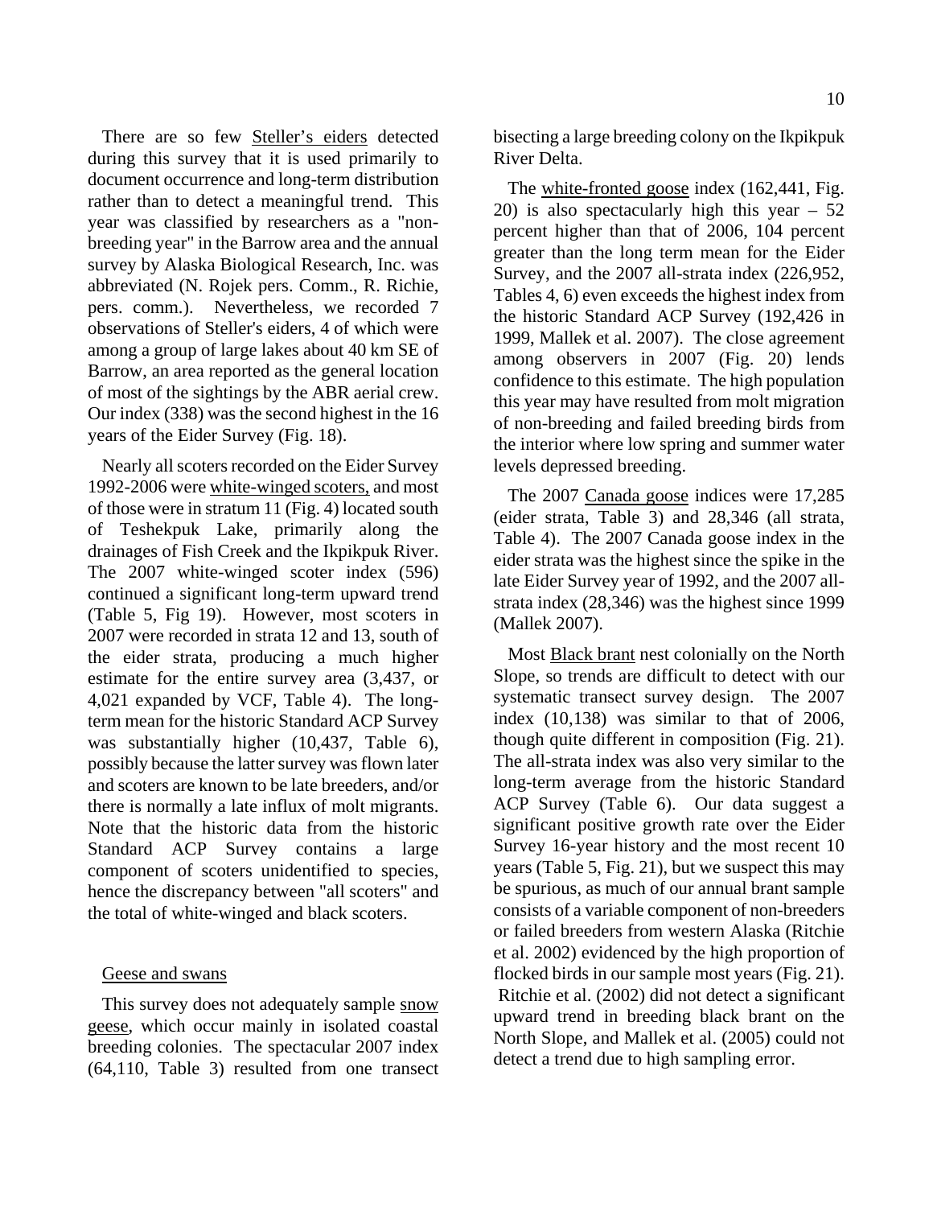There are so few Steller's eiders detected during this survey that it is used primarily to document occurrence and long-term distribution rather than to detect a meaningful trend. This year was classified by researchers as a "non-breeding year" in the Barrow area and the annual survey by Alaska Biological Research, Inc. was abbreviated (N. Rojek pers. Comm., R. Richie, pers. comm.). Nevertheless, we recorded 7 observations of Steller's eiders, 4 of which were among a group of large lakes about 40 km SE of Barrow, an area reported as the general location of most of the sightings by the ABR aerial crew. Our index (338) was the second highest in the 16 years of the Eider Survey (Fig. 18).

Nearly all scoters recorded on the Eider Survey 1992-2006 were white-winged scoters, and most of those were in stratum 11 (Fig. 4) located south of Teshekpuk Lake, primarily along the drainages of Fish Creek and the Ikpikpuk River. The 2007 white-winged scoter index (596) continued a significant long-term upward trend (Table 5, Fig 19). However, most scoters in 2007 were recorded in strata 12 and 13, south of the eider strata, producing a much higher estimate for the entire survey area (3,437, or 4,021 expanded by VCF, Table 4). The long-term mean for the historic Standard ACP Survey was substantially higher (10,437, Table 6), possibly because the latter survey was flown later and scoters are known to be late breeders, and/or there is normally a late influx of molt migrants. Note that the historic data from the historic Standard ACP Survey contains a large component of scoters unidentified to species, hence the discrepancy between "all scoters" and the total of white-winged and black scoters.

## Geese and swans

This survey does not adequately sample snow geese, which occur mainly in isolated coastal breeding colonies. The spectacular 2007 index (64,110, Table 3) resulted from one transect bisecting a large breeding colony on the Ikpikpuk River Delta.

The white-fronted goose index (162,441, Fig. 20) is also spectacularly high this year – 52 percent higher than that of 2006, 104 percent greater than the long term mean for the Eider Survey, and the 2007 all-strata index (226,952, Tables 4, 6) even exceeds the highest index from the historic Standard ACP Survey (192,426 in 1999, Mallek et al. 2007). The close agreement among observers in 2007 (Fig. 20) lends confidence to this estimate. The high population this year may have resulted from molt migration of non-breeding and failed breeding birds from the interior where low spring and summer water levels depressed breeding.

The 2007 Canada goose indices were 17,285 (eider strata, Table 3) and 28,346 (all strata, Table 4). The 2007 Canada goose index in the eider strata was the highest since the spike in the late Eider Survey year of 1992, and the 2007 all-strata index (28,346) was the highest since 1999 (Mallek 2007).

Most Black brant nest colonially on the North Slope, so trends are difficult to detect with our systematic transect survey design. The 2007 index (10,138) was similar to that of 2006, though quite different in composition (Fig. 21). The all-strata index was also very similar to the long-term average from the historic Standard ACP Survey (Table 6). Our data suggest a significant positive growth rate over the Eider Survey 16-year history and the most recent 10 years (Table 5, Fig. 21), but we suspect this may be spurious, as much of our annual brant sample consists of a variable component of non-breeders or failed breeders from western Alaska (Ritchie et al. 2002) evidenced by the high proportion of flocked birds in our sample most years (Fig. 21). Ritchie et al. (2002) did not detect a significant upward trend in breeding black brant on the North Slope, and Mallek et al. (2005) could not detect a trend due to high sampling error.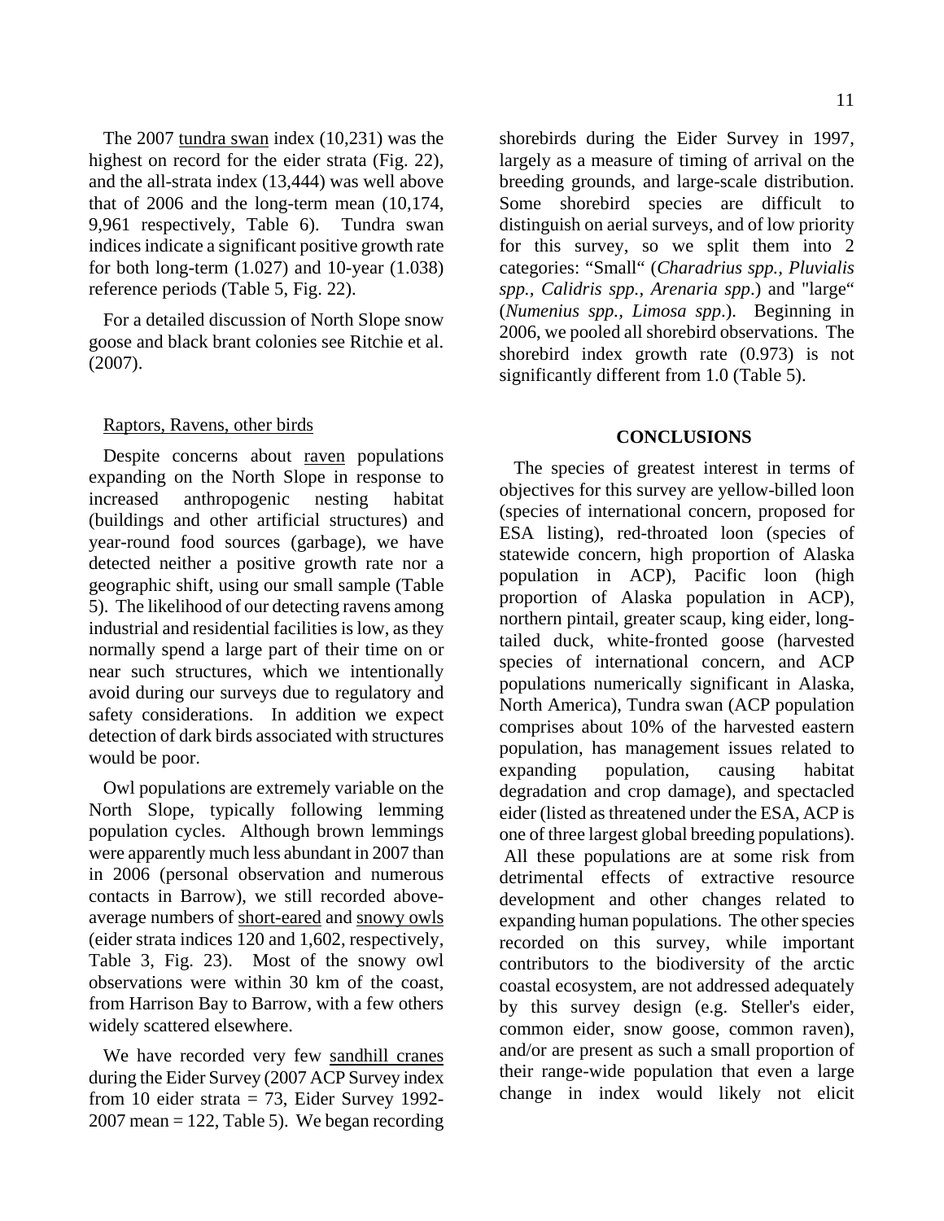The 2007 tundra swan index (10,231) was the highest on record for the eider strata (Fig. 22), and the all-strata index (13,444) was well above that of 2006 and the long-term mean (10,174, 9,961 respectively, Table 6). Tundra swan indices indicate a significant positive growth rate for both long-term (1.027) and 10-year (1.038) reference periods (Table 5, Fig. 22).

For a detailed discussion of North Slope snow goose and black brant colonies see Ritchie et al. (2007).

### Raptors, Ravens, other birds

Despite concerns about raven populations expanding on the North Slope in response to increased anthropogenic nesting habitat (buildings and other artificial structures) and year-round food sources (garbage), we have detected neither a positive growth rate nor a geographic shift, using our small sample (Table 5). The likelihood of our detecting ravens among industrial and residential facilities is low, as they normally spend a large part of their time on or near such structures, which we intentionally avoid during our surveys due to regulatory and safety considerations. In addition we expect detection of dark birds associated with structures would be poor.

Owl populations are extremely variable on the North Slope, typically following lemming population cycles. Although brown lemmings were apparently much less abundant in 2007 than in 2006 (personal observation and numerous contacts in Barrow), we still recorded above-average numbers of short-eared and snowy owls (eider strata indices 120 and 1,602, respectively, Table 3, Fig. 23). Most of the snowy owl observations were within 30 km of the coast, from Harrison Bay to Barrow, with a few others widely scattered elsewhere.

We have recorded very few sandhill cranes during the Eider Survey (2007 ACP Survey index from 10 eider strata = 73, Eider Survey 1992-2007 mean = 122, Table 5). We began recording shorebirds during the Eider Survey in 1997, largely as a measure of timing of arrival on the breeding grounds, and large-scale distribution. Some shorebird species are difficult to distinguish on aerial surveys, and of low priority for this survey, so we split them into 2 categories: "Small" (*Charadrius spp., Pluvialis spp., Calidris spp., Arenaria spp*.) and "large" (*Numenius spp., Limosa spp*.). Beginning in 2006, we pooled all shorebird observations. The shorebird index growth rate (0.973) is not significantly different from 1.0 (Table 5).

## CONCLUSIONS

The species of greatest interest in terms of objectives for this survey are yellow-billed loon (species of international concern, proposed for ESA listing), red-throated loon (species of statewide concern, high proportion of Alaska population in ACP), Pacific loon (high proportion of Alaska population in ACP), northern pintail, greater scaup, king eider, long-tailed duck, white-fronted goose (harvested species of international concern, and ACP populations numerically significant in Alaska, North America), Tundra swan (ACP population comprises about 10% of the harvested eastern population, has management issues related to expanding population, causing habitat degradation and crop damage), and spectacled eider (listed as threatened under the ESA, ACP is one of three largest global breeding populations). All these populations are at some risk from detrimental effects of extractive resource development and other changes related to expanding human populations. The other species recorded on this survey, while important contributors to the biodiversity of the arctic coastal ecosystem, are not addressed adequately by this survey design (e.g. Steller's eider, common eider, snow goose, common raven), and/or are present as such a small proportion of their range-wide population that even a large change in index would likely not elicit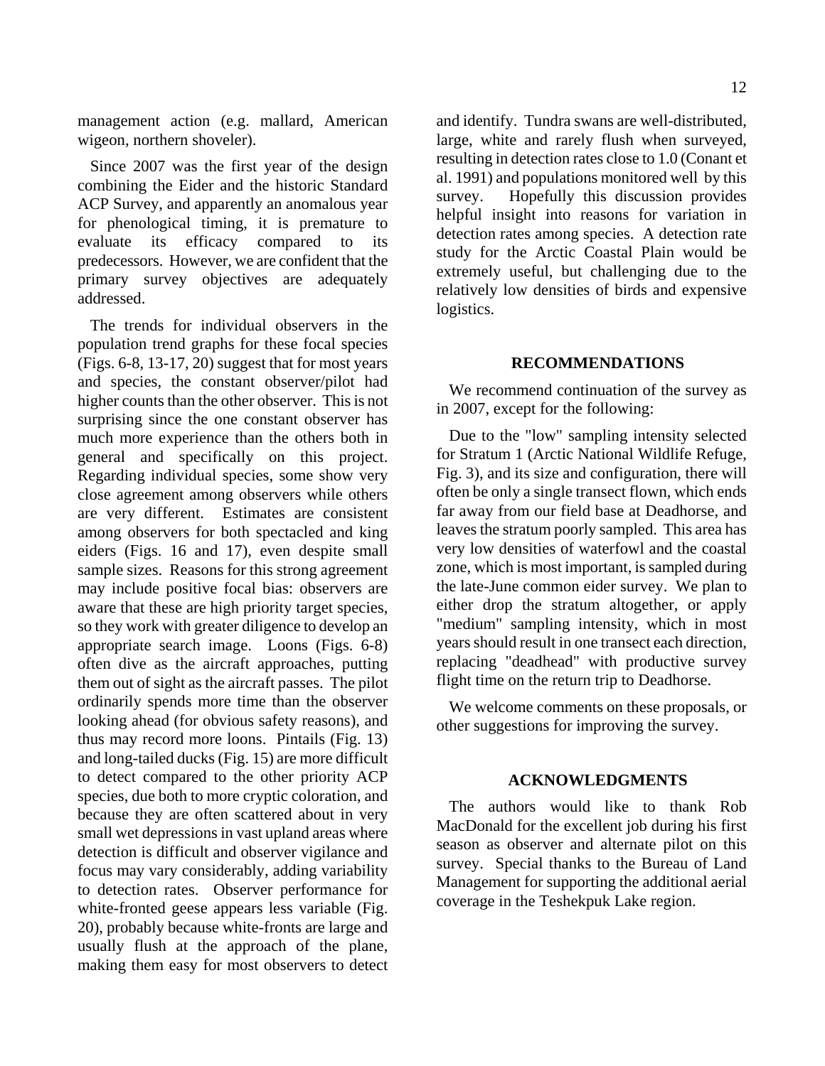management action (e.g. mallard, American wigeon, northern shoveler).

Since 2007 was the first year of the design combining the Eider and the historic Standard ACP Survey, and apparently an anomalous year for phenological timing, it is premature to evaluate its efficacy compared to its predecessors. However, we are confident that the primary survey objectives are adequately addressed.

The trends for individual observers in the population trend graphs for these focal species (Figs. 6-8, 13-17, 20) suggest that for most years and species, the constant observer/pilot had higher counts than the other observer. This is not surprising since the one constant observer has much more experience than the others both in general and specifically on this project. Regarding individual species, some show very close agreement among observers while others are very different. Estimates are consistent among observers for both spectacled and king eiders (Figs. 16 and 17), even despite small sample sizes. Reasons for this strong agreement may include positive focal bias: observers are aware that these are high priority target species, so they work with greater diligence to develop an appropriate search image. Loons (Figs. 6-8) often dive as the aircraft approaches, putting them out of sight as the aircraft passes. The pilot ordinarily spends more time than the observer looking ahead (for obvious safety reasons), and thus may record more loons. Pintails (Fig. 13) and long-tailed ducks (Fig. 15) are more difficult to detect compared to the other priority ACP species, due both to more cryptic coloration, and because they are often scattered about in very small wet depressions in vast upland areas where detection is difficult and observer vigilance and focus may vary considerably, adding variability to detection rates. Observer performance for white-fronted geese appears less variable (Fig. 20), probably because white-fronts are large and usually flush at the approach of the plane, making them easy for most observers to detect and identify. Tundra swans are well-distributed, large, white and rarely flush when surveyed, resulting in detection rates close to 1.0 (Conant et al. 1991) and populations monitored well by this survey. Hopefully this discussion provides helpful insight into reasons for variation in detection rates among species. A detection rate study for the Arctic Coastal Plain would be extremely useful, but challenging due to the relatively low densities of birds and expensive logistics.

## RECOMMENDATIONS

We recommend continuation of the survey as in 2007, except for the following:

Due to the "low" sampling intensity selected for Stratum 1 (Arctic National Wildlife Refuge, Fig. 3), and its size and configuration, there will often be only a single transect flown, which ends far away from our field base at Deadhorse, and leaves the stratum poorly sampled. This area has very low densities of waterfowl and the coastal zone, which is most important, is sampled during the late-June common eider survey. We plan to either drop the stratum altogether, or apply "medium" sampling intensity, which in most years should result in one transect each direction, replacing "deadhead" with productive survey flight time on the return trip to Deadhorse.

We welcome comments on these proposals, or other suggestions for improving the survey.

## ACKNOWLEDGMENTS

The authors would like to thank Rob MacDonald for the excellent job during his first season as observer and alternate pilot on this survey. Special thanks to the Bureau of Land Management for supporting the additional aerial coverage in the Teshekpuk Lake region.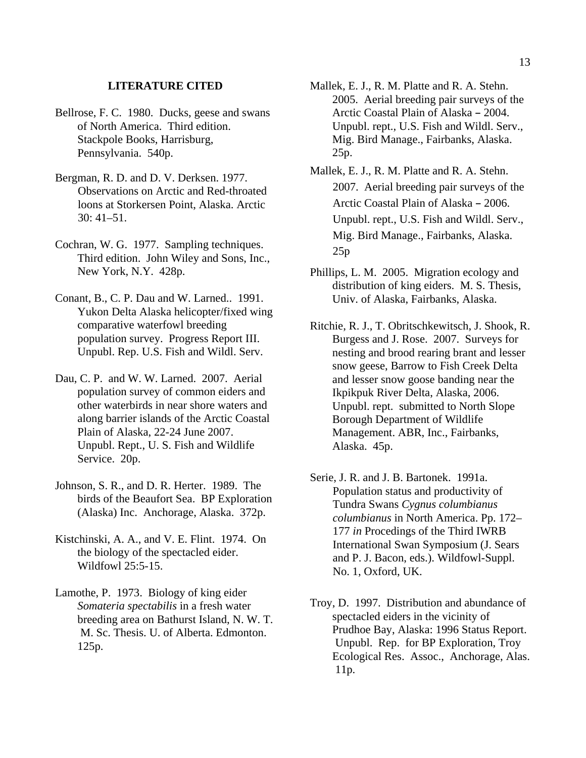## LITERATURE CITED

Bellrose, F. C. 1980. Ducks, geese and swans of North America. Third edition. Stackpole Books, Harrisburg, Pennsylvania. 540p.

Bergman, R. D. and D. V. Derksen. 1977. Observations on Arctic and Red-throated loons at Storkersen Point, Alaska. Arctic 30: 41–51.

Cochran, W. G. 1977. Sampling techniques. Third edition. John Wiley and Sons, Inc., New York, N.Y. 428p.

Conant, B., C. P. Dau and W. Larned.. 1991. Yukon Delta Alaska helicopter/fixed wing comparative waterfowl breeding population survey. Progress Report III. Unpubl. Rep. U.S. Fish and Wildl. Serv.

Dau, C. P. and W. W. Larned. 2007. Aerial population survey of common eiders and other waterbirds in near shore waters and along barrier islands of the Arctic Coastal Plain of Alaska, 22-24 June 2007. Unpubl. Rept., U. S. Fish and Wildlife Service. 20p.

Johnson, S. R., and D. R. Herter. 1989. The birds of the Beaufort Sea. BP Exploration (Alaska) Inc. Anchorage, Alaska. 372p.

Kistchinski, A. A., and V. E. Flint. 1974. On the biology of the spectacled eider. Wildfowl 25:5-15.

Lamothe, P. 1973. Biology of king eider *Somateria spectabilis* in a fresh water breeding area on Bathurst Island, N. W. T. M. Sc. Thesis. U. of Alberta. Edmonton. 125p.

Mallek, E. J., R. M. Platte and R. A. Stehn. 2005. Aerial breeding pair surveys of the Arctic Coastal Plain of Alaska – 2004. Unpubl. rept., U.S. Fish and Wildl. Serv., Mig. Bird Manage., Fairbanks, Alaska. 25p.

Mallek, E. J., R. M. Platte and R. A. Stehn. 2007. Aerial breeding pair surveys of the Arctic Coastal Plain of Alaska – 2006. Unpubl. rept., U.S. Fish and Wildl. Serv., Mig. Bird Manage., Fairbanks, Alaska. 25p

Phillips, L. M. 2005. Migration ecology and distribution of king eiders. M. S. Thesis, Univ. of Alaska, Fairbanks, Alaska.

Ritchie, R. J., T. Obritschkewitsch, J. Shook, R. Burgess and J. Rose. 2007. Surveys for nesting and brood rearing brant and lesser snow geese, Barrow to Fish Creek Delta and lesser snow goose banding near the Ikpikpuk River Delta, Alaska, 2006. Unpubl. rept. submitted to North Slope Borough Department of Wildlife Management. ABR, Inc., Fairbanks, Alaska. 45p.

Serie, J. R. and J. B. Bartonek. 1991a. Population status and productivity of Tundra Swans *Cygnus columbianus columbianus* in North America. Pp. 172–177 *in* Procedings of the Third IWRB International Swan Symposium (J. Sears and P. J. Bacon, eds.). Wildfowl-Suppl. No. 1, Oxford, UK.

Troy, D. 1997. Distribution and abundance of spectacled eiders in the vicinity of Prudhoe Bay, Alaska: 1996 Status Report. Unpubl. Rep. for BP Exploration, Troy Ecological Res. Assoc., Anchorage, Alas. 11p.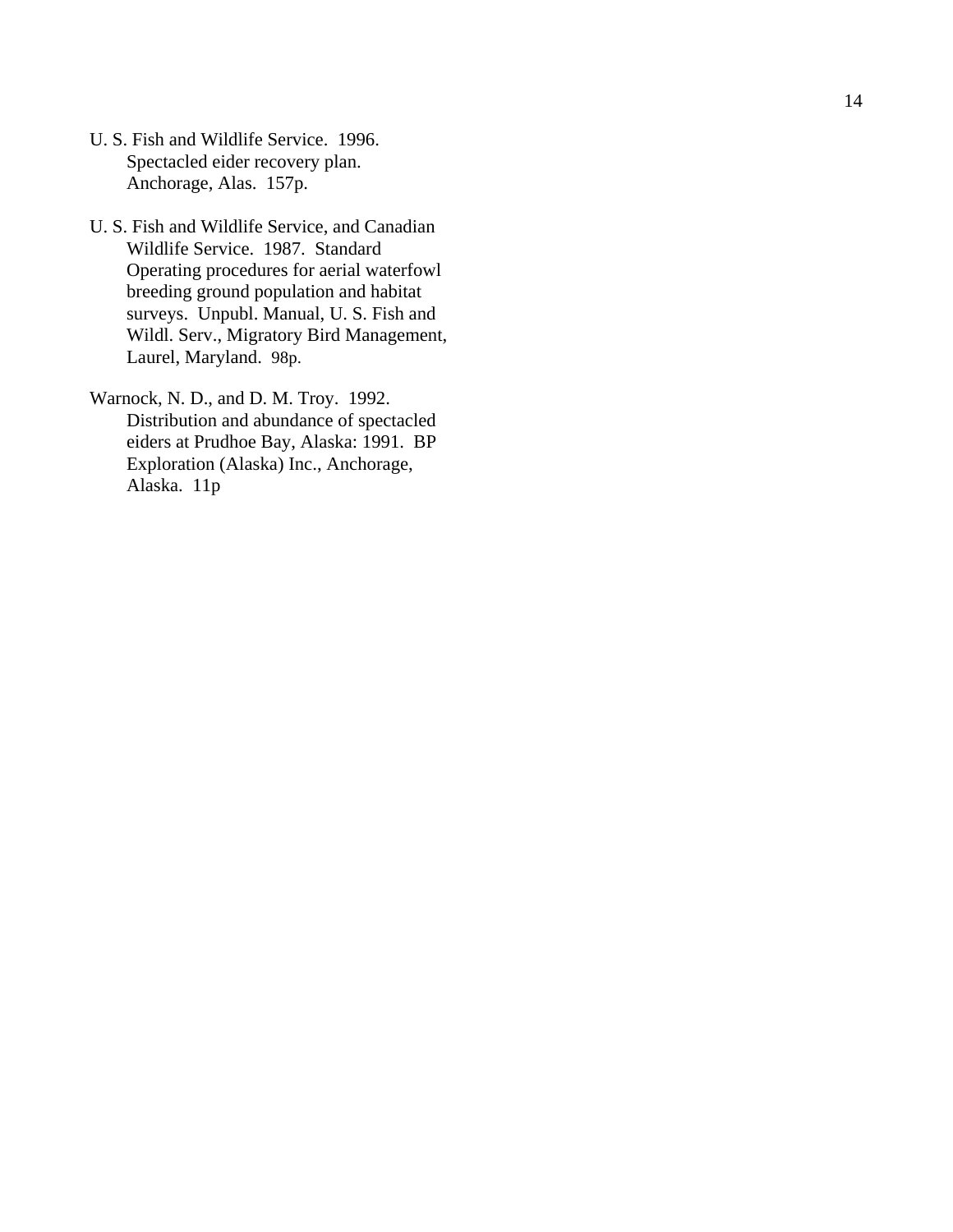U. S. Fish and Wildlife Service. 1996. Spectacled eider recovery plan. Anchorage, Alas. 157p.

U. S. Fish and Wildlife Service, and Canadian Wildlife Service. 1987. Standard Operating procedures for aerial waterfowl breeding ground population and habitat surveys. Unpubl. Manual, U. S. Fish and Wildl. Serv., Migratory Bird Management, Laurel, Maryland. 98p.

Warnock, N. D., and D. M. Troy. 1992. Distribution and abundance of spectacled eiders at Prudhoe Bay, Alaska: 1991. BP Exploration (Alaska) Inc., Anchorage, Alaska. 11p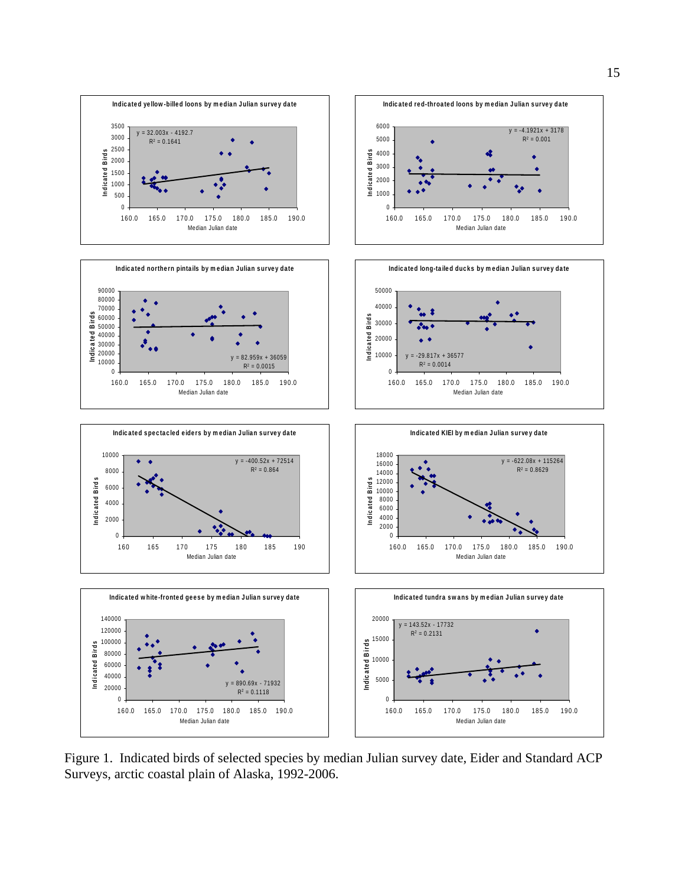Figure 1. Indicated birds of selected species by median Julian survey date, Eider and Standard ACP Surveys, arctic coastal plain of Alaska, 1992-2006.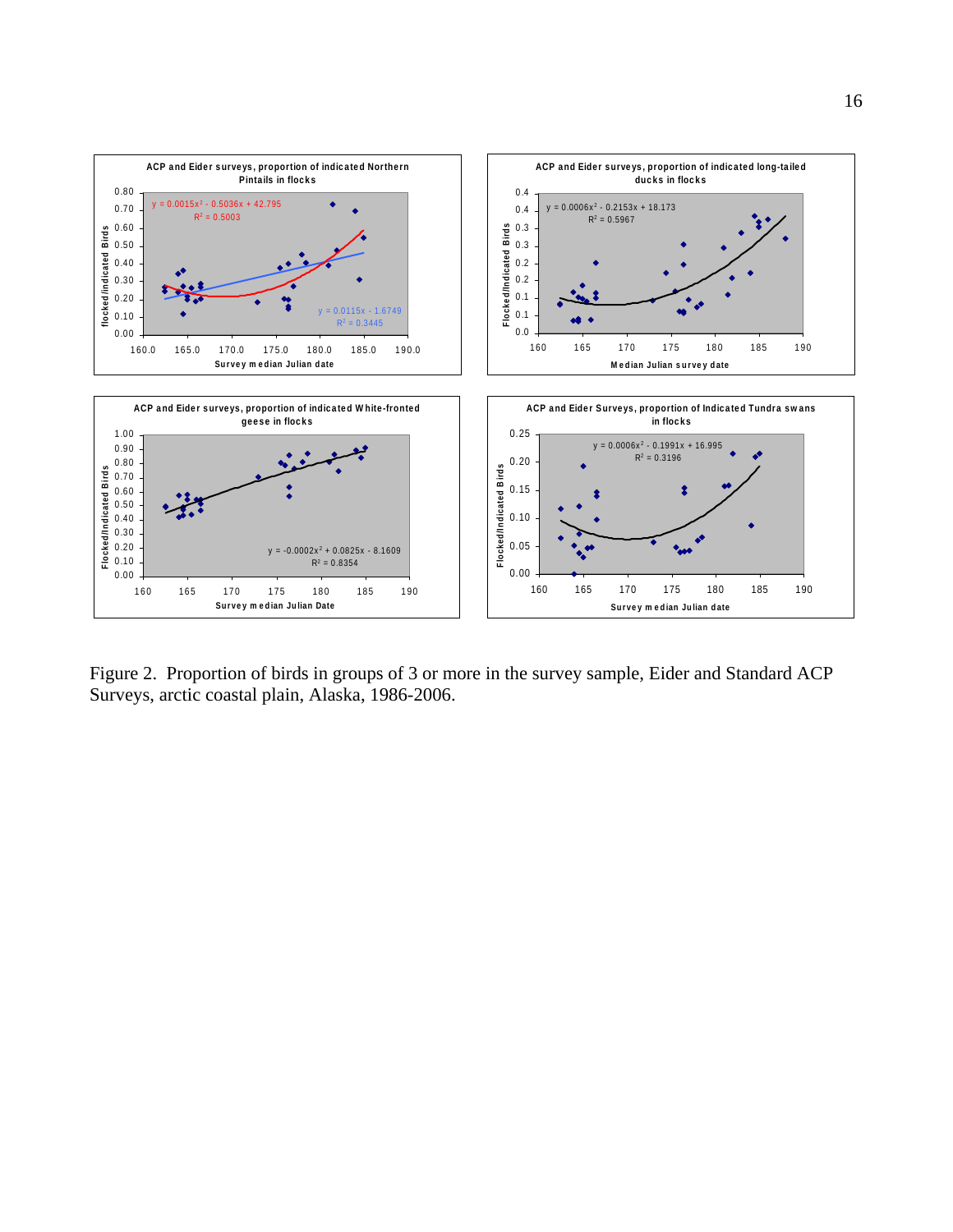Figure 2. Proportion of birds in groups of 3 or more in the survey sample, Eider and Standard ACP Surveys, arctic coastal plain, Alaska, 1986-2006.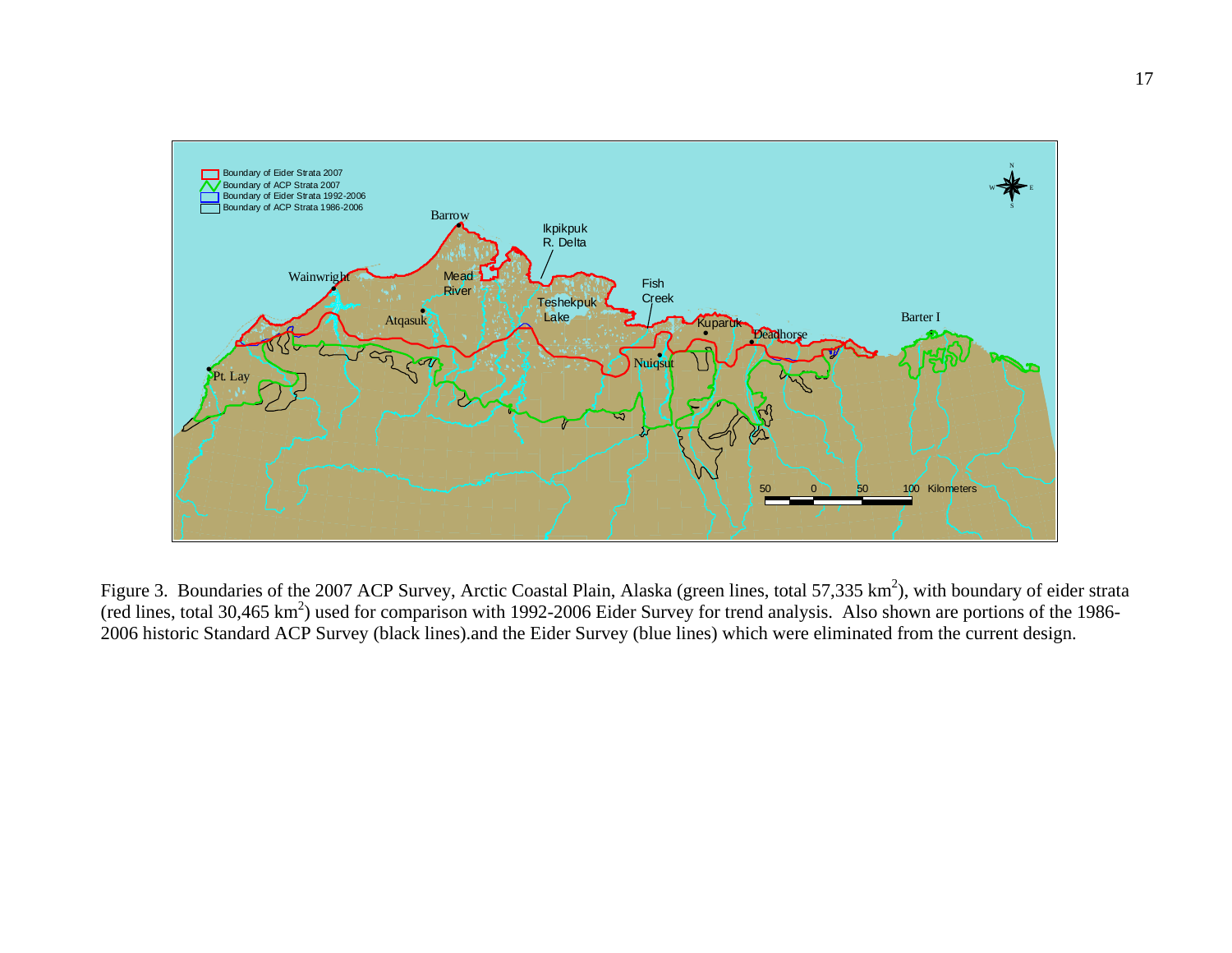Figure 3. Boundaries of the 2007 ACP Survey, Arctic Coastal Plain, Alaska (green lines, total 57,335 $km^2$), with boundary of eider strata (red lines, total 30,465 $km^2$) used for comparison with 1992-2006 Eider Survey for trend analysis. Also shown are portions of the 1986-2006 historic Standard ACP Survey (black lines).and the Eider Survey (blue lines) which were eliminated from the current design.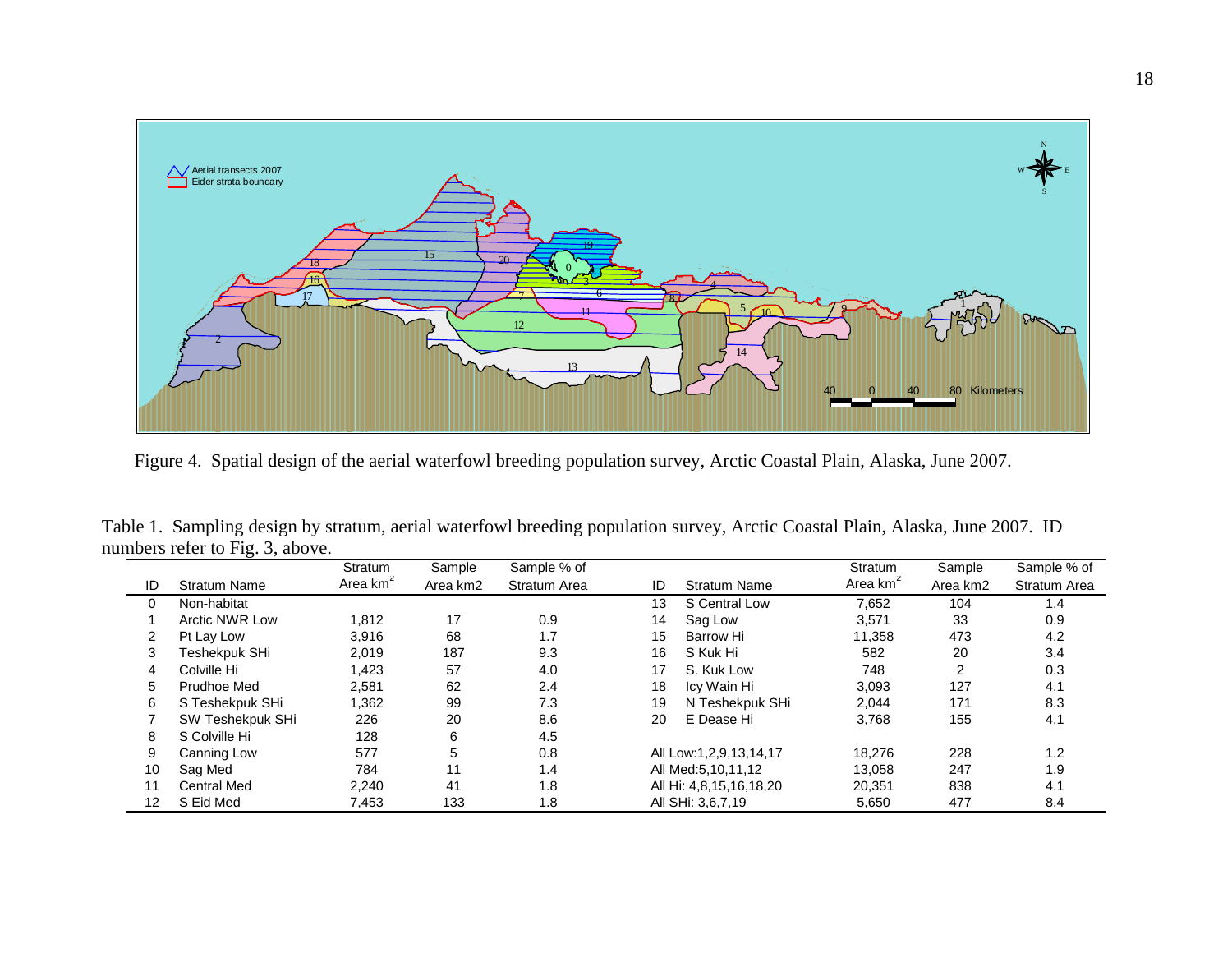Figure 4. Spatial design of the aerial waterfowl breeding population survey, Arctic Coastal Plain, Alaska, June 2007.

Table 1. Sampling design by stratum, aerial waterfowl breeding population survey, Arctic Coastal Plain, Alaska, June 2007. ID numbers refer to Fig. 3, above.

| ID | Stratum Name | Stratum Area km$^2$ | Sample Area km2 | Sample % of Stratum Area | ID | Stratum Name | Stratum Area km$^2$ | Sample Area km2 | Sample % of Stratum Area |
|---|---|---|---|---|---|---|---|---|---|
| 0 | Non-habitat | | | | 13 | S Central Low | 7,652 | 104 | 1.4 |
| 1 | Arctic NWR Low | 1,812 | 17 | 0.9 | 14 | Sag Low | 3,571 | 33 | 0.9 |
| 2 | Pt Lay Low | 3,916 | 68 | 1.7 | 15 | Barrow Hi | 11,358 | 473 | 4.2 |
| 3 | Teshekpuk SHi | 2,019 | 187 | 9.3 | 16 | S Kuk Hi | 582 | 20 | 3.4 |
| 4 | Colville Hi | 1,423 | 57 | 4.0 | 17 | S. Kuk Low | 748 | 2 | 0.3 |
| 5 | Prudhoe Med | 2,581 | 62 | 2.4 | 18 | Icy Wain Hi | 3,093 | 127 | 4.1 |
| 6 | S Teshekpuk SHi | 1,362 | 99 | 7.3 | 19 | N Teshekpuk SHi | 2,044 | 171 | 8.3 |
| 7 | SW Teshekpuk SHi | 226 | 20 | 8.6 | 20 | E Dease Hi | 3,768 | 155 | 4.1 |
| 8 | S Colville Hi | 128 | 6 | 4.5 | | | | | |
| 9 | Canning Low | 577 | 5 | 0.8 | All Low:1,2,9,13,14,17 | | 18,276 | 228 | 1.2 |
| 10 | Sag Med | 784 | 11 | 1.4 | All Med:5,10,11,12 | | 13,058 | 247 | 1.9 |
| 11 | Central Med | 2,240 | 41 | 1.8 | All Hi: 4,8,15,16,18,20 | | 20,351 | 838 | 4.1 |
| 12 | S Eid Med | 7,453 | 133 | 1.8 | All SHi: 3,6,7,19 | | 5,650 | 477 | 8.4 |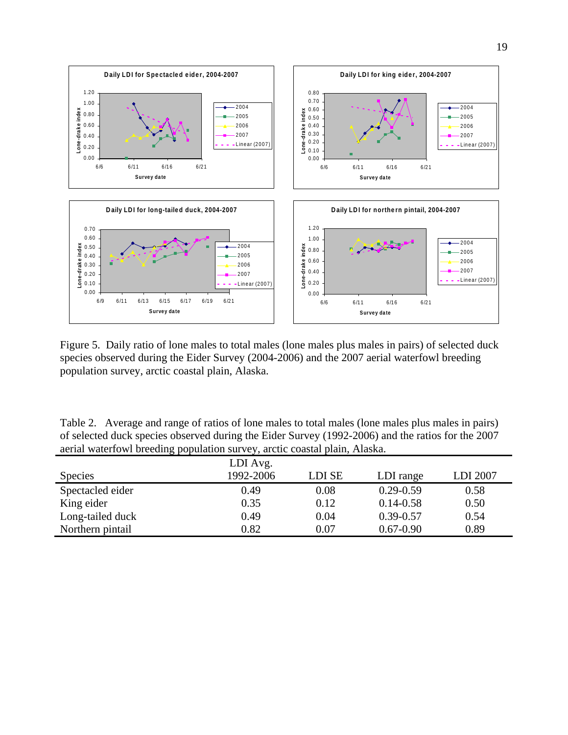Figure 5. Daily ratio of lone males to total males (lone males plus males in pairs) of selected duck species observed during the Eider Survey (2004-2006) and the 2007 aerial waterfowl breeding population survey, arctic coastal plain, Alaska.

Table 2. Average and range of ratios of lone males to total males (lone males plus males in pairs) of selected duck species observed during the Eider Survey (1992-2006) and the ratios for the 2007 aerial waterfowl breeding population survey, arctic coastal plain, Alaska.

| Species | LDI Avg. 1992-2006 | LDI SE | LDI range | LDI 2007 |
|---|---|---|---|---|
| Spectacled eider | 0.49 | 0.08 | 0.29-0.59 | 0.58 |
| King eider | 0.35 | 0.12 | 0.14-0.58 | 0.50 |
| Long-tailed duck | 0.49 | 0.04 | 0.39-0.57 | 0.54 |
| Northern pintail | 0.82 | 0.07 | 0.67-0.90 | 0.89 |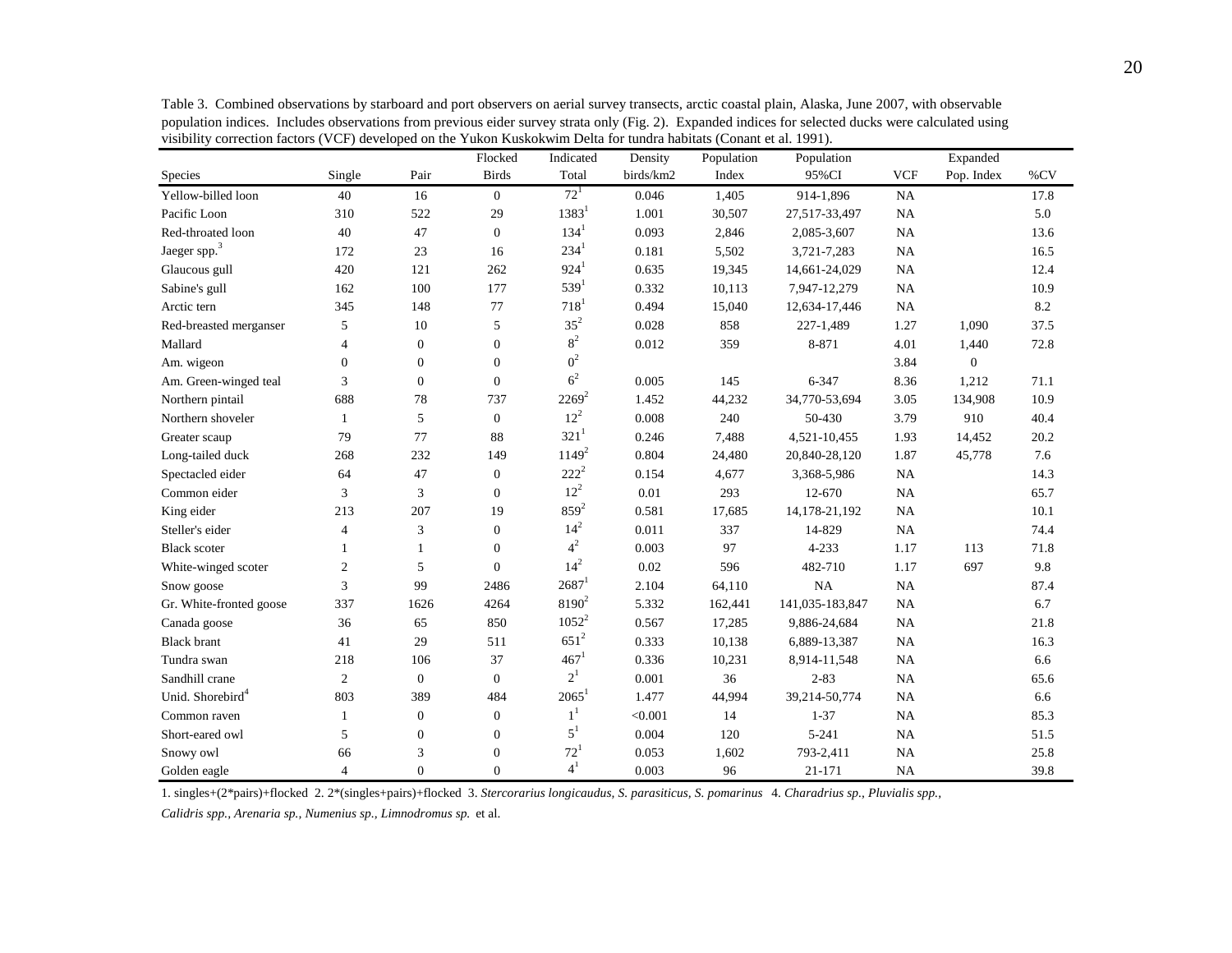Table 3. Combined observations by starboard and port observers on aerial survey transects, arctic coastal plain, Alaska, June 2007, with observable population indices. Includes observations from previous eider survey strata only (Fig. 2). Expanded indices for selected ducks were calculated using visibility correction factors (VCF) developed on the Yukon Kuskokwim Delta for tundra habitats (Conant et al. 1991).

| Species | Single | Pair | Flocked Birds | Indicated Total | Density birds/km2 | Population Index | Population 95%CI | VCF | Expanded Pop. Index | %CV |
|---|---|---|---|---|---|---|---|---|---|---|
| Yellow-billed loon | 40 | 16 | 0 | 72[1] | 0.046 | 1,405 | 914-1,896 | NA | | 17.8 |
| Pacific Loon | 310 | 522 | 29 | 1383[1] | 1.001 | 30,507 | 27,517-33,497 | NA | | 5.0 |
| Red-throated loon | 40 | 47 | 0 | 134[1] | 0.093 | 2,846 | 2,085-3,607 | NA | | 13.6 |
| Jaeger spp.[3] | 172 | 23 | 16 | 234[1] | 0.181 | 5,502 | 3,721-7,283 | NA | | 16.5 |
| Glaucous gull | 420 | 121 | 262 | 924[1] | 0.635 | 19,345 | 14,661-24,029 | NA | | 12.4 |
| Sabine's gull | 162 | 100 | 177 | 539[1] | 0.332 | 10,113 | 7,947-12,279 | NA | | 10.9 |
| Arctic tern | 345 | 148 | 77 | 718[1] | 0.494 | 15,040 | 12,634-17,446 | NA | | 8.2 |
| Red-breasted merganser | 5 | 10 | 5 | 35[2] | 0.028 | 858 | 227-1,489 | 1.27 | 1,090 | 37.5 |
| Mallard | 4 | 0 | 0 | 8[2] | 0.012 | 359 | 8-871 | 4.01 | 1,440 | 72.8 |
| Am. wigeon | 0 | 0 | 0 | 0[2] | | | | 3.84 | 0 | |
| Am. Green-winged teal | 3 | 0 | 0 | 6[2] | 0.005 | 145 | 6-347 | 8.36 | 1,212 | 71.1 |
| Northern pintail | 688 | 78 | 737 | 2269[2] | 1.452 | 44,232 | 34,770-53,694 | 3.05 | 134,908 | 10.9 |
| Northern shoveler | 1 | 5 | 0 | 12[2] | 0.008 | 240 | 50-430 | 3.79 | 910 | 40.4 |
| Greater scaup | 79 | 77 | 88 | 321[1] | 0.246 | 7,488 | 4,521-10,455 | 1.93 | 14,452 | 20.2 |
| Long-tailed duck | 268 | 232 | 149 | 1149[2] | 0.804 | 24,480 | 20,840-28,120 | 1.87 | 45,778 | 7.6 |
| Spectacled eider | 64 | 47 | 0 | 222[2] | 0.154 | 4,677 | 3,368-5,986 | NA | | 14.3 |
| Common eider | 3 | 3 | 0 | 12[2] | 0.01 | 293 | 12-670 | NA | | 65.7 |
| King eider | 213 | 207 | 19 | 859[2] | 0.581 | 17,685 | 14,178-21,192 | NA | | 10.1 |
| Steller's eider | 4 | 3 | 0 | 14[2] | 0.011 | 337 | 14-829 | NA | | 74.4 |
| Black scoter | 1 | 1 | 0 | 4[2] | 0.003 | 97 | 4-233 | 1.17 | 113 | 71.8 |
| White-winged scoter | 2 | 5 | 0 | 14[2] | 0.02 | 596 | 482-710 | 1.17 | 697 | 9.8 |
| Snow goose | 3 | 99 | 2486 | 2687[1] | 2.104 | 64,110 | NA | NA | | 87.4 |
| Gr. White-fronted goose | 337 | 1626 | 4264 | 8190[2] | 5.332 | 162,441 | 141,035-183,847 | NA | | 6.7 |
| Canada goose | 36 | 65 | 850 | 1052[2] | 0.567 | 17,285 | 9,886-24,684 | NA | | 21.8 |
| Black brant | 41 | 29 | 511 | 651[2] | 0.333 | 10,138 | 6,889-13,387 | NA | | 16.3 |
| Tundra swan | 218 | 106 | 37 | 467[1] | 0.336 | 10,231 | 8,914-11,548 | NA | | 6.6 |
| Sandhill crane | 2 | 0 | 0 | 2[1] | 0.001 | 36 | 2-83 | NA | | 65.6 |
| Unid. Shorebird[4] | 803 | 389 | 484 | 2065[1] | 1.477 | 44,994 | 39,214-50,774 | NA | | 6.6 |
| Common raven | 1 | 0 | 0 | 1[1] | <0.001 | 14 | 1-37 | NA | | 85.3 |
| Short-eared owl | 5 | 0 | 0 | 5[1] | 0.004 | 120 | 5-241 | NA | | 51.5 |
| Snowy owl | 66 | 3 | 0 | 72[1] | 0.053 | 1,602 | 793-2,411 | NA | | 25.8 |
| Golden eagle | 4 | 0 | 0 | 4[1] | 0.003 | 96 | 21-171 | NA | | 39.8 |

1. singles+(2*pairs)+flocked 2. 2*(singles+pairs)+flocked 3. *Stercorarius longicaudus, S. parasiticus, S. pomarinus* 4. *Charadrius sp., Pluvialis spp., Calidris spp., Arenaria sp., Numenius sp., Limnodromus sp.* et al.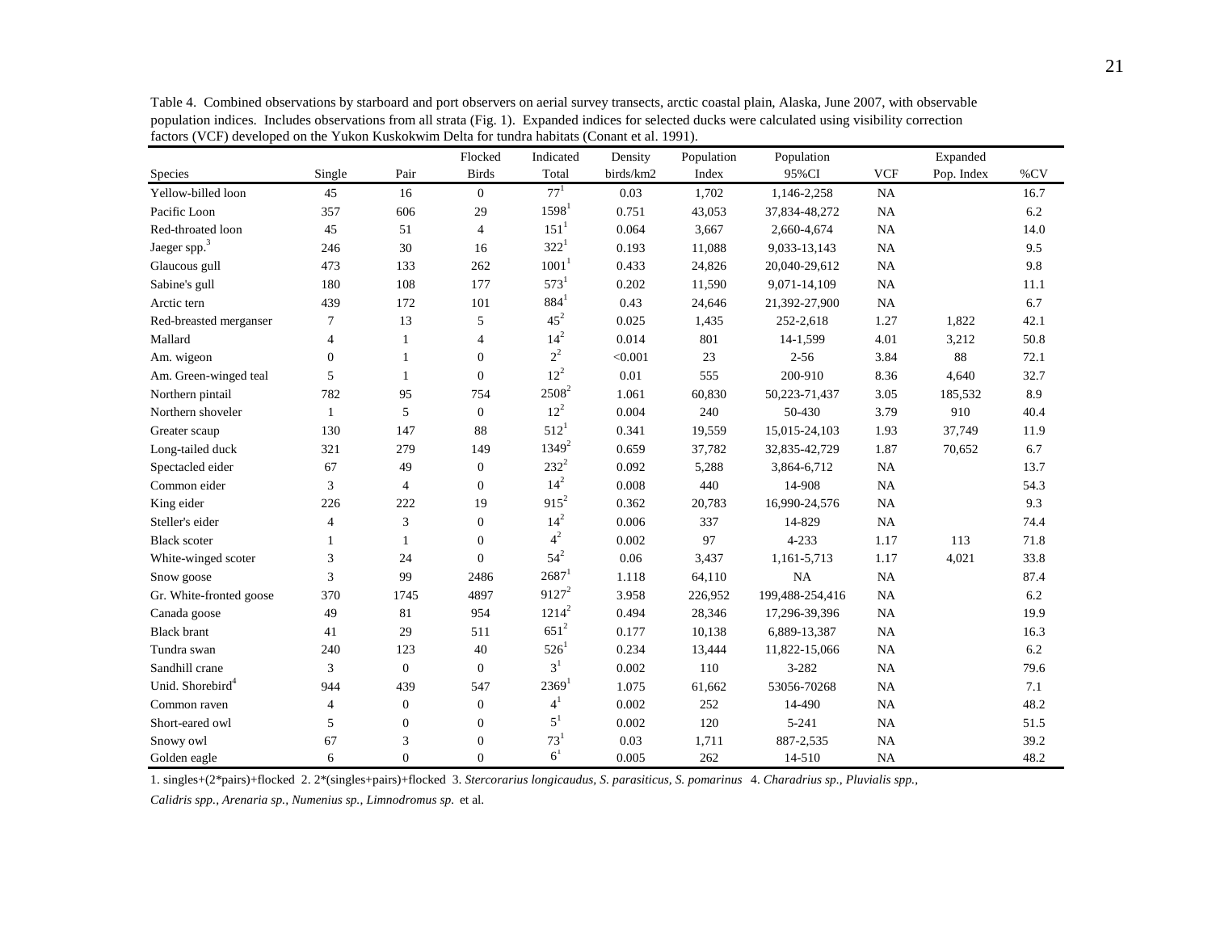Table 4. Combined observations by starboard and port observers on aerial survey transects, arctic coastal plain, Alaska, June 2007, with observable population indices. Includes observations from all strata (Fig. 1). Expanded indices for selected ducks were calculated using visibility correction factors (VCF) developed on the Yukon Kuskokwim Delta for tundra habitats (Conant et al. 1991).

| Species | Single | Pair | Flocked Birds | Indicated Total | Density birds/km2 | Population Index | Population 95%CI | VCF | Expanded Pop. Index | %CV |
|---|---|---|---|---|---|---|---|---|---|---|
| Yellow-billed loon | 45 | 16 | 0 | 77[1] | 0.03 | 1,702 | 1,146-2,258 | NA | | 16.7 |
| Pacific Loon | 357 | 606 | 29 | 1598[1] | 0.751 | 43,053 | 37,834-48,272 | NA | | 6.2 |
| Red-throated loon | 45 | 51 | 4 | 151[1] | 0.064 | 3,667 | 2,660-4,674 | NA | | 14.0 |
| Jaeger spp.[3] | 246 | 30 | 16 | 322[1] | 0.193 | 11,088 | 9,033-13,143 | NA | | 9.5 |
| Glaucous gull | 473 | 133 | 262 | 1001[1] | 0.433 | 24,826 | 20,040-29,612 | NA | | 9.8 |
| Sabine's gull | 180 | 108 | 177 | 573[1] | 0.202 | 11,590 | 9,071-14,109 | NA | | 11.1 |
| Arctic tern | 439 | 172 | 101 | 884[1] | 0.43 | 24,646 | 21,392-27,900 | NA | | 6.7 |
| Red-breasted merganser | 7 | 13 | 5 | 45[2] | 0.025 | 1,435 | 252-2,618 | 1.27 | 1,822 | 42.1 |
| Mallard | 4 | 1 | 4 | 14[2] | 0.014 | 801 | 14-1,599 | 4.01 | 3,212 | 50.8 |
| Am. wigeon | 0 | 1 | 0 | 2[2] | <0.001 | 23 | 2-56 | 3.84 | 88 | 72.1 |
| Am. Green-winged teal | 5 | 1 | 0 | 12[2] | 0.01 | 555 | 200-910 | 8.36 | 4,640 | 32.7 |
| Northern pintail | 782 | 95 | 754 | 2508[2] | 1.061 | 60,830 | 50,223-71,437 | 3.05 | 185,532 | 8.9 |
| Northern shoveler | 1 | 5 | 0 | 12[2] | 0.004 | 240 | 50-430 | 3.79 | 910 | 40.4 |
| Greater scaup | 130 | 147 | 88 | 512[1] | 0.341 | 19,559 | 15,015-24,103 | 1.93 | 37,749 | 11.9 |
| Long-tailed duck | 321 | 279 | 149 | 1349[2] | 0.659 | 37,782 | 32,835-42,729 | 1.87 | 70,652 | 6.7 |
| Spectacled eider | 67 | 49 | 0 | 232[2] | 0.092 | 5,288 | 3,864-6,712 | NA | | 13.7 |
| Common eider | 3 | 4 | 0 | 14[2] | 0.008 | 440 | 14-908 | NA | | 54.3 |
| King eider | 226 | 222 | 19 | 915[2] | 0.362 | 20,783 | 16,990-24,576 | NA | | 9.3 |
| Steller's eider | 4 | 3 | 0 | 14[2] | 0.006 | 337 | 14-829 | NA | | 74.4 |
| Black scoter | 1 | 1 | 0 | 4[2] | 0.002 | 97 | 4-233 | 1.17 | 113 | 71.8 |
| White-winged scoter | 3 | 24 | 0 | 54[2] | 0.06 | 3,437 | 1,161-5,713 | 1.17 | 4,021 | 33.8 |
| Snow goose | 3 | 99 | 2486 | 2687[1] | 1.118 | 64,110 | NA | NA | | 87.4 |
| Gr. White-fronted goose | 370 | 1745 | 4897 | 9127[2] | 3.958 | 226,952 | 199,488-254,416 | NA | | 6.2 |
| Canada goose | 49 | 81 | 954 | 1214[2] | 0.494 | 28,346 | 17,296-39,396 | NA | | 19.9 |
| Black brant | 41 | 29 | 511 | 651[2] | 0.177 | 10,138 | 6,889-13,387 | NA | | 16.3 |
| Tundra swan | 240 | 123 | 40 | 526[1] | 0.234 | 13,444 | 11,822-15,066 | NA | | 6.2 |
| Sandhill crane | 3 | 0 | 0 | 3[1] | 0.002 | 110 | 3-282 | NA | | 79.6 |
| Unid. Shorebird[4] | 944 | 439 | 547 | 2369[1] | 1.075 | 61,662 | 53056-70268 | NA | | 7.1 |
| Common raven | 4 | 0 | 0 | 4[1] | 0.002 | 252 | 14-490 | NA | | 48.2 |
| Short-eared owl | 5 | 0 | 0 | 5[1] | 0.002 | 120 | 5-241 | NA | | 51.5 |
| Snowy owl | 67 | 3 | 0 | 73[1] | 0.03 | 1,711 | 887-2,535 | NA | | 39.2 |
| Golden eagle | 6 | 0 | 0 | 6[1] | 0.005 | 262 | 14-510 | NA | | 48.2 |

1. singles+(2*pairs)+flocked 2. 2*(singles+pairs)+flocked 3. *Stercorarius longicaudus, S. parasiticus, S. pomarinus* 4. *Charadrius sp., Pluvialis spp., Calidris spp., Arenaria sp., Numenius sp., Limnodromus sp.* et al.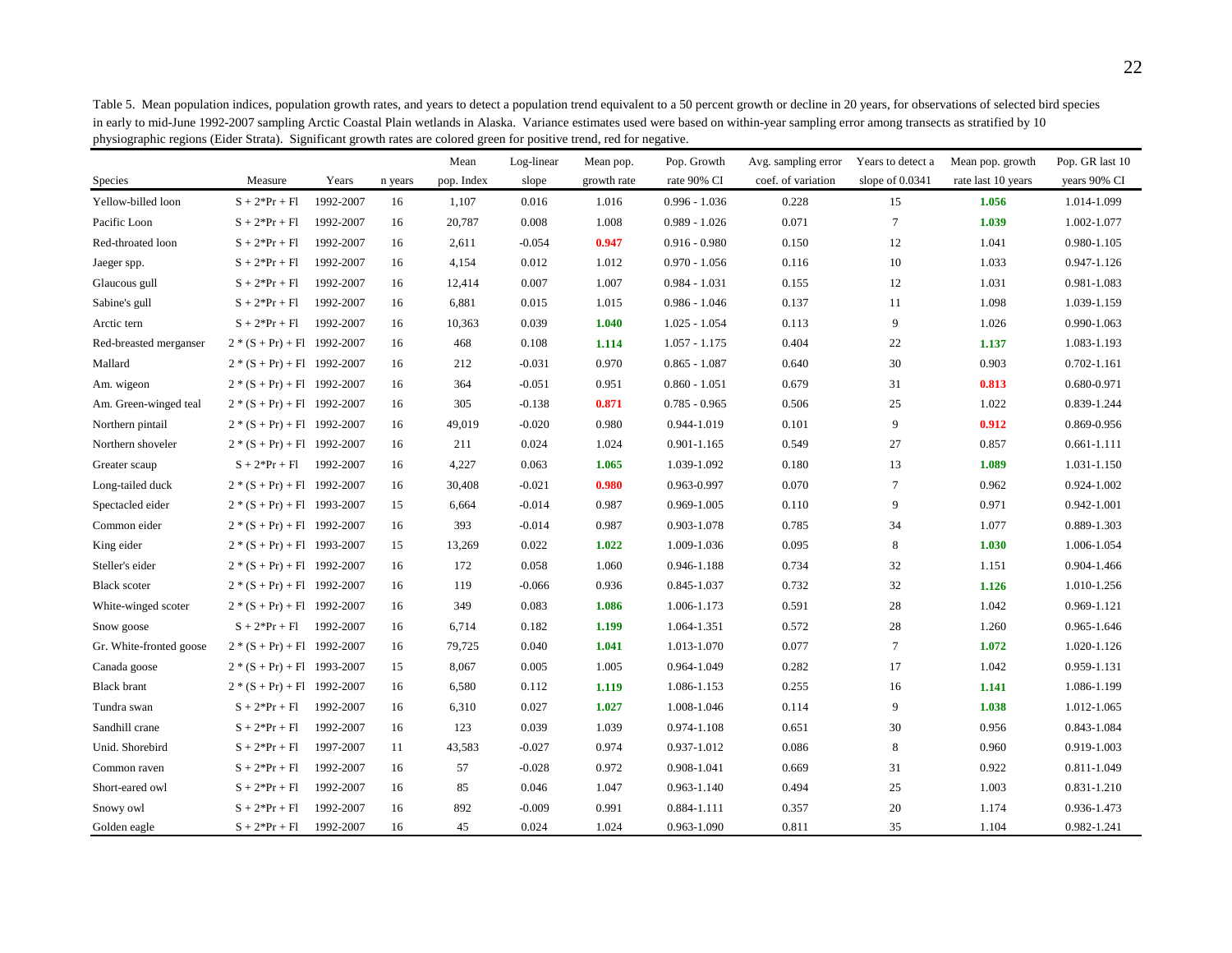Table 5. Mean population indices, population growth rates, and years to detect a population trend equivalent to a 50 percent growth or decline in 20 years, for observations of selected bird species in early to mid-June 1992-2007 sampling Arctic Coastal Plain wetlands in Alaska. Variance estimates used were based on within-year sampling error among transects as stratified by 10 physiographic regions (Eider Strata). Significant growth rates are colored green for positive trend, red for negative.

| Species | Measure | Years | n years | Mean pop. Index | Log-linear slope | Mean pop. growth rate | Pop. Growth rate 90% CI | Avg. sampling error coef. of variation | Years to detect a slope of 0.0341 | Mean pop. growth rate last 10 years | Pop. GR last 10 years 90% CI |
|---|---|---|---|---|---|---|---|---|---|---|---|
| Yellow-billed loon | S + 2*Pr + Fl | 1992-2007 | 16 | 1,107 | 0.016 | 1.016 | 0.996 - 1.036 | 0.228 | 15 | **1.056** | 1.014-1.099 |
| Pacific Loon | S + 2*Pr + Fl | 1992-2007 | 16 | 20,787 | 0.008 | 1.008 | 0.989 - 1.026 | 0.071 | 7 | **1.039** | 1.002-1.077 |
| Red-throated loon | S + 2*Pr + Fl | 1992-2007 | 16 | 2,611 | -0.054 | **0.947** | 0.916 - 0.980 | 0.150 | 12 | 1.041 | 0.980-1.105 |
| Jaeger spp. | S + 2*Pr + Fl | 1992-2007 | 16 | 4,154 | 0.012 | 1.012 | 0.970 - 1.056 | 0.116 | 10 | 1.033 | 0.947-1.126 |
| Glaucous gull | S + 2*Pr + Fl | 1992-2007 | 16 | 12,414 | 0.007 | 1.007 | 0.984 - 1.031 | 0.155 | 12 | 1.031 | 0.981-1.083 |
| Sabine's gull | S + 2*Pr + Fl | 1992-2007 | 16 | 6,881 | 0.015 | 1.015 | 0.986 - 1.046 | 0.137 | 11 | 1.098 | 1.039-1.159 |
| Arctic tern | S + 2*Pr + Fl | 1992-2007 | 16 | 10,363 | 0.039 | **1.040** | 1.025 - 1.054 | 0.113 | 9 | 1.026 | 0.990-1.063 |
| Red-breasted merganser | 2 * (S + Pr) + Fl | 1992-2007 | 16 | 468 | 0.108 | **1.114** | 1.057 - 1.175 | 0.404 | 22 | **1.137** | 1.083-1.193 |
| Mallard | 2 * (S + Pr) + Fl | 1992-2007 | 16 | 212 | -0.031 | 0.970 | 0.865 - 1.087 | 0.640 | 30 | 0.903 | 0.702-1.161 |
| Am. wigeon | 2 * (S + Pr) + Fl | 1992-2007 | 16 | 364 | -0.051 | 0.951 | 0.860 - 1.051 | 0.679 | 31 | **0.813** | 0.680-0.971 |
| Am. Green-winged teal | 2 * (S + Pr) + Fl | 1992-2007 | 16 | 305 | -0.138 | **0.871** | 0.785 - 0.965 | 0.506 | 25 | 1.022 | 0.839-1.244 |
| Northern pintail | 2 * (S + Pr) + Fl | 1992-2007 | 16 | 49,019 | -0.020 | 0.980 | 0.944-1.019 | 0.101 | 9 | **0.912** | 0.869-0.956 |
| Northern shoveler | 2 * (S + Pr) + Fl | 1992-2007 | 16 | 211 | 0.024 | 1.024 | 0.901-1.165 | 0.549 | 27 | 0.857 | 0.661-1.111 |
| Greater scaup | S + 2*Pr + Fl | 1992-2007 | 16 | 4,227 | 0.063 | **1.065** | 1.039-1.092 | 0.180 | 13 | **1.089** | 1.031-1.150 |
| Long-tailed duck | 2 * (S + Pr) + Fl | 1992-2007 | 16 | 30,408 | -0.021 | **0.980** | 0.963-0.997 | 0.070 | 7 | 0.962 | 0.924-1.002 |
| Spectacled eider | 2 * (S + Pr) + Fl | 1993-2007 | 15 | 6,664 | -0.014 | 0.987 | 0.969-1.005 | 0.110 | 9 | 0.971 | 0.942-1.001 |
| Common eider | 2 * (S + Pr) + Fl | 1992-2007 | 16 | 393 | -0.014 | 0.987 | 0.903-1.078 | 0.785 | 34 | 1.077 | 0.889-1.303 |
| King eider | 2 * (S + Pr) + Fl | 1993-2007 | 15 | 13,269 | 0.022 | **1.022** | 1.009-1.036 | 0.095 | 8 | **1.030** | 1.006-1.054 |
| Steller's eider | 2 * (S + Pr) + Fl | 1992-2007 | 16 | 172 | 0.058 | 1.060 | 0.946-1.188 | 0.734 | 32 | 1.151 | 0.904-1.466 |
| Black scoter | 2 * (S + Pr) + Fl | 1992-2007 | 16 | 119 | -0.066 | 0.936 | 0.845-1.037 | 0.732 | 32 | **1.126** | 1.010-1.256 |
| White-winged scoter | 2 * (S + Pr) + Fl | 1992-2007 | 16 | 349 | 0.083 | **1.086** | 1.006-1.173 | 0.591 | 28 | 1.042 | 0.969-1.121 |
| Snow goose | S + 2*Pr + Fl | 1992-2007 | 16 | 6,714 | 0.182 | **1.199** | 1.064-1.351 | 0.572 | 28 | 1.260 | 0.965-1.646 |
| Gr. White-fronted goose | 2 * (S + Pr) + Fl | 1992-2007 | 16 | 79,725 | 0.040 | **1.041** | 1.013-1.070 | 0.077 | 7 | **1.072** | 1.020-1.126 |
| Canada goose | 2 * (S + Pr) + Fl | 1993-2007 | 15 | 8,067 | 0.005 | 1.005 | 0.964-1.049 | 0.282 | 17 | 1.042 | 0.959-1.131 |
| Black brant | 2 * (S + Pr) + Fl | 1992-2007 | 16 | 6,580 | 0.112 | **1.119** | 1.086-1.153 | 0.255 | 16 | **1.141** | 1.086-1.199 |
| Tundra swan | S + 2*Pr + Fl | 1992-2007 | 16 | 6,310 | 0.027 | **1.027** | 1.008-1.046 | 0.114 | 9 | **1.038** | 1.012-1.065 |
| Sandhill crane | S + 2*Pr + Fl | 1992-2007 | 16 | 123 | 0.039 | 1.039 | 0.974-1.108 | 0.651 | 30 | 0.956 | 0.843-1.084 |
| Unid. Shorebird | S + 2*Pr + Fl | 1997-2007 | 11 | 43,583 | -0.027 | 0.974 | 0.937-1.012 | 0.086 | 8 | 0.960 | 0.919-1.003 |
| Common raven | S + 2*Pr + Fl | 1992-2007 | 16 | 57 | -0.028 | 0.972 | 0.908-1.041 | 0.669 | 31 | 0.922 | 0.811-1.049 |
| Short-eared owl | S + 2*Pr + Fl | 1992-2007 | 16 | 85 | 0.046 | 1.047 | 0.963-1.140 | 0.494 | 25 | 1.003 | 0.831-1.210 |
| Snowy owl | S + 2*Pr + Fl | 1992-2007 | 16 | 892 | -0.009 | 0.991 | 0.884-1.111 | 0.357 | 20 | 1.174 | 0.936-1.473 |
| Golden eagle | S + 2*Pr + Fl | 1992-2007 | 16 | 45 | 0.024 | 1.024 | 0.963-1.090 | 0.811 | 35 | 1.104 | 0.982-1.241 |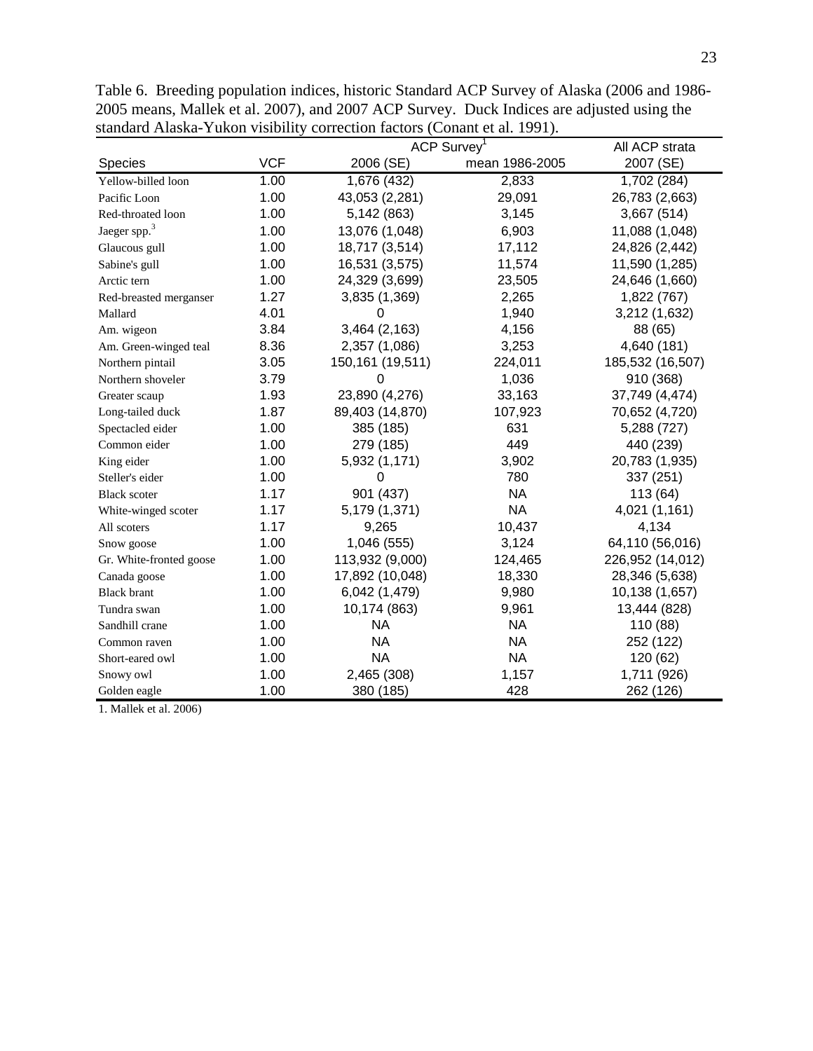Table 6. Breeding population indices, historic Standard ACP Survey of Alaska (2006 and 1986-2005 means, Mallek et al. 2007), and 2007 ACP Survey. Duck Indices are adjusted using the standard Alaska-Yukon visibility correction factors (Conant et al. 1991).

| | | ACP Survey[1] | | All ACP strata |
|---|---|---|---|---|
| Species | VCF | 2006 (SE) | mean 1986-2005 | 2007 (SE) |
| Yellow-billed loon | 1.00 | 1,676 (432) | 2,833 | 1,702 (284) |
| Pacific Loon | 1.00 | 43,053 (2,281) | 29,091 | 26,783 (2,663) |
| Red-throated loon | 1.00 | 5,142 (863) | 3,145 | 3,667 (514) |
| Jaeger spp.[3] | 1.00 | 13,076 (1,048) | 6,903 | 11,088 (1,048) |
| Glaucous gull | 1.00 | 18,717 (3,514) | 17,112 | 24,826 (2,442) |
| Sabine's gull | 1.00 | 16,531 (3,575) | 11,574 | 11,590 (1,285) |
| Arctic tern | 1.00 | 24,329 (3,699) | 23,505 | 24,646 (1,660) |
| Red-breasted merganser | 1.27 | 3,835 (1,369) | 2,265 | 1,822 (767) |
| Mallard | 4.01 | 0 | 1,940 | 3,212 (1,632) |
| Am. wigeon | 3.84 | 3,464 (2,163) | 4,156 | 88 (65) |
| Am. Green-winged teal | 8.36 | 2,357 (1,086) | 3,253 | 4,640 (181) |
| Northern pintail | 3.05 | 150,161 (19,511) | 224,011 | 185,532 (16,507) |
| Northern shoveler | 3.79 | 0 | 1,036 | 910 (368) |
| Greater scaup | 1.93 | 23,890 (4,276) | 33,163 | 37,749 (4,474) |
| Long-tailed duck | 1.87 | 89,403 (14,870) | 107,923 | 70,652 (4,720) |
| Spectacled eider | 1.00 | 385 (185) | 631 | 5,288 (727) |
| Common eider | 1.00 | 279 (185) | 449 | 440 (239) |
| King eider | 1.00 | 5,932 (1,171) | 3,902 | 20,783 (1,935) |
| Steller's eider | 1.00 | 0 | 780 | 337 (251) |
| Black scoter | 1.17 | 901 (437) | NA | 113 (64) |
| White-winged scoter | 1.17 | 5,179 (1,371) | NA | 4,021 (1,161) |
| All scoters | 1.17 | 9,265 | 10,437 | 4,134 |
| Snow goose | 1.00 | 1,046 (555) | 3,124 | 64,110 (56,016) |
| Gr. White-fronted goose | 1.00 | 113,932 (9,000) | 124,465 | 226,952 (14,012) |
| Canada goose | 1.00 | 17,892 (10,048) | 18,330 | 28,346 (5,638) |
| Black brant | 1.00 | 6,042 (1,479) | 9,980 | 10,138 (1,657) |
| Tundra swan | 1.00 | 10,174 (863) | 9,961 | 13,444 (828) |
| Sandhill crane | 1.00 | NA | NA | 110 (88) |
| Common raven | 1.00 | NA | NA | 252 (122) |
| Short-eared owl | 1.00 | NA | NA | 120 (62) |
| Snowy owl | 1.00 | 2,465 (308) | 1,157 | 1,711 (926) |
| Golden eagle | 1.00 | 380 (185) | 428 | 262 (126) |

1. Mallek et al. 2006)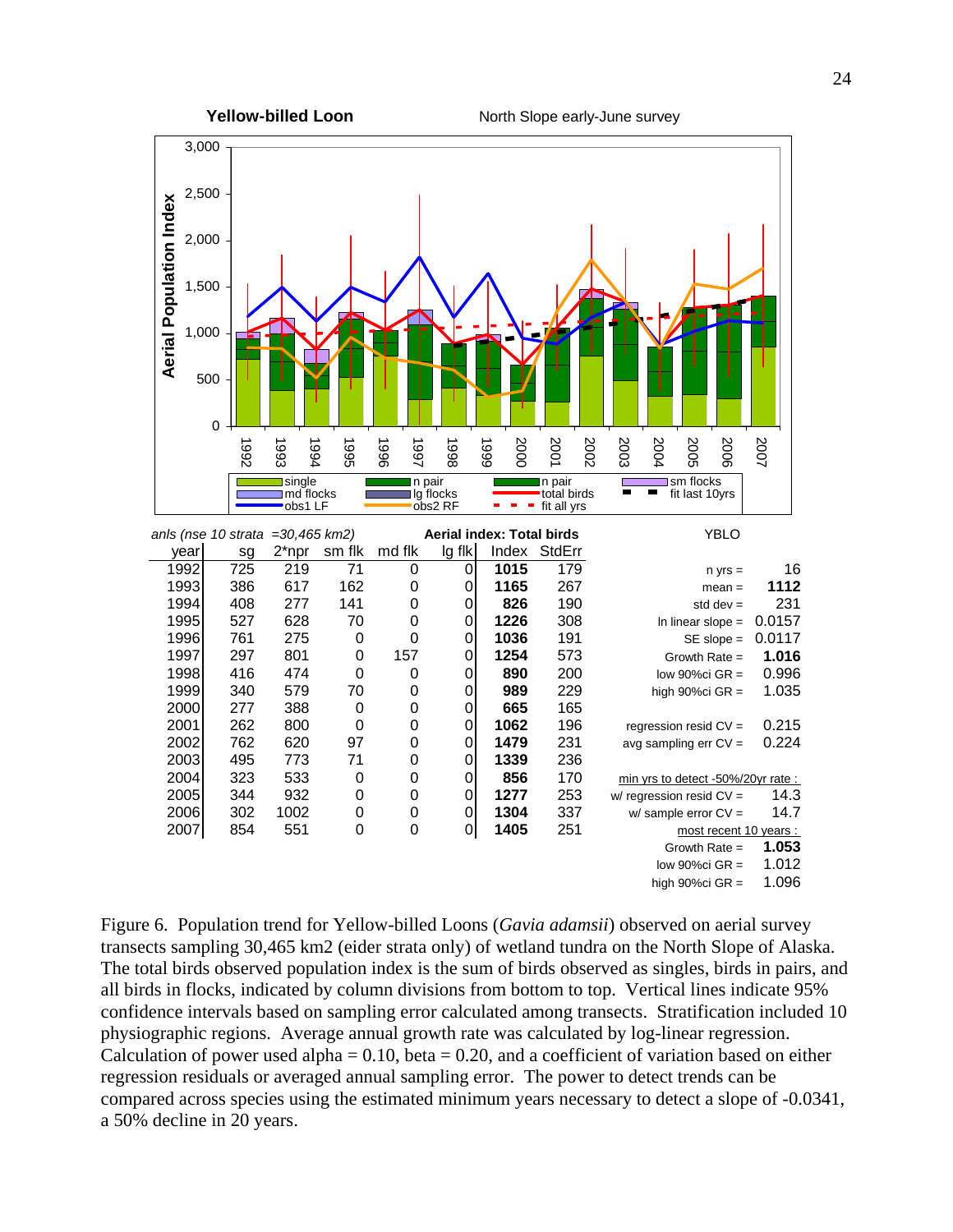**Yellow-billed Loon** North Slope early-June survey

anls (nse 10 strata =30,465 km2) — **Aerial index: Total birds** — YBLO

| year | sg | 2*npr | sm flk | md flk | lg flk | Index | StdErr |
|---|---|---|---|---|---|---|---|
| 1992 | 725 | 219 | 71 | 0 | 0 | **1015** | 179 |
| 1993 | 386 | 617 | 162 | 0 | 0 | **1165** | 267 |
| 1994 | 408 | 277 | 141 | 0 | 0 | **826** | 190 |
| 1995 | 527 | 628 | 70 | 0 | 0 | **1226** | 308 |
| 1996 | 761 | 275 | 0 | 0 | 0 | **1036** | 191 |
| 1997 | 297 | 801 | 0 | 157 | 0 | **1254** | 573 |
| 1998 | 416 | 474 | 0 | 0 | 0 | **890** | 200 |
| 1999 | 340 | 579 | 70 | 0 | 0 | **989** | 229 |
| 2000 | 277 | 388 | 0 | 0 | 0 | **665** | 165 |
| 2001 | 262 | 800 | 0 | 0 | 0 | **1062** | 196 |
| 2002 | 762 | 620 | 97 | 0 | 0 | **1479** | 231 |
| 2003 | 495 | 773 | 71 | 0 | 0 | **1339** | 236 |
| 2004 | 323 | 533 | 0 | 0 | 0 | **856** | 170 |
| 2005 | 344 | 932 | 0 | 0 | 0 | **1277** | 253 |
| 2006 | 302 | 1002 | 0 | 0 | 0 | **1304** | 337 |
| 2007 | 854 | 551 | 0 | 0 | 0 | **1405** | 251 |

| | |
|---|---|
| n yrs = | 16 |
| mean = | **1112** |
| std dev = | 231 |
| ln linear slope = | 0.0157 |
| SE slope = | 0.0117 |
| Growth Rate = | **1.016** |
| low 90%ci GR = | 0.996 |
| high 90%ci GR = | 1.035 |
| regression resid CV = | 0.215 |
| avg sampling err CV = | 0.224 |
| min yrs to detect -50%/20yr rate : | |
| w/ regression resid CV = | 14.3 |
| w/ sample error CV = | 14.7 |
| most recent 10 years : | |
| Growth Rate = | **1.053** |
| low 90%ci GR = | 1.012 |
| high 90%ci GR = | 1.096 |

Figure 6. Population trend for Yellow-billed Loons (*Gavia adamsii*) observed on aerial survey transects sampling 30,465 km2 (eider strata only) of wetland tundra on the North Slope of Alaska. The total birds observed population index is the sum of birds observed as singles, birds in pairs, and all birds in flocks, indicated by column divisions from bottom to top. Vertical lines indicate 95% confidence intervals based on sampling error calculated among transects. Stratification included 10 physiographic regions. Average annual growth rate was calculated by log-linear regression. Calculation of power used alpha = 0.10, beta = 0.20, and a coefficient of variation based on either regression residuals or averaged annual sampling error. The power to detect trends can be compared across species using the estimated minimum years necessary to detect a slope of -0.0341, a 50% decline in 20 years.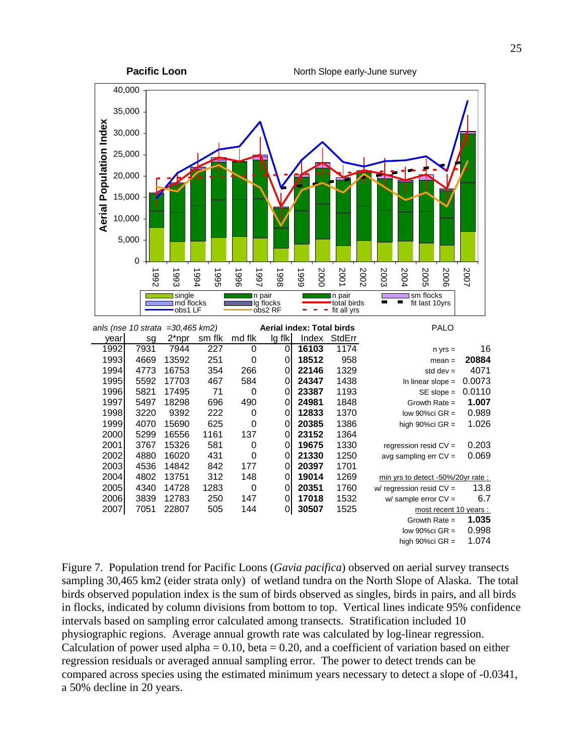**Pacific Loon** North Slope early-June survey

anls (nse 10 strata =30,465 km2) **Aerial index: Total birds** PALO

| year | sg | 2*npr | sm flk | md flk | lg flk | Index | StdErr |
|---|---|---|---|---|---|---|---|
| 1992 | 7931 | 7944 | 227 | 0 | 0 | **16103** | 1174 |
| 1993 | 4669 | 13592 | 251 | 0 | 0 | **18512** | 958 |
| 1994 | 4773 | 16753 | 354 | 266 | 0 | **22146** | 1329 |
| 1995 | 5592 | 17703 | 467 | 584 | 0 | **24347** | 1438 |
| 1996 | 5821 | 17495 | 71 | 0 | 0 | **23387** | 1193 |
| 1997 | 5497 | 18298 | 696 | 490 | 0 | **24981** | 1848 |
| 1998 | 3220 | 9392 | 222 | 0 | 0 | **12833** | 1370 |
| 1999 | 4070 | 15690 | 625 | 0 | 0 | **20385** | 1386 |
| 2000 | 5299 | 16556 | 1161 | 137 | 0 | **23152** | 1364 |
| 2001 | 3767 | 15326 | 581 | 0 | 0 | **19675** | 1330 |
| 2002 | 4880 | 16020 | 431 | 0 | 0 | **21330** | 1250 |
| 2003 | 4536 | 14842 | 842 | 177 | 0 | **20397** | 1701 |
| 2004 | 4802 | 13751 | 312 | 148 | 0 | **19014** | 1269 |
| 2005 | 4340 | 14728 | 1283 | 0 | 0 | **20351** | 1760 |
| 2006 | 3839 | 12783 | 250 | 147 | 0 | **17018** | 1532 |
| 2007 | 7051 | 22807 | 505 | 144 | 0 | **30507** | 1525 |

| | |
|---|---|
| n yrs = | 16 |
| mean = | **20884** |
| std dev = | 4071 |
| ln linear slope = | 0.0073 |
| SE slope = | 0.0110 |
| Growth Rate = | **1.007** |
| low 90%ci GR = | 0.989 |
| high 90%ci GR = | 1.026 |
| regression resid CV = | 0.203 |
| avg sampling err CV = | 0.069 |
| min yrs to detect -50%/20yr rate : | |
| w/ regression resid CV = | 13.8 |
| w/ sample error CV = | 6.7 |
| most recent 10 years : | |
| Growth Rate = | **1.035** |
| low 90%ci GR = | 0.998 |
| high 90%ci GR = | 1.074 |

Figure 7. Population trend for Pacific Loons (*Gavia pacifica*) observed on aerial survey transects sampling 30,465 km2 (eider strata only) of wetland tundra on the North Slope of Alaska. The total birds observed population index is the sum of birds observed as singles, birds in pairs, and all birds in flocks, indicated by column divisions from bottom to top. Vertical lines indicate 95% confidence intervals based on sampling error calculated among transects. Stratification included 10 physiographic regions. Average annual growth rate was calculated by log-linear regression. Calculation of power used alpha = 0.10, beta = 0.20, and a coefficient of variation based on either regression residuals or averaged annual sampling error. The power to detect trends can be compared across species using the estimated minimum years necessary to detect a slope of -0.0341, a 50% decline in 20 years.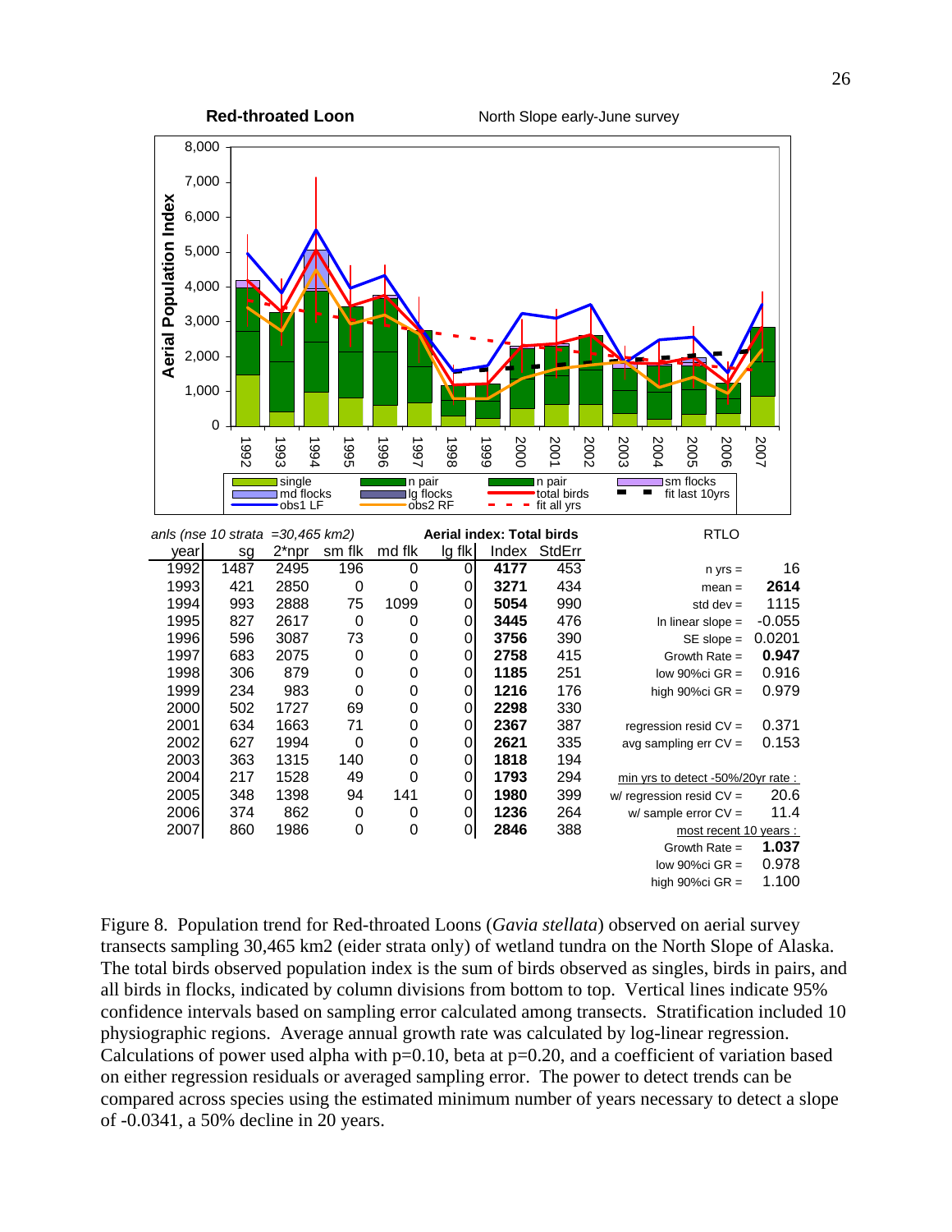**Red-throated Loon** North Slope early-June survey

anls (nse 10 strata =30,465 km2)

| year | sg | 2*npr | sm flk | md flk | lg flk | Index | StdErr |
|---|---|---|---|---|---|---|---|
| 1992 | 1487 | 2495 | 196 | 0 | 0 | **4177** | 453 |
| 1993 | 421 | 2850 | 0 | 0 | 0 | **3271** | 434 |
| 1994 | 993 | 2888 | 75 | 1099 | 0 | **5054** | 990 |
| 1995 | 827 | 2617 | 0 | 0 | 0 | **3445** | 476 |
| 1996 | 596 | 3087 | 73 | 0 | 0 | **3756** | 390 |
| 1997 | 683 | 2075 | 0 | 0 | 0 | **2758** | 415 |
| 1998 | 306 | 879 | 0 | 0 | 0 | **1185** | 251 |
| 1999 | 234 | 983 | 0 | 0 | 0 | **1216** | 176 |
| 2000 | 502 | 1727 | 69 | 0 | 0 | **2298** | 330 |
| 2001 | 634 | 1663 | 71 | 0 | 0 | **2367** | 387 |
| 2002 | 627 | 1994 | 0 | 0 | 0 | **2621** | 335 |
| 2003 | 363 | 1315 | 140 | 0 | 0 | **1818** | 194 |
| 2004 | 217 | 1528 | 49 | 0 | 0 | **1793** | 294 |
| 2005 | 348 | 1398 | 94 | 141 | 0 | **1980** | 399 |
| 2006 | 374 | 862 | 0 | 0 | 0 | **1236** | 264 |
| 2007 | 860 | 1986 | 0 | 0 | 0 | **2846** | 388 |

(Index and StdErr columns: **Aerial index: Total birds**)

RTLO

| | |
|---|---|
| n yrs = | 16 |
| mean = | **2614** |
| std dev = | 1115 |
| ln linear slope = | -0.055 |
| SE slope = | 0.0201 |
| Growth Rate = | **0.947** |
| low 90%ci GR = | 0.916 |
| high 90%ci GR = | 0.979 |
| regression resid CV = | 0.371 |
| avg sampling err CV = | 0.153 |
| min yrs to detect -50%/20yr rate : | |
| w/ regression resid CV = | 20.6 |
| w/ sample error CV = | 11.4 |
| most recent 10 years : | |
| Growth Rate = | **1.037** |
| low 90%ci GR = | 0.978 |
| high 90%ci GR = | 1.100 |

Figure 8. Population trend for Red-throated Loons (*Gavia stellata*) observed on aerial survey transects sampling 30,465 km2 (eider strata only) of wetland tundra on the North Slope of Alaska. The total birds observed population index is the sum of birds observed as singles, birds in pairs, and all birds in flocks, indicated by column divisions from bottom to top. Vertical lines indicate 95% confidence intervals based on sampling error calculated among transects. Stratification included 10 physiographic regions. Average annual growth rate was calculated by log-linear regression. Calculations of power used alpha with p=0.10, beta at p=0.20, and a coefficient of variation based on either regression residuals or averaged sampling error. The power to detect trends can be compared across species using the estimated minimum number of years necessary to detect a slope of -0.0341, a 50% decline in 20 years.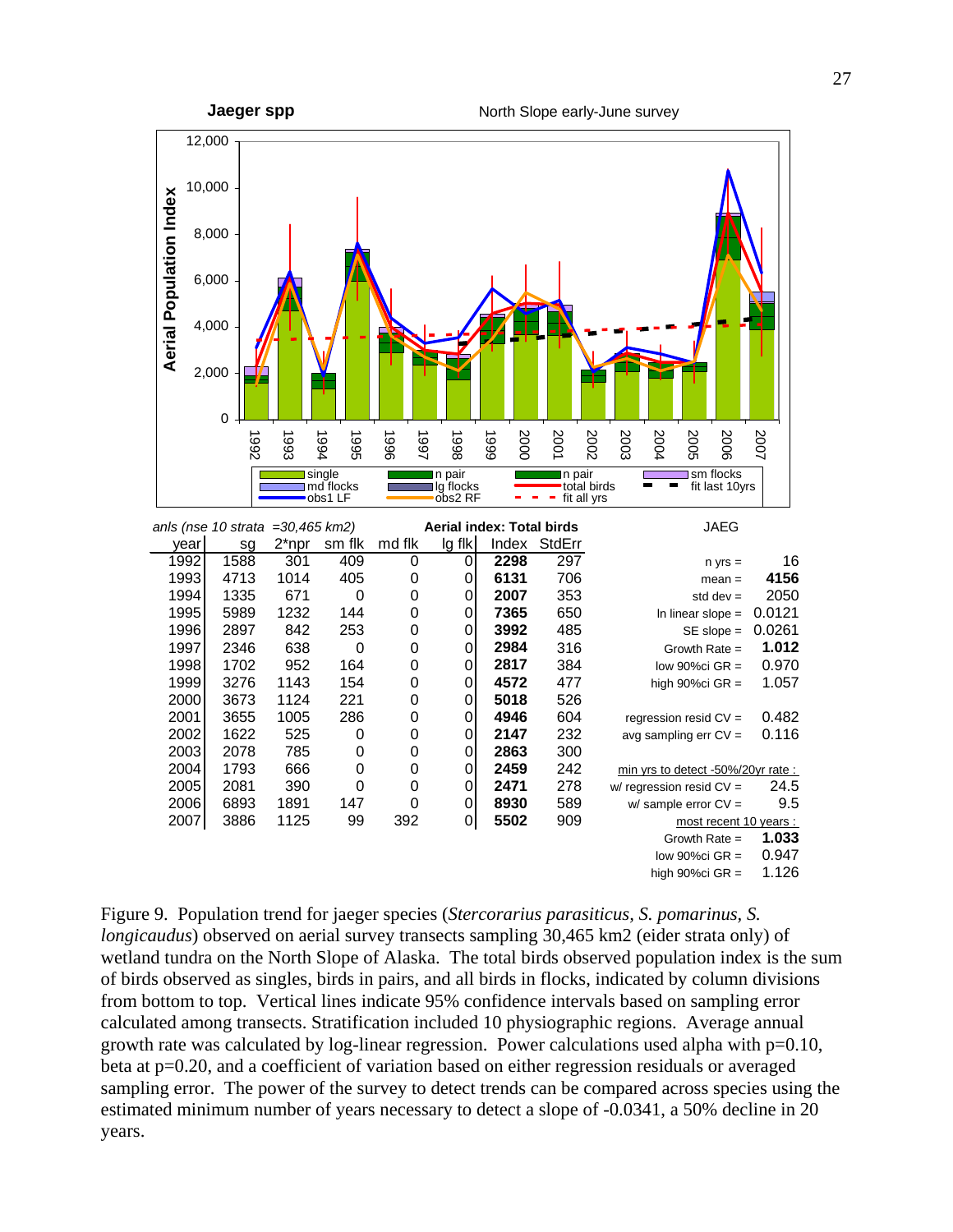**Jaeger spp**

North Slope early-June survey

anls (nse 10 strata =30,465 km2) — Aerial index: Total birds — JAEG

| year | sg | 2*npr | sm flk | md flk | lg flk | Index | StdErr |
|---|---|---|---|---|---|---|---|
| 1992 | 1588 | 301 | 409 | 0 | 0 | **2298** | 297 |
| 1993 | 4713 | 1014 | 405 | 0 | 0 | **6131** | 706 |
| 1994 | 1335 | 671 | 0 | 0 | 0 | **2007** | 353 |
| 1995 | 5989 | 1232 | 144 | 0 | 0 | **7365** | 650 |
| 1996 | 2897 | 842 | 253 | 0 | 0 | **3992** | 485 |
| 1997 | 2346 | 638 | 0 | 0 | 0 | **2984** | 316 |
| 1998 | 1702 | 952 | 164 | 0 | 0 | **2817** | 384 |
| 1999 | 3276 | 1143 | 154 | 0 | 0 | **4572** | 477 |
| 2000 | 3673 | 1124 | 221 | 0 | 0 | **5018** | 526 |
| 2001 | 3655 | 1005 | 286 | 0 | 0 | **4946** | 604 |
| 2002 | 1622 | 525 | 0 | 0 | 0 | **2147** | 232 |
| 2003 | 2078 | 785 | 0 | 0 | 0 | **2863** | 300 |
| 2004 | 1793 | 666 | 0 | 0 | 0 | **2459** | 242 |
| 2005 | 2081 | 390 | 0 | 0 | 0 | **2471** | 278 |
| 2006 | 6893 | 1891 | 147 | 0 | 0 | **8930** | 589 |
| 2007 | 3886 | 1125 | 99 | 392 | 0 | **5502** | 909 |

| Statistic | Value |
|---|---|
| n yrs = | 16 |
| mean = | **4156** |
| std dev = | 2050 |
| ln linear slope = | 0.0121 |
| SE slope = | 0.0261 |
| Growth Rate = | **1.012** |
| low 90%ci GR = | 0.970 |
| high 90%ci GR = | 1.057 |
| regression resid CV = | 0.482 |
| avg sampling err CV = | 0.116 |
| *min yrs to detect -50%/20yr rate :* | |
| w/ regression resid CV = | 24.5 |
| w/ sample error CV = | 9.5 |
| *most recent 10 years :* | |
| Growth Rate = | **1.033** |
| low 90%ci GR = | 0.947 |
| high 90%ci GR = | 1.126 |

Figure 9. Population trend for jaeger species (*Stercorarius parasiticus*, *S. pomarinus*, *S. longicaudus*) observed on aerial survey transects sampling 30,465 km2 (eider strata only) of wetland tundra on the North Slope of Alaska. The total birds observed population index is the sum of birds observed as singles, birds in pairs, and all birds in flocks, indicated by column divisions from bottom to top. Vertical lines indicate 95% confidence intervals based on sampling error calculated among transects. Stratification included 10 physiographic regions. Average annual growth rate was calculated by log-linear regression. Power calculations used alpha with p=0.10, beta at p=0.20, and a coefficient of variation based on either regression residuals or averaged sampling error. The power of the survey to detect trends can be compared across species using the estimated minimum number of years necessary to detect a slope of -0.0341, a 50% decline in 20 years.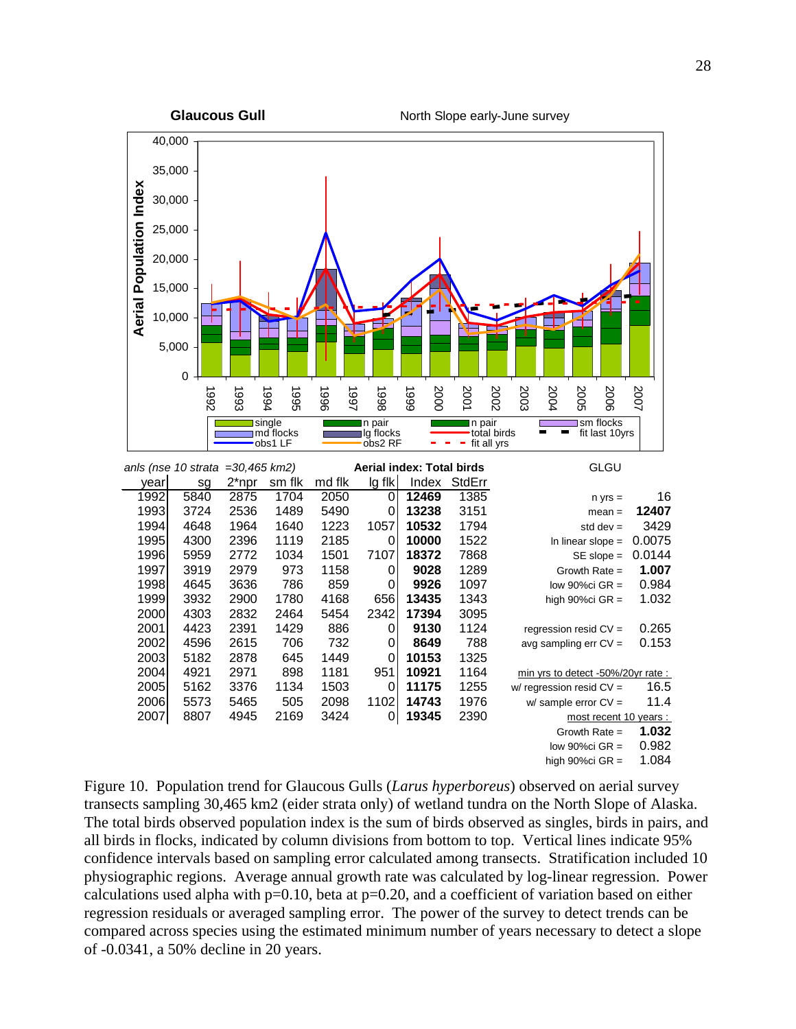**Glaucous Gull** North Slope early-June survey

anls (nse 10 strata =30,465 km2) — Aerial index: Total birds — GLGU

| year | sg | 2*npr | sm flk | md flk | lg flk | Index | StdErr |
|---|---|---|---|---|---|---|---|
| 1992 | 5840 | 2875 | 1704 | 2050 | 0 | **12469** | 1385 |
| 1993 | 3724 | 2536 | 1489 | 5490 | 0 | **13238** | 3151 |
| 1994 | 4648 | 1964 | 1640 | 1223 | 1057 | **10532** | 1794 |
| 1995 | 4300 | 2396 | 1119 | 2185 | 0 | **10000** | 1522 |
| 1996 | 5959 | 2772 | 1034 | 1501 | 7107 | **18372** | 7868 |
| 1997 | 3919 | 2979 | 973 | 1158 | 0 | **9028** | 1289 |
| 1998 | 4645 | 3636 | 786 | 859 | 0 | **9926** | 1097 |
| 1999 | 3932 | 2900 | 1780 | 4168 | 656 | **13435** | 1343 |
| 2000 | 4303 | 2832 | 2464 | 5454 | 2342 | **17394** | 3095 |
| 2001 | 4423 | 2391 | 1429 | 886 | 0 | **9130** | 1124 |
| 2002 | 4596 | 2615 | 706 | 732 | 0 | **8649** | 788 |
| 2003 | 5182 | 2878 | 645 | 1449 | 0 | **10153** | 1325 |
| 2004 | 4921 | 2971 | 898 | 1181 | 951 | **10921** | 1164 |
| 2005 | 5162 | 3376 | 1134 | 1503 | 0 | **11175** | 1255 |
| 2006 | 5573 | 5465 | 505 | 2098 | 1102 | **14743** | 1976 |
| 2007 | 8807 | 4945 | 2169 | 3424 | 0 | **19345** | 2390 |

| GLGU | |
|---|---|
| n yrs = | 16 |
| mean = | **12407** |
| std dev = | 3429 |
| ln linear slope = | 0.0075 |
| SE slope = | 0.0144 |
| Growth Rate = | **1.007** |
| low 90%ci GR = | 0.984 |
| high 90%ci GR = | 1.032 |
| regression resid CV = | 0.265 |
| avg sampling err CV = | 0.153 |
| *min yrs to detect -50%/20yr rate :* | |
| w/ regression resid CV = | 16.5 |
| w/ sample error CV = | 11.4 |
| *most recent 10 years :* | |
| Growth Rate = | **1.032** |
| low 90%ci GR = | 0.982 |
| high 90%ci GR = | 1.084 |

Figure 10. Population trend for Glaucous Gulls (*Larus hyperboreus*) observed on aerial survey transects sampling 30,465 km2 (eider strata only) of wetland tundra on the North Slope of Alaska. The total birds observed population index is the sum of birds observed as singles, birds in pairs, and all birds in flocks, indicated by column divisions from bottom to top. Vertical lines indicate 95% confidence intervals based on sampling error calculated among transects. Stratification included 10 physiographic regions. Average annual growth rate was calculated by log-linear regression. Power calculations used alpha with p=0.10, beta at p=0.20, and a coefficient of variation based on either regression residuals or averaged sampling error. The power of the survey to detect trends can be compared across species using the estimated minimum number of years necessary to detect a slope of -0.0341, a 50% decline in 20 years.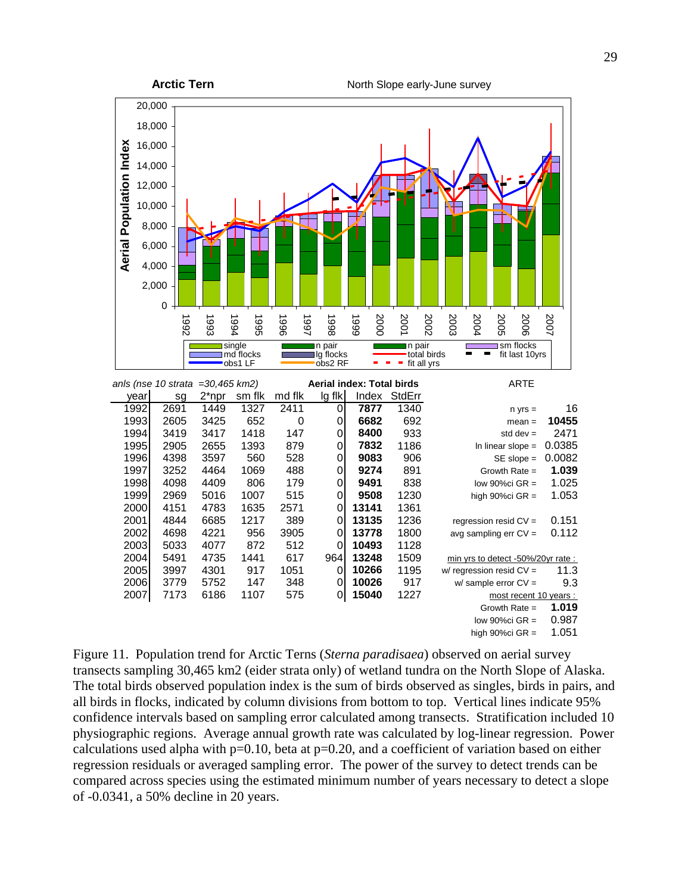**Arctic Tern** North Slope early-June survey

anls (nse 10 strata =30,465 km2) — **Aerial index: Total birds** — ARTE

| year | sg | 2*npr | sm flk | md flk | lg flk | Index | StdErr |
|---|---|---|---|---|---|---|---|
| 1992 | 2691 | 1449 | 1327 | 2411 | 0 | **7877** | 1340 |
| 1993 | 2605 | 3425 | 652 | 0 | 0 | **6682** | 692 |
| 1994 | 3419 | 3417 | 1418 | 147 | 0 | **8400** | 933 |
| 1995 | 2905 | 2655 | 1393 | 879 | 0 | **7832** | 1186 |
| 1996 | 4398 | 3597 | 560 | 528 | 0 | **9083** | 906 |
| 1997 | 3252 | 4464 | 1069 | 488 | 0 | **9274** | 891 |
| 1998 | 4098 | 4409 | 806 | 179 | 0 | **9491** | 838 |
| 1999 | 2969 | 5016 | 1007 | 515 | 0 | **9508** | 1230 |
| 2000 | 4151 | 4783 | 1635 | 2571 | 0 | **13141** | 1361 |
| 2001 | 4844 | 6685 | 1217 | 389 | 0 | **13135** | 1236 |
| 2002 | 4698 | 4221 | 956 | 3905 | 0 | **13778** | 1800 |
| 2003 | 5033 | 4077 | 872 | 512 | 0 | **10493** | 1128 |
| 2004 | 5491 | 4735 | 1441 | 617 | 964 | **13248** | 1509 |
| 2005 | 3997 | 4301 | 917 | 1051 | 0 | **10266** | 1195 |
| 2006 | 3779 | 5752 | 147 | 348 | 0 | **10026** | 917 |
| 2007 | 7173 | 6186 | 1107 | 575 | 0 | **15040** | 1227 |

| Statistic | Value |
|---|---|
| n yrs = | 16 |
| mean = | **10455** |
| std dev = | 2471 |
| ln linear slope = | 0.0385 |
| SE slope = | 0.0082 |
| Growth Rate = | **1.039** |
| low 90%ci GR = | 1.025 |
| high 90%ci GR = | 1.053 |
| regression resid CV = | 0.151 |
| avg sampling err CV = | 0.112 |
| min yrs to detect -50%/20yr rate : | |
| w/ regression resid CV = | 11.3 |
| w/ sample error CV = | 9.3 |
| most recent 10 years : | |
| Growth Rate = | **1.019** |
| low 90%ci GR = | 0.987 |
| high 90%ci GR = | 1.051 |

Figure 11. Population trend for Arctic Terns (*Sterna paradisaea*) observed on aerial survey transects sampling 30,465 km2 (eider strata only) of wetland tundra on the North Slope of Alaska. The total birds observed population index is the sum of birds observed as singles, birds in pairs, and all birds in flocks, indicated by column divisions from bottom to top. Vertical lines indicate 95% confidence intervals based on sampling error calculated among transects. Stratification included 10 physiographic regions. Average annual growth rate was calculated by log-linear regression. Power calculations used alpha with p=0.10, beta at p=0.20, and a coefficient of variation based on either regression residuals or averaged sampling error. The power of the survey to detect trends can be compared across species using the estimated minimum number of years necessary to detect a slope of -0.0341, a 50% decline in 20 years.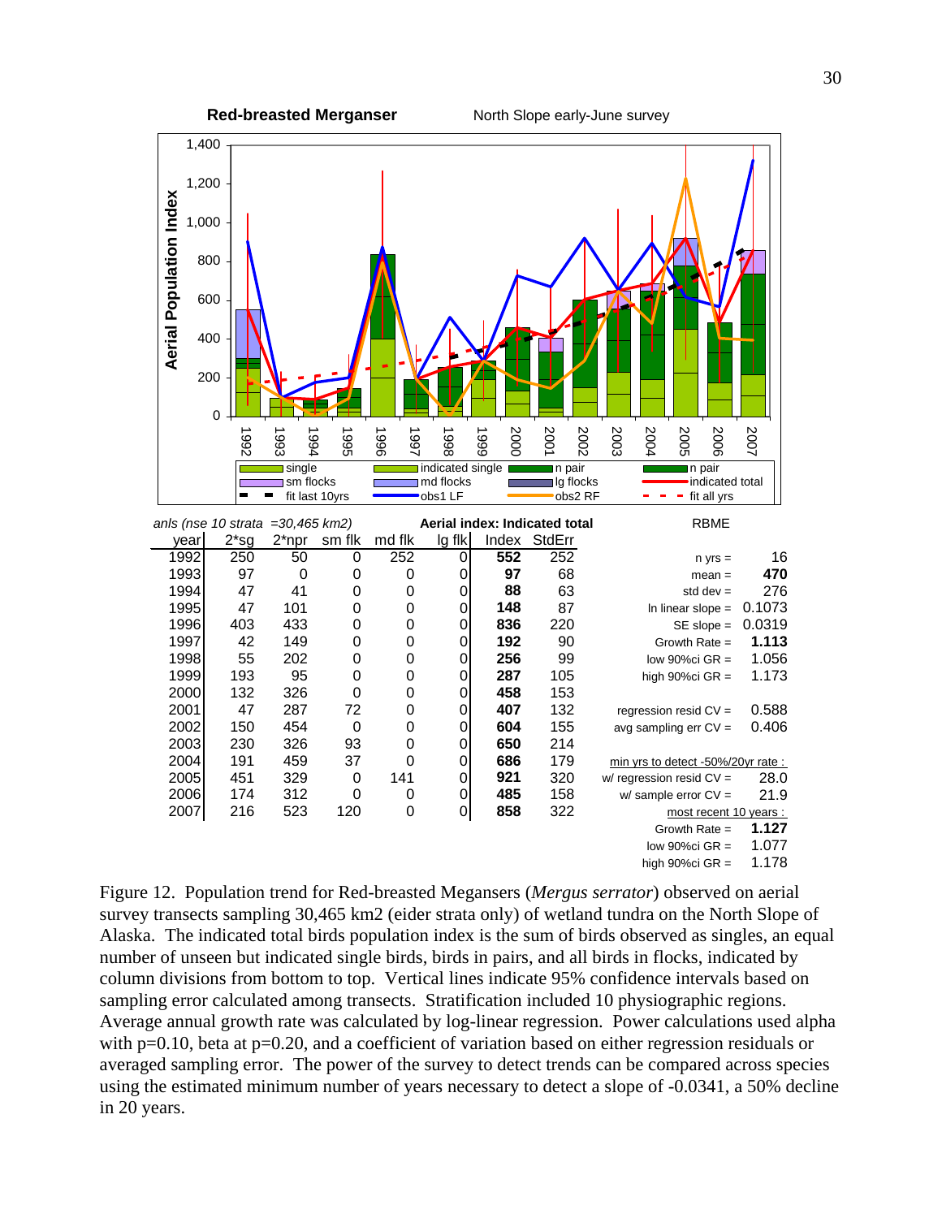**Red-breasted Merganser** North Slope early-June survey

anls (nse 10 strata =30,465 km2)

| year | 2*sg | 2*npr | sm flk | md flk | lg flk | Index | StdErr |
|---|---|---|---|---|---|---|---|
| 1992 | 250 | 50 | 0 | 252 | 0 | **552** | 252 |
| 1993 | 97 | 0 | 0 | 0 | 0 | **97** | 68 |
| 1994 | 47 | 41 | 0 | 0 | 0 | **88** | 63 |
| 1995 | 47 | 101 | 0 | 0 | 0 | **148** | 87 |
| 1996 | 403 | 433 | 0 | 0 | 0 | **836** | 220 |
| 1997 | 42 | 149 | 0 | 0 | 0 | **192** | 90 |
| 1998 | 55 | 202 | 0 | 0 | 0 | **256** | 99 |
| 1999 | 193 | 95 | 0 | 0 | 0 | **287** | 105 |
| 2000 | 132 | 326 | 0 | 0 | 0 | **458** | 153 |
| 2001 | 47 | 287 | 72 | 0 | 0 | **407** | 132 |
| 2002 | 150 | 454 | 0 | 0 | 0 | **604** | 155 |
| 2003 | 230 | 326 | 93 | 0 | 0 | **650** | 214 |
| 2004 | 191 | 459 | 37 | 0 | 0 | **686** | 179 |
| 2005 | 451 | 329 | 0 | 141 | 0 | **921** | 320 |
| 2006 | 174 | 312 | 0 | 0 | 0 | **485** | 158 |
| 2007 | 216 | 523 | 120 | 0 | 0 | **858** | 322 |

Aerial index: Indicated total

RBME

| | |
|---|---|
| n yrs = | 16 |
| mean = | **470** |
| std dev = | 276 |
| ln linear slope = | 0.1073 |
| SE slope = | 0.0319 |
| Growth Rate = | **1.113** |
| low 90%ci GR = | 1.056 |
| high 90%ci GR = | 1.173 |
| regression resid CV = | 0.588 |
| avg sampling err CV = | 0.406 |
| min yrs to detect -50%/20yr rate : | |
| w/ regression resid CV = | 28.0 |
| w/ sample error CV = | 21.9 |
| most recent 10 years : | |
| Growth Rate = | **1.127** |
| low 90%ci GR = | 1.077 |
| high 90%ci GR = | 1.178 |

Figure 12. Population trend for Red-breasted Mergansers (*Mergus serrator*) observed on aerial survey transects sampling 30,465 km2 (eider strata only) of wetland tundra on the North Slope of Alaska. The indicated total birds population index is the sum of birds observed as singles, an equal number of unseen but indicated single birds, birds in pairs, and all birds in flocks, indicated by column divisions from bottom to top. Vertical lines indicate 95% confidence intervals based on sampling error calculated among transects. Stratification included 10 physiographic regions. Average annual growth rate was calculated by log-linear regression. Power calculations used alpha with p=0.10, beta at p=0.20, and a coefficient of variation based on either regression residuals or averaged sampling error. The power of the survey to detect trends can be compared across species using the estimated minimum number of years necessary to detect a slope of -0.0341, a 50% decline in 20 years.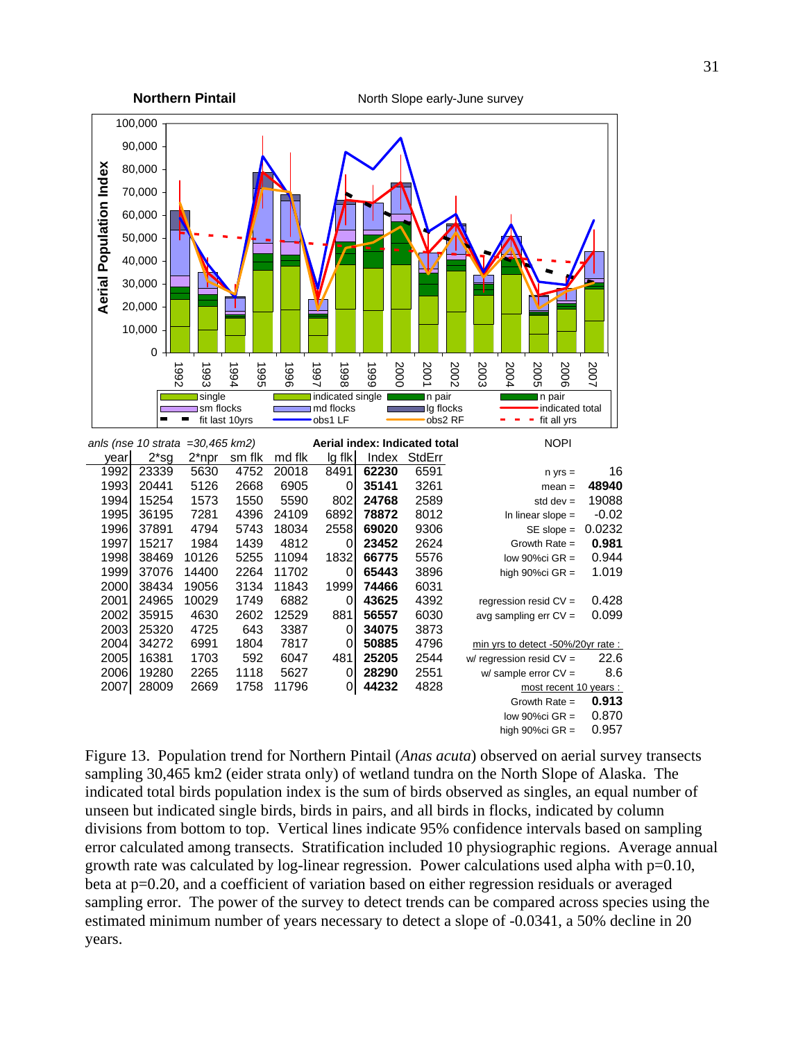**Northern Pintail** North Slope early-June survey

anls (nse 10 strata =30,465 km2)

**Aerial index: Indicated total**

| year | 2*sg | 2*npr | sm flk | md flk | lg flk | Index | StdErr |
|---|---|---|---|---|---|---|---|
| 1992 | 23339 | 5630 | 4752 | 20018 | 8491 | **62230** | 6591 |
| 1993 | 20441 | 5126 | 2668 | 6905 | 0 | **35141** | 3261 |
| 1994 | 15254 | 1573 | 1550 | 5590 | 802 | **24768** | 2589 |
| 1995 | 36195 | 7281 | 4396 | 24109 | 6892 | **78872** | 8012 |
| 1996 | 37891 | 4794 | 5743 | 18034 | 2558 | **69020** | 9306 |
| 1997 | 15217 | 1984 | 1439 | 4812 | 0 | **23452** | 2624 |
| 1998 | 38469 | 10126 | 5255 | 11094 | 1832 | **66775** | 5576 |
| 1999 | 37076 | 14400 | 2264 | 11702 | 0 | **65443** | 3896 |
| 2000 | 38434 | 19056 | 3134 | 11843 | 1999 | **74466** | 6031 |
| 2001 | 24965 | 10029 | 1749 | 6882 | 0 | **43625** | 4392 |
| 2002 | 35915 | 4630 | 2602 | 12529 | 881 | **56557** | 6030 |
| 2003 | 25320 | 4725 | 643 | 3387 | 0 | **34075** | 3873 |
| 2004 | 34272 | 6991 | 1804 | 7817 | 0 | **50885** | 4796 |
| 2005 | 16381 | 1703 | 592 | 6047 | 481 | **25205** | 2544 |
| 2006 | 19280 | 2265 | 1118 | 5627 | 0 | **28290** | 2551 |
| 2007 | 28009 | 2669 | 1758 | 11796 | 0 | **44232** | 4828 |

NOPI

| | |
|---|---|
| n yrs = | 16 |
| mean = | **48940** |
| std dev = | 19088 |
| ln linear slope = | -0.02 |
| SE slope = | 0.0232 |
| Growth Rate = | **0.981** |
| low 90%ci GR = | 0.944 |
| high 90%ci GR = | 1.019 |
| regression resid CV = | 0.428 |
| avg sampling err CV = | 0.099 |
| min yrs to detect -50%/20yr rate : | |
| w/ regression resid CV = | 22.6 |
| w/ sample error CV = | 8.6 |
| most recent 10 years : | |
| Growth Rate = | **0.913** |
| low 90%ci GR = | 0.870 |
| high 90%ci GR = | 0.957 |

Figure 13. Population trend for Northern Pintail (*Anas acuta*) observed on aerial survey transects sampling 30,465 km2 (eider strata only) of wetland tundra on the North Slope of Alaska. The indicated total birds population index is the sum of birds observed as singles, an equal number of unseen but indicated single birds, birds in pairs, and all birds in flocks, indicated by column divisions from bottom to top. Vertical lines indicate 95% confidence intervals based on sampling error calculated among transects. Stratification included 10 physiographic regions. Average annual growth rate was calculated by log-linear regression. Power calculations used alpha with p=0.10, beta at p=0.20, and a coefficient of variation based on either regression residuals or averaged sampling error. The power of the survey to detect trends can be compared across species using the estimated minimum number of years necessary to detect a slope of -0.0341, a 50% decline in 20 years.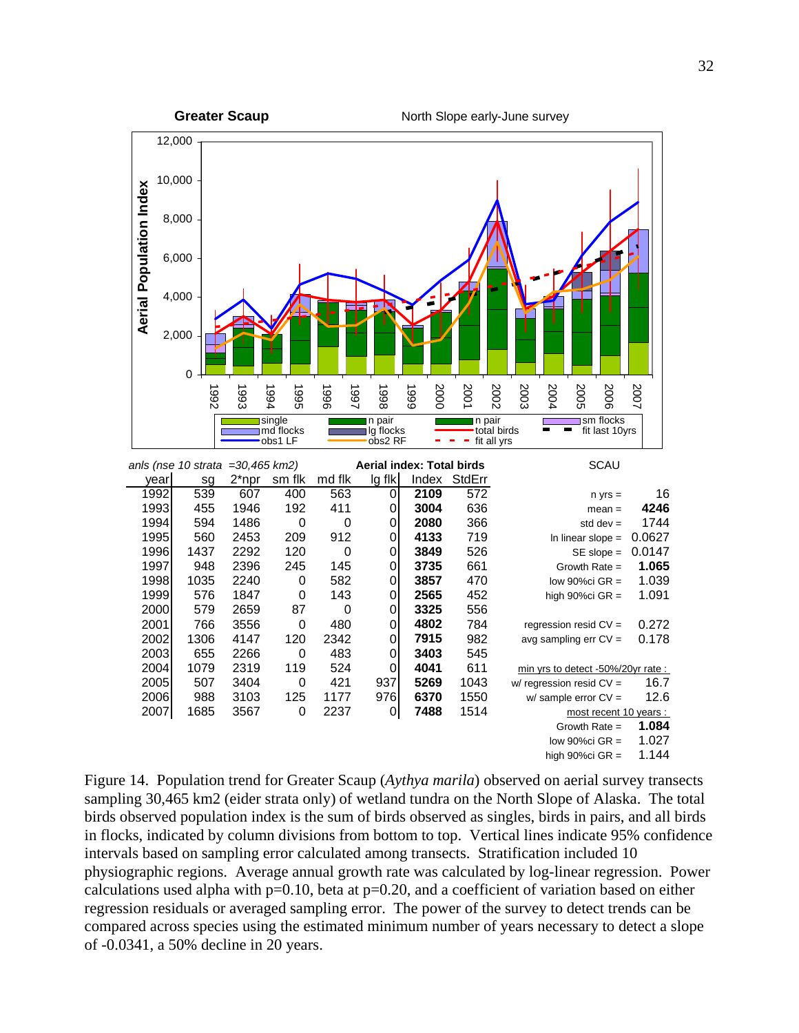**Greater Scaup** North Slope early-June survey

anls (nse 10 strata =30,465 km2) — Aerial index: Total birds — SCAU

| year | sg | 2*npr | sm flk | md flk | lg flk | Index | StdErr |
|---|---|---|---|---|---|---|---|
| 1992 | 539 | 607 | 400 | 563 | 0 | **2109** | 572 |
| 1993 | 455 | 1946 | 192 | 411 | 0 | **3004** | 636 |
| 1994 | 594 | 1486 | 0 | 0 | 0 | **2080** | 366 |
| 1995 | 560 | 2453 | 209 | 912 | 0 | **4133** | 719 |
| 1996 | 1437 | 2292 | 120 | 0 | 0 | **3849** | 526 |
| 1997 | 948 | 2396 | 245 | 145 | 0 | **3735** | 661 |
| 1998 | 1035 | 2240 | 0 | 582 | 0 | **3857** | 470 |
| 1999 | 576 | 1847 | 0 | 143 | 0 | **2565** | 452 |
| 2000 | 579 | 2659 | 87 | 0 | 0 | **3325** | 556 |
| 2001 | 766 | 3556 | 0 | 480 | 0 | **4802** | 784 |
| 2002 | 1306 | 4147 | 120 | 2342 | 0 | **7915** | 982 |
| 2003 | 655 | 2266 | 0 | 483 | 0 | **3403** | 545 |
| 2004 | 1079 | 2319 | 119 | 524 | 0 | **4041** | 611 |
| 2005 | 507 | 3404 | 0 | 421 | 937 | **5269** | 1043 |
| 2006 | 988 | 3103 | 125 | 1177 | 976 | **6370** | 1550 |
| 2007 | 1685 | 3567 | 0 | 2237 | 0 | **7488** | 1514 |

| Statistic | Value |
|---|---|
| n yrs = | 16 |
| mean = | **4246** |
| std dev = | 1744 |
| ln linear slope = | 0.0627 |
| SE slope = | 0.0147 |
| Growth Rate = | **1.065** |
| low 90%ci GR = | 1.039 |
| high 90%ci GR = | 1.091 |
| regression resid CV = | 0.272 |
| avg sampling err CV = | 0.178 |
| *min yrs to detect -50%/20yr rate :* | |
| w/ regression resid CV = | 16.7 |
| w/ sample error CV = | 12.6 |
| *most recent 10 years :* | |
| Growth Rate = | **1.084** |
| low 90%ci GR = | 1.027 |
| high 90%ci GR = | 1.144 |

Figure 14. Population trend for Greater Scaup (*Aythya marila*) observed on aerial survey transects sampling 30,465 km2 (eider strata only) of wetland tundra on the North Slope of Alaska. The total birds observed population index is the sum of birds observed as singles, birds in pairs, and all birds in flocks, indicated by column divisions from bottom to top. Vertical lines indicate 95% confidence intervals based on sampling error calculated among transects. Stratification included 10 physiographic regions. Average annual growth rate was calculated by log-linear regression. Power calculations used alpha with p=0.10, beta at p=0.20, and a coefficient of variation based on either regression residuals or averaged sampling error. The power of the survey to detect trends can be compared across species using the estimated minimum number of years necessary to detect a slope of -0.0341, a 50% decline in 20 years.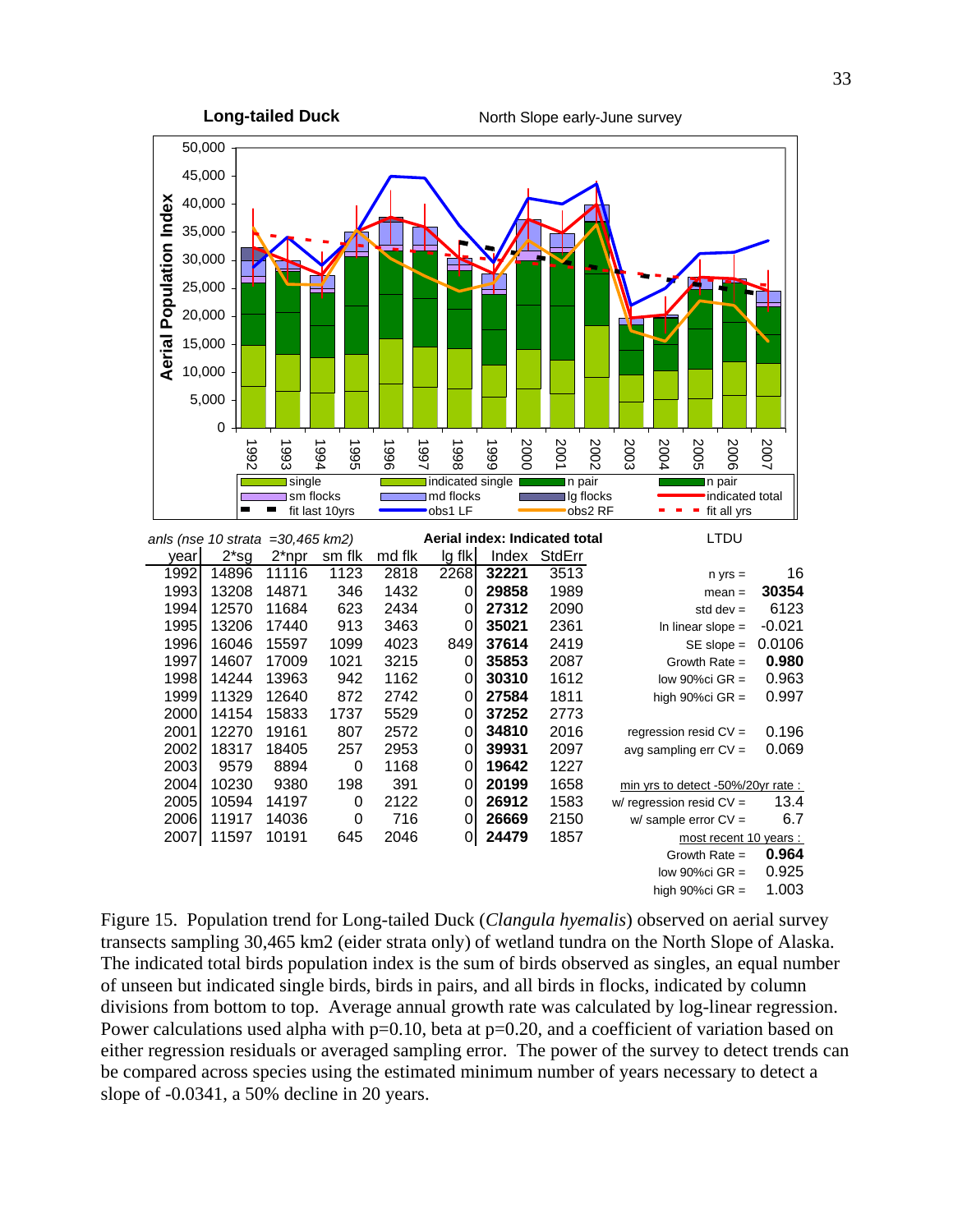**Long-tailed Duck** North Slope early-June survey

anls (nse 10 strata =30,465 km2) **Aerial index: Indicated total** LTDU

| year | 2*sg | 2*npr | sm flk | md flk | lg flk | Index | StdErr |
|---|---|---|---|---|---|---|---|
| 1992 | 14896 | 11116 | 1123 | 2818 | 2268 | **32221** | 3513 |
| 1993 | 13208 | 14871 | 346 | 1432 | 0 | **29858** | 1989 |
| 1994 | 12570 | 11684 | 623 | 2434 | 0 | **27312** | 2090 |
| 1995 | 13206 | 17440 | 913 | 3463 | 0 | **35021** | 2361 |
| 1996 | 16046 | 15597 | 1099 | 4023 | 849 | **37614** | 2419 |
| 1997 | 14607 | 17009 | 1021 | 3215 | 0 | **35853** | 2087 |
| 1998 | 14244 | 13963 | 942 | 1162 | 0 | **30310** | 1612 |
| 1999 | 11329 | 12640 | 872 | 2742 | 0 | **27584** | 1811 |
| 2000 | 14154 | 15833 | 1737 | 5529 | 0 | **37252** | 2773 |
| 2001 | 12270 | 19161 | 807 | 2572 | 0 | **34810** | 2016 |
| 2002 | 18317 | 18405 | 257 | 2953 | 0 | **39931** | 2097 |
| 2003 | 9579 | 8894 | 0 | 1168 | 0 | **19642** | 1227 |
| 2004 | 10230 | 9380 | 198 | 391 | 0 | **20199** | 1658 |
| 2005 | 10594 | 14197 | 0 | 2122 | 0 | **26912** | 1583 |
| 2006 | 11917 | 14036 | 0 | 716 | 0 | **26669** | 2150 |
| 2007 | 11597 | 10191 | 645 | 2046 | 0 | **24479** | 1857 |

| | |
|---|---|
| n yrs = | 16 |
| mean = | **30354** |
| std dev = | 6123 |
| ln linear slope = | -0.021 |
| SE slope = | 0.0106 |
| Growth Rate = | **0.980** |
| low 90%ci GR = | 0.963 |
| high 90%ci GR = | 0.997 |
| regression resid CV = | 0.196 |
| avg sampling err CV = | 0.069 |
| min yrs to detect -50%/20yr rate : | |
| w/ regression resid CV = | 13.4 |
| w/ sample error CV = | 6.7 |
| most recent 10 years : | |
| Growth Rate = | **0.964** |
| low 90%ci GR = | 0.925 |
| high 90%ci GR = | 1.003 |

Figure 15. Population trend for Long-tailed Duck (*Clangula hyemalis*) observed on aerial survey transects sampling 30,465 km2 (eider strata only) of wetland tundra on the North Slope of Alaska. The indicated total birds population index is the sum of birds observed as singles, an equal number of unseen but indicated single birds, birds in pairs, and all birds in flocks, indicated by column divisions from bottom to top. Average annual growth rate was calculated by log-linear regression. Power calculations used alpha with p=0.10, beta at p=0.20, and a coefficient of variation based on either regression residuals or averaged sampling error. The power of the survey to detect trends can be compared across species using the estimated minimum number of years necessary to detect a slope of -0.0341, a 50% decline in 20 years.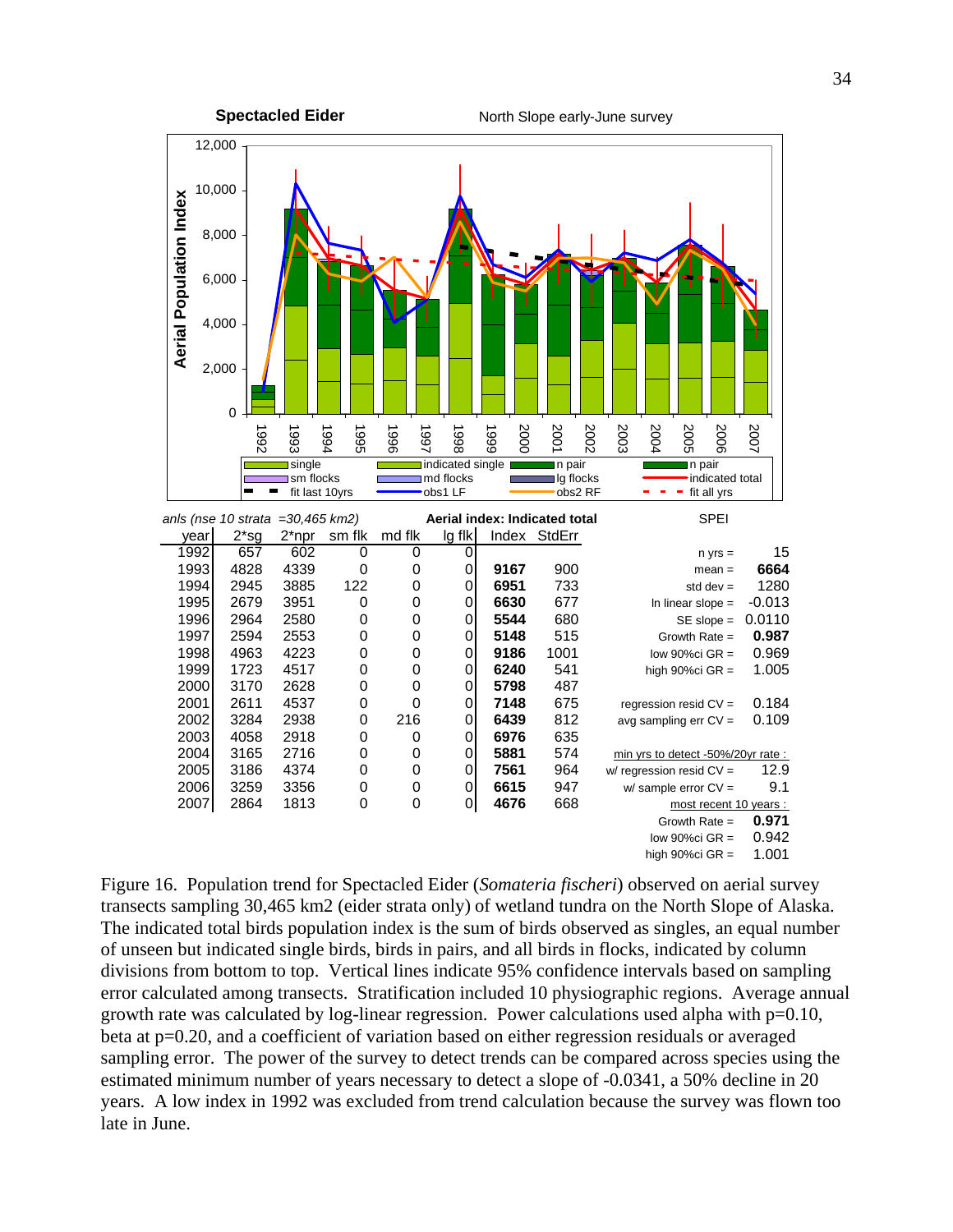**Spectacled Eider** North Slope early-June survey

anls (nse 10 strata =30,465 km2) — Aerial index: Indicated total — SPEI

| year | 2*sg | 2*npr | sm flk | md flk | lg flk | Index | StdErr |
|---|---|---|---|---|---|---|---|
| 1992 | 657 | 602 | 0 | 0 | 0 | | |
| 1993 | 4828 | 4339 | 0 | 0 | 0 | **9167** | 900 |
| 1994 | 2945 | 3885 | 122 | 0 | 0 | **6951** | 733 |
| 1995 | 2679 | 3951 | 0 | 0 | 0 | **6630** | 677 |
| 1996 | 2964 | 2580 | 0 | 0 | 0 | **5544** | 680 |
| 1997 | 2594 | 2553 | 0 | 0 | 0 | **5148** | 515 |
| 1998 | 4963 | 4223 | 0 | 0 | 0 | **9186** | 1001 |
| 1999 | 1723 | 4517 | 0 | 0 | 0 | **6240** | 541 |
| 2000 | 3170 | 2628 | 0 | 0 | 0 | **5798** | 487 |
| 2001 | 2611 | 4537 | 0 | 0 | 0 | **7148** | 675 |
| 2002 | 3284 | 2938 | 0 | 216 | 0 | **6439** | 812 |
| 2003 | 4058 | 2918 | 0 | 0 | 0 | **6976** | 635 |
| 2004 | 3165 | 2716 | 0 | 0 | 0 | **5881** | 574 |
| 2005 | 3186 | 4374 | 0 | 0 | 0 | **7561** | 964 |
| 2006 | 3259 | 3356 | 0 | 0 | 0 | **6615** | 947 |
| 2007 | 2864 | 1813 | 0 | 0 | 0 | **4676** | 668 |

| SPEI | |
|---|---|
| n yrs = | 15 |
| mean = | **6664** |
| std dev = | 1280 |
| ln linear slope = | -0.013 |
| SE slope = | 0.0110 |
| Growth Rate = | **0.987** |
| low 90%ci GR = | 0.969 |
| high 90%ci GR = | 1.005 |
| regression resid CV = | 0.184 |
| avg sampling err CV = | 0.109 |
| min yrs to detect -50%/20yr rate : | |
| w/ regression resid CV = | 12.9 |
| w/ sample error CV = | 9.1 |
| most recent 10 years : | |
| Growth Rate = | **0.971** |
| low 90%ci GR = | 0.942 |
| high 90%ci GR = | 1.001 |

Figure 16. Population trend for Spectacled Eider (*Somateria fischeri*) observed on aerial survey transects sampling 30,465 km2 (eider strata only) of wetland tundra on the North Slope of Alaska. The indicated total birds population index is the sum of birds observed as singles, an equal number of unseen but indicated single birds, birds in pairs, and all birds in flocks, indicated by column divisions from bottom to top. Vertical lines indicate 95% confidence intervals based on sampling error calculated among transects. Stratification included 10 physiographic regions. Average annual growth rate was calculated by log-linear regression. Power calculations used alpha with p=0.10, beta at p=0.20, and a coefficient of variation based on either regression residuals or averaged sampling error. The power of the survey to detect trends can be compared across species using the estimated minimum number of years necessary to detect a slope of -0.0341, a 50% decline in 20 years. A low index in 1992 was excluded from trend calculation because the survey was flown too late in June.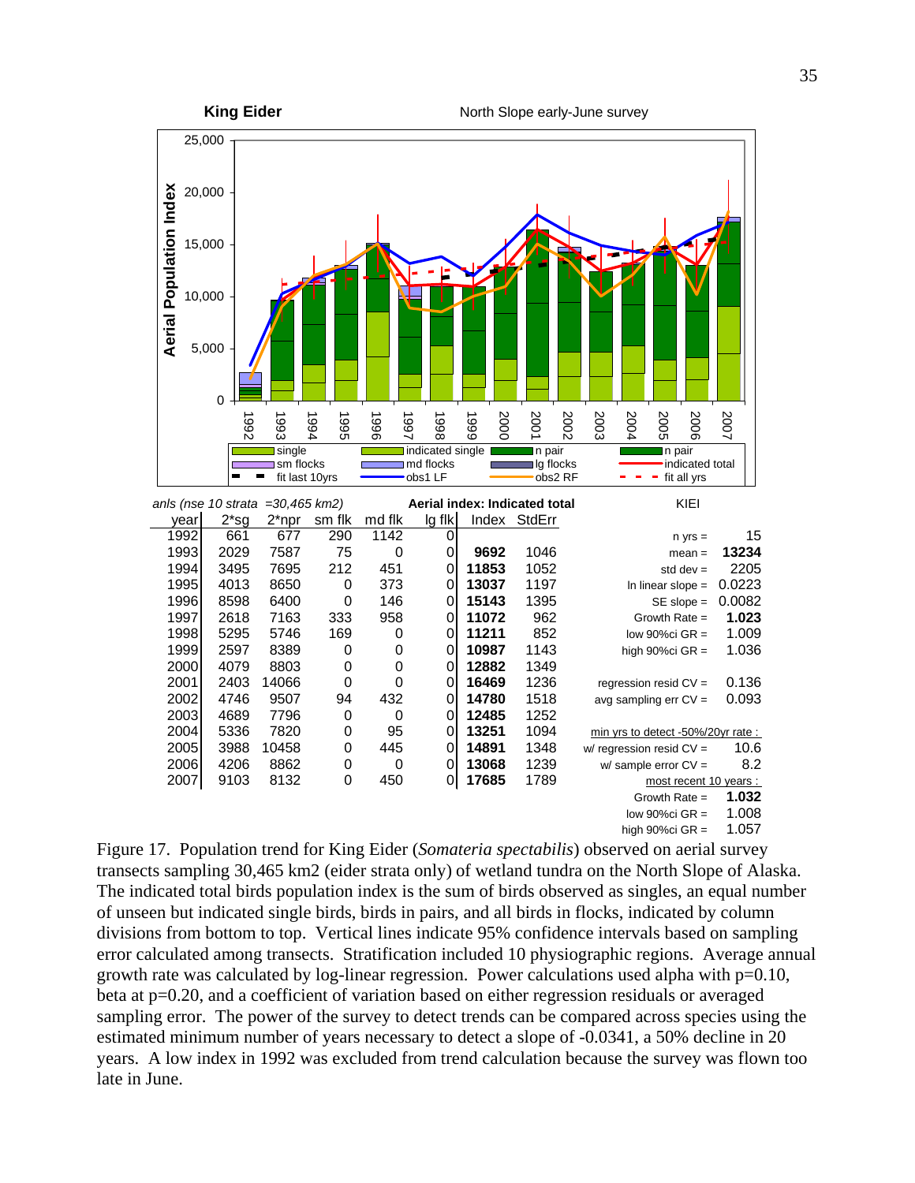**King Eider** North Slope early-June survey

anls (nse 10 strata =30,465 km2) — **Aerial index: Indicated total** — KIEI

| year | 2*sg | 2*npr | sm flk | md flk | lg flk | Index | StdErr |
|---|---|---|---|---|---|---|---|
| 1992 | 661 | 677 | 290 | 1142 | 0 | | |
| 1993 | 2029 | 7587 | 75 | 0 | 0 | **9692** | 1046 |
| 1994 | 3495 | 7695 | 212 | 451 | 0 | **11853** | 1052 |
| 1995 | 4013 | 8650 | 0 | 373 | 0 | **13037** | 1197 |
| 1996 | 8598 | 6400 | 0 | 146 | 0 | **15143** | 1395 |
| 1997 | 2618 | 7163 | 333 | 958 | 0 | **11072** | 962 |
| 1998 | 5295 | 5746 | 169 | 0 | 0 | **11211** | 852 |
| 1999 | 2597 | 8389 | 0 | 0 | 0 | **10987** | 1143 |
| 2000 | 4079 | 8803 | 0 | 0 | 0 | **12882** | 1349 |
| 2001 | 2403 | 14066 | 0 | 0 | 0 | **16469** | 1236 |
| 2002 | 4746 | 9507 | 94 | 432 | 0 | **14780** | 1518 |
| 2003 | 4689 | 7796 | 0 | 0 | 0 | **12485** | 1252 |
| 2004 | 5336 | 7820 | 0 | 95 | 0 | **13251** | 1094 |
| 2005 | 3988 | 10458 | 0 | 445 | 0 | **14891** | 1348 |
| 2006 | 4206 | 8862 | 0 | 0 | 0 | **13068** | 1239 |
| 2007 | 9103 | 8132 | 0 | 450 | 0 | **17685** | 1789 |

| Statistic | Value |
|---|---|
| n yrs = | 15 |
| mean = | **13234** |
| std dev = | 2205 |
| ln linear slope = | 0.0223 |
| SE slope = | 0.0082 |
| Growth Rate = | **1.023** |
| low 90%ci GR = | 1.009 |
| high 90%ci GR = | 1.036 |
| regression resid CV = | 0.136 |
| avg sampling err CV = | 0.093 |
| *min yrs to detect -50%/20yr rate :* | |
| w/ regression resid CV = | 10.6 |
| w/ sample error CV = | 8.2 |
| *most recent 10 years :* | |
| Growth Rate = | **1.032** |
| low 90%ci GR = | 1.008 |
| high 90%ci GR = | 1.057 |

Figure 17. Population trend for King Eider (*Somateria spectabilis*) observed on aerial survey transects sampling 30,465 km2 (eider strata only) of wetland tundra on the North Slope of Alaska. The indicated total birds population index is the sum of birds observed as singles, an equal number of unseen but indicated single birds, birds in pairs, and all birds in flocks, indicated by column divisions from bottom to top. Vertical lines indicate 95% confidence intervals based on sampling error calculated among transects. Stratification included 10 physiographic regions. Average annual growth rate was calculated by log-linear regression. Power calculations used alpha with p=0.10, beta at p=0.20, and a coefficient of variation based on either regression residuals or averaged sampling error. The power of the survey to detect trends can be compared across species using the estimated minimum number of years necessary to detect a slope of -0.0341, a 50% decline in 20 years. A low index in 1992 was excluded from trend calculation because the survey was flown too late in June.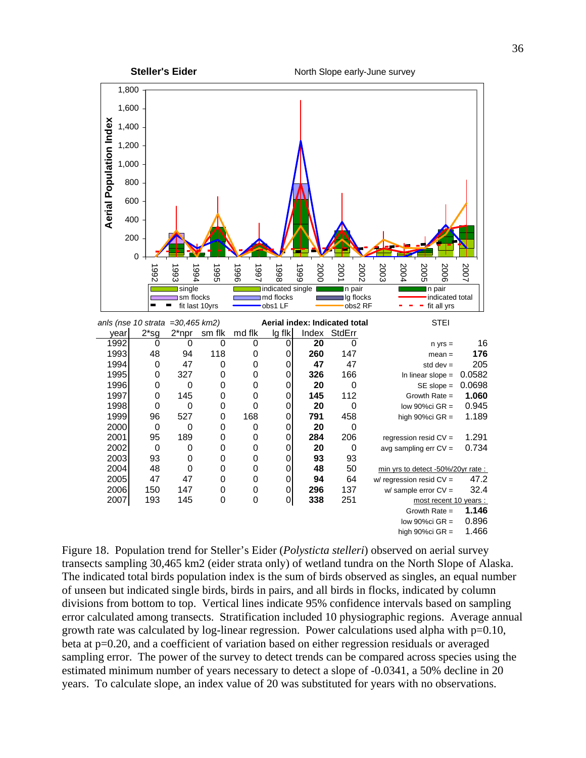**Steller's Eider** North Slope early-June survey

anls (nse 10 strata =30,465 km2)

**Aerial index: Indicated total**

| year | 2*sg | 2*npr | sm flk | md flk | lg flk | Index | StdErr |
|---|---|---|---|---|---|---|---|
| 1992 | 0 | 0 | 0 | 0 | 0 | **20** | 0 |
| 1993 | 48 | 94 | 118 | 0 | 0 | **260** | 147 |
| 1994 | 0 | 47 | 0 | 0 | 0 | **47** | 47 |
| 1995 | 0 | 327 | 0 | 0 | 0 | **326** | 166 |
| 1996 | 0 | 0 | 0 | 0 | 0 | **20** | 0 |
| 1997 | 0 | 145 | 0 | 0 | 0 | **145** | 112 |
| 1998 | 0 | 0 | 0 | 0 | 0 | **20** | 0 |
| 1999 | 96 | 527 | 0 | 168 | 0 | **791** | 458 |
| 2000 | 0 | 0 | 0 | 0 | 0 | **20** | 0 |
| 2001 | 95 | 189 | 0 | 0 | 0 | **284** | 206 |
| 2002 | 0 | 0 | 0 | 0 | 0 | **20** | 0 |
| 2003 | 93 | 0 | 0 | 0 | 0 | **93** | 93 |
| 2004 | 48 | 0 | 0 | 0 | 0 | **48** | 50 |
| 2005 | 47 | 47 | 0 | 0 | 0 | **94** | 64 |
| 2006 | 150 | 147 | 0 | 0 | 0 | **296** | 137 |
| 2007 | 193 | 145 | 0 | 0 | 0 | **338** | 251 |

STEI

| | |
|---|---|
| n yrs = | 16 |
| mean = | **176** |
| std dev = | 205 |
| ln linear slope = | 0.0582 |
| SE slope = | 0.0698 |
| Growth Rate = | **1.060** |
| low 90%ci GR = | 0.945 |
| high 90%ci GR = | 1.189 |
| regression resid CV = | 1.291 |
| avg sampling err CV = | 0.734 |
| min yrs to detect -50%/20yr rate : | |
| w/ regression resid CV = | 47.2 |
| w/ sample error CV = | 32.4 |
| most recent 10 years : | |
| Growth Rate = | **1.146** |
| low 90%ci GR = | 0.896 |
| high 90%ci GR = | 1.466 |

Figure 18. Population trend for Steller's Eider (*Polysticta stelleri*) observed on aerial survey transects sampling 30,465 km2 (eider strata only) of wetland tundra on the North Slope of Alaska. The indicated total birds population index is the sum of birds observed as singles, an equal number of unseen but indicated single birds, birds in pairs, and all birds in flocks, indicated by column divisions from bottom to top. Vertical lines indicate 95% confidence intervals based on sampling error calculated among transects. Stratification included 10 physiographic regions. Average annual growth rate was calculated by log-linear regression. Power calculations used alpha with p=0.10, beta at p=0.20, and a coefficient of variation based on either regression residuals or averaged sampling error. The power of the survey to detect trends can be compared across species using the estimated minimum number of years necessary to detect a slope of -0.0341, a 50% decline in 20 years. To calculate slope, an index value of 20 was substituted for years with no observations.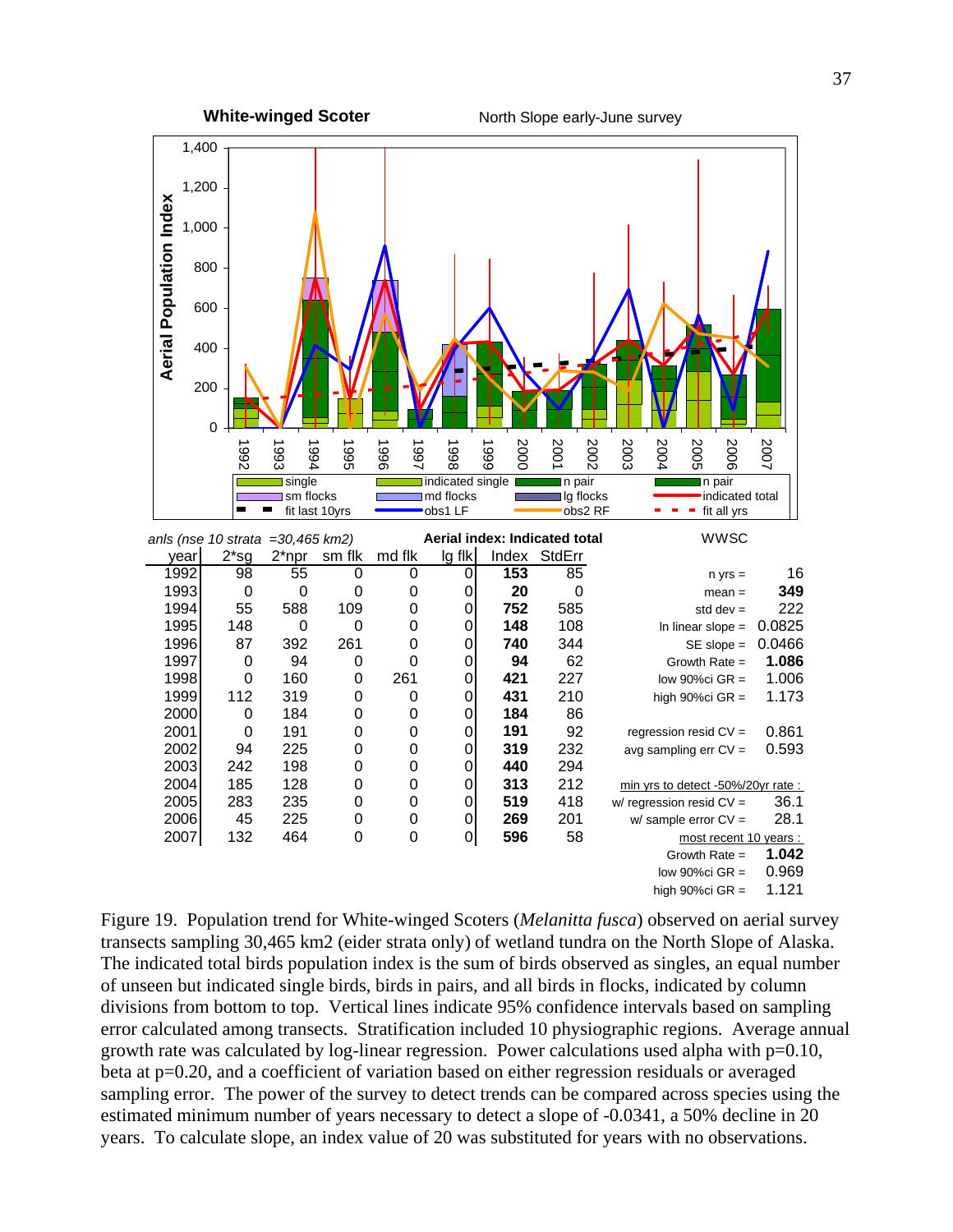**White-winged Scoter** North Slope early-June survey

anls (nse 10 strata =30,465 km2) **Aerial index: Indicated total** WWSC

| year | 2*sg | 2*npr | sm flk | md flk | lg flk | Index | StdErr |
|---|---|---|---|---|---|---|---|
| 1992 | 98 | 55 | 0 | 0 | 0 | **153** | 85 |
| 1993 | 0 | 0 | 0 | 0 | 0 | **20** | 0 |
| 1994 | 55 | 588 | 109 | 0 | 0 | **752** | 585 |
| 1995 | 148 | 0 | 0 | 0 | 0 | **148** | 108 |
| 1996 | 87 | 392 | 261 | 0 | 0 | **740** | 344 |
| 1997 | 0 | 94 | 0 | 0 | 0 | **94** | 62 |
| 1998 | 0 | 160 | 0 | 261 | 0 | **421** | 227 |
| 1999 | 112 | 319 | 0 | 0 | 0 | **431** | 210 |
| 2000 | 0 | 184 | 0 | 0 | 0 | **184** | 86 |
| 2001 | 0 | 191 | 0 | 0 | 0 | **191** | 92 |
| 2002 | 94 | 225 | 0 | 0 | 0 | **319** | 232 |
| 2003 | 242 | 198 | 0 | 0 | 0 | **440** | 294 |
| 2004 | 185 | 128 | 0 | 0 | 0 | **313** | 212 |
| 2005 | 283 | 235 | 0 | 0 | 0 | **519** | 418 |
| 2006 | 45 | 225 | 0 | 0 | 0 | **269** | 201 |
| 2007 | 132 | 464 | 0 | 0 | 0 | **596** | 58 |

| Statistic | Value |
|---|---|
| n yrs = | 16 |
| mean = | **349** |
| std dev = | 222 |
| ln linear slope = | 0.0825 |
| SE slope = | 0.0466 |
| Growth Rate = | **1.086** |
| low 90%ci GR = | 1.006 |
| high 90%ci GR = | 1.173 |
| regression resid CV = | 0.861 |
| avg sampling err CV = | 0.593 |
| *min yrs to detect -50%/20yr rate :* | |
| w/ regression resid CV = | 36.1 |
| w/ sample error CV = | 28.1 |
| *most recent 10 years :* | |
| Growth Rate = | **1.042** |
| low 90%ci GR = | 0.969 |
| high 90%ci GR = | 1.121 |

Figure 19. Population trend for White-winged Scoters (*Melanitta fusca*) observed on aerial survey transects sampling 30,465 km2 (eider strata only) of wetland tundra on the North Slope of Alaska. The indicated total birds population index is the sum of birds observed as singles, an equal number of unseen but indicated single birds, birds in pairs, and all birds in flocks, indicated by column divisions from bottom to top. Vertical lines indicate 95% confidence intervals based on sampling error calculated among transects. Stratification included 10 physiographic regions. Average annual growth rate was calculated by log-linear regression. Power calculations used alpha with p=0.10, beta at p=0.20, and a coefficient of variation based on either regression residuals or averaged sampling error. The power of the survey to detect trends can be compared across species using the estimated minimum number of years necessary to detect a slope of -0.0341, a 50% decline in 20 years. To calculate slope, an index value of 20 was substituted for years with no observations.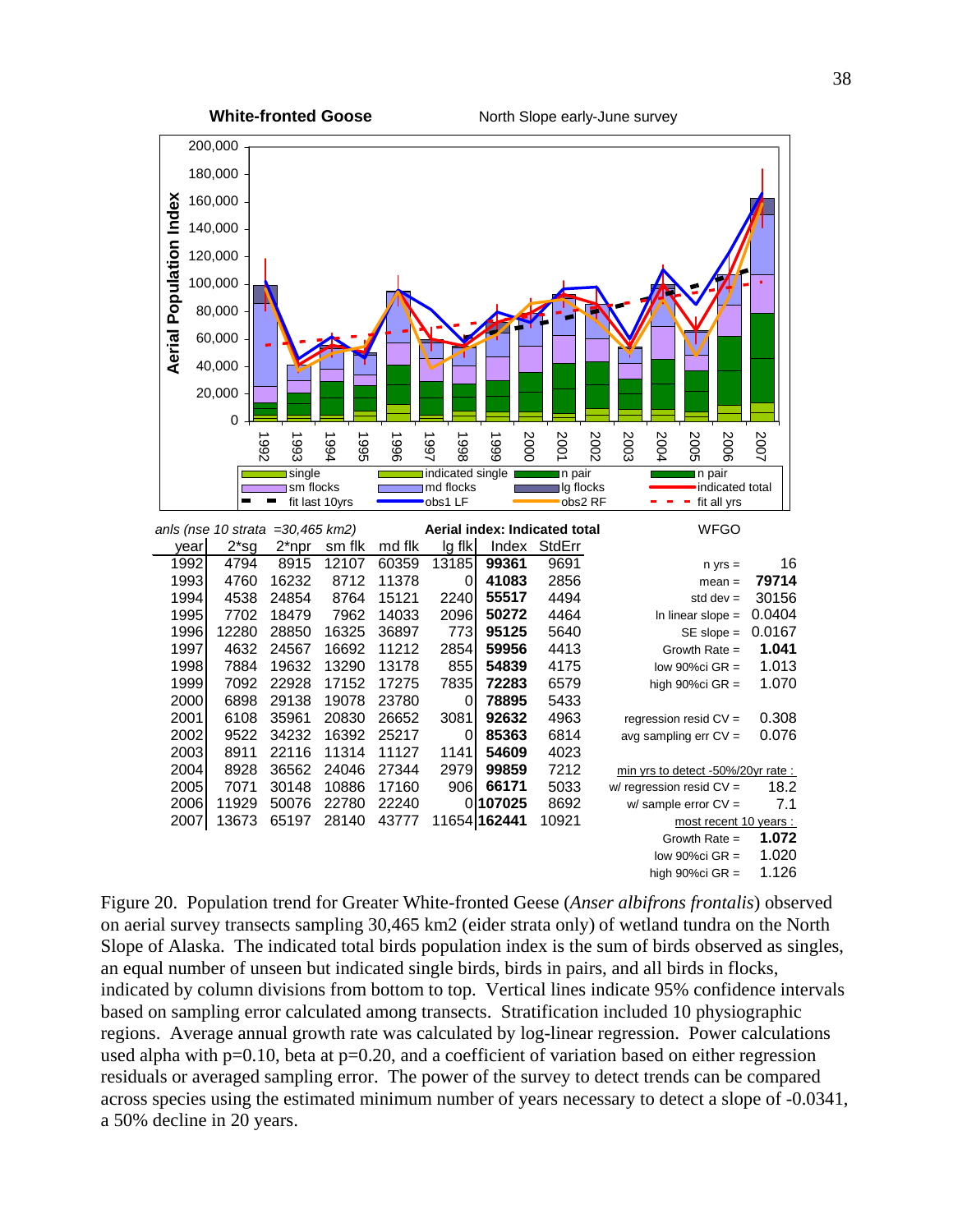**White-fronted Goose** North Slope early-June survey

anls (nse 10 strata =30,465 km2) **Aerial index: Indicated total** WFGO

| year | 2*sg | 2*npr | sm flk | md flk | lg flk | Index | StdErr |
|---|---|---|---|---|---|---|---|
| 1992 | 4794 | 8915 | 12107 | 60359 | 13185 | **99361** | 9691 |
| 1993 | 4760 | 16232 | 8712 | 11378 | 0 | **41083** | 2856 |
| 1994 | 4538 | 24854 | 8764 | 15121 | 2240 | **55517** | 4494 |
| 1995 | 7702 | 18479 | 7962 | 14033 | 2096 | **50272** | 4464 |
| 1996 | 12280 | 28850 | 16325 | 36897 | 773 | **95125** | 5640 |
| 1997 | 4632 | 24567 | 16692 | 11212 | 2854 | **59956** | 4413 |
| 1998 | 7884 | 19632 | 13290 | 13178 | 855 | **54839** | 4175 |
| 1999 | 7092 | 22928 | 17152 | 17275 | 7835 | **72283** | 6579 |
| 2000 | 6898 | 29138 | 19078 | 23780 | 0 | **78895** | 5433 |
| 2001 | 6108 | 35961 | 20830 | 26652 | 3081 | **92632** | 4963 |
| 2002 | 9522 | 34232 | 16392 | 25217 | 0 | **85363** | 6814 |
| 2003 | 8911 | 22116 | 11314 | 11127 | 1141 | **54609** | 4023 |
| 2004 | 8928 | 36562 | 24046 | 27344 | 2979 | **99859** | 7212 |
| 2005 | 7071 | 30148 | 10886 | 17160 | 906 | **66171** | 5033 |
| 2006 | 11929 | 50076 | 22780 | 22240 | 0 | **107025** | 8692 |
| 2007 | 13673 | 65197 | 28140 | 43777 | 11654 | **162441** | 10921 |

| | |
|---|---|
| n yrs = | 16 |
| mean = | **79714** |
| std dev = | 30156 |
| ln linear slope = | 0.0404 |
| SE slope = | 0.0167 |
| Growth Rate = | **1.041** |
| low 90%ci GR = | 1.013 |
| high 90%ci GR = | 1.070 |
| regression resid CV = | 0.308 |
| avg sampling err CV = | 0.076 |
| min yrs to detect -50%/20yr rate : | |
| w/ regression resid CV = | 18.2 |
| w/ sample error CV = | 7.1 |
| most recent 10 years : | |
| Growth Rate = | **1.072** |
| low 90%ci GR = | 1.020 |
| high 90%ci GR = | 1.126 |

Figure 20. Population trend for Greater White-fronted Geese (*Anser albifrons frontalis*) observed on aerial survey transects sampling 30,465 km2 (eider strata only) of wetland tundra on the North Slope of Alaska. The indicated total birds population index is the sum of birds observed as singles, an equal number of unseen but indicated single birds, birds in pairs, and all birds in flocks, indicated by column divisions from bottom to top. Vertical lines indicate 95% confidence intervals based on sampling error calculated among transects. Stratification included 10 physiographic regions. Average annual growth rate was calculated by log-linear regression. Power calculations used alpha with p=0.10, beta at p=0.20, and a coefficient of variation based on either regression residuals or averaged sampling error. The power of the survey to detect trends can be compared across species using the estimated minimum number of years necessary to detect a slope of -0.0341, a 50% decline in 20 years.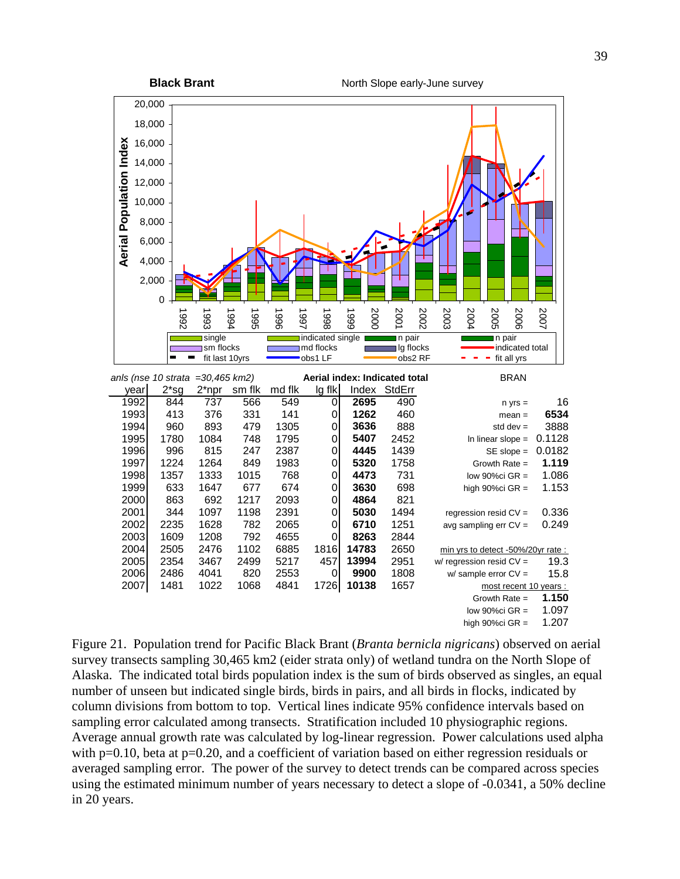**Black Brant** North Slope early-June survey

anls (nse 10 strata =30,465 km2) **Aerial index: Indicated total** BRAN

| year | 2*sg | 2*npr | sm flk | md flk | lg flk | Index | StdErr |
|---|---|---|---|---|---|---|---|
| 1992 | 844 | 737 | 566 | 549 | 0 | **2695** | 490 |
| 1993 | 413 | 376 | 331 | 141 | 0 | **1262** | 460 |
| 1994 | 960 | 893 | 479 | 1305 | 0 | **3636** | 888 |
| 1995 | 1780 | 1084 | 748 | 1795 | 0 | **5407** | 2452 |
| 1996 | 996 | 815 | 247 | 2387 | 0 | **4445** | 1439 |
| 1997 | 1224 | 1264 | 849 | 1983 | 0 | **5320** | 1758 |
| 1998 | 1357 | 1333 | 1015 | 768 | 0 | **4473** | 731 |
| 1999 | 633 | 1647 | 677 | 674 | 0 | **3630** | 698 |
| 2000 | 863 | 692 | 1217 | 2093 | 0 | **4864** | 821 |
| 2001 | 344 | 1097 | 1198 | 2391 | 0 | **5030** | 1494 |
| 2002 | 2235 | 1628 | 782 | 2065 | 0 | **6710** | 1251 |
| 2003 | 1609 | 1208 | 792 | 4655 | 0 | **8263** | 2844 |
| 2004 | 2505 | 2476 | 1102 | 6885 | 1816 | **14783** | 2650 |
| 2005 | 2354 | 3467 | 2499 | 5217 | 457 | **13994** | 2951 |
| 2006 | 2486 | 4041 | 820 | 2553 | 0 | **9900** | 1808 |
| 2007 | 1481 | 1022 | 1068 | 4841 | 1726 | **10138** | 1657 |

| Statistic | Value |
|---|---|
| n yrs = | 16 |
| mean = | **6534** |
| std dev = | 3888 |
| ln linear slope = | 0.1128 |
| SE slope = | 0.0182 |
| Growth Rate = | **1.119** |
| low 90%ci GR = | 1.086 |
| high 90%ci GR = | 1.153 |
| regression resid CV = | 0.336 |
| avg sampling err CV = | 0.249 |
| *min yrs to detect -50%/20yr rate :* | |
| w/ regression resid CV = | 19.3 |
| w/ sample error CV = | 15.8 |
| *most recent 10 years :* | |
| Growth Rate = | **1.150** |
| low 90%ci GR = | 1.097 |
| high 90%ci GR = | 1.207 |

Figure 21. Population trend for Pacific Black Brant (*Branta bernicla nigricans*) observed on aerial survey transects sampling 30,465 km2 (eider strata only) of wetland tundra on the North Slope of Alaska. The indicated total birds population index is the sum of birds observed as singles, an equal number of unseen but indicated single birds, birds in pairs, and all birds in flocks, indicated by column divisions from bottom to top. Vertical lines indicate 95% confidence intervals based on sampling error calculated among transects. Stratification included 10 physiographic regions. Average annual growth rate was calculated by log-linear regression. Power calculations used alpha with p=0.10, beta at p=0.20, and a coefficient of variation based on either regression residuals or averaged sampling error. The power of the survey to detect trends can be compared across species using the estimated minimum number of years necessary to detect a slope of -0.0341, a 50% decline in 20 years.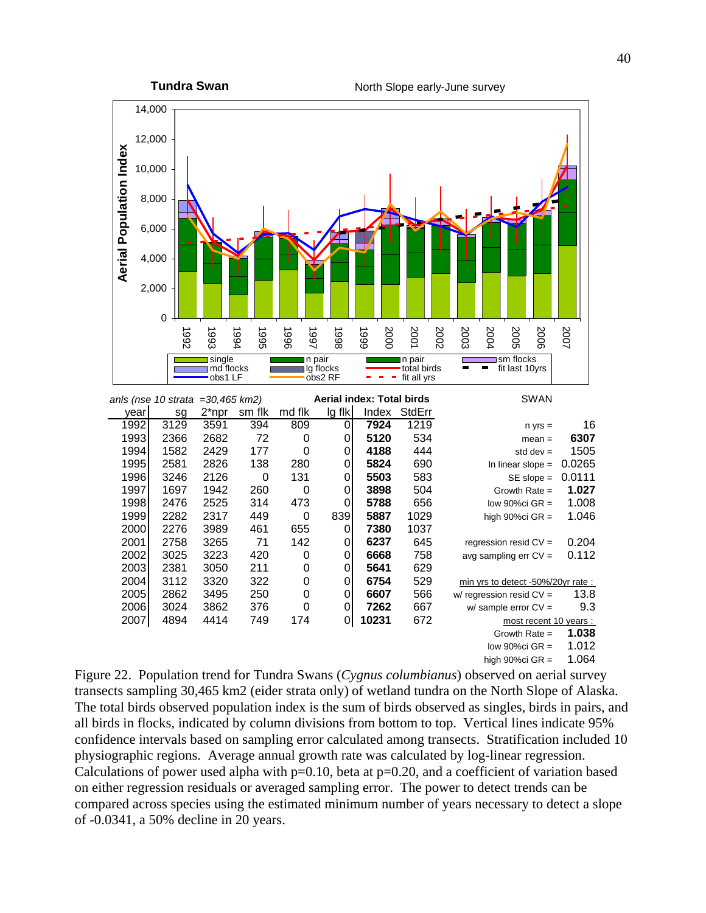**Tundra Swan** North Slope early-June survey

anls (nse 10 strata =30,465 km2) **Aerial index: Total birds**

| year | sg | 2*npr | sm flk | md flk | lg flk | Index | StdErr |
|---|---|---|---|---|---|---|---|
| 1992 | 3129 | 3591 | 394 | 809 | 0 | **7924** | 1219 |
| 1993 | 2366 | 2682 | 72 | 0 | 0 | **5120** | 534 |
| 1994 | 1582 | 2429 | 177 | 0 | 0 | **4188** | 444 |
| 1995 | 2581 | 2826 | 138 | 280 | 0 | **5824** | 690 |
| 1996 | 3246 | 2126 | 0 | 131 | 0 | **5503** | 583 |
| 1997 | 1697 | 1942 | 260 | 0 | 0 | **3898** | 504 |
| 1998 | 2476 | 2525 | 314 | 473 | 0 | **5788** | 656 |
| 1999 | 2282 | 2317 | 449 | 0 | 839 | **5887** | 1029 |
| 2000 | 2276 | 3989 | 461 | 655 | 0 | **7380** | 1037 |
| 2001 | 2758 | 3265 | 71 | 142 | 0 | **6237** | 645 |
| 2002 | 3025 | 3223 | 420 | 0 | 0 | **6668** | 758 |
| 2003 | 2381 | 3050 | 211 | 0 | 0 | **5641** | 629 |
| 2004 | 3112 | 3320 | 322 | 0 | 0 | **6754** | 529 |
| 2005 | 2862 | 3495 | 250 | 0 | 0 | **6607** | 566 |
| 2006 | 3024 | 3862 | 376 | 0 | 0 | **7262** | 667 |
| 2007 | 4894 | 4414 | 749 | 174 | 0 | **10231** | 672 |

SWAN

| | |
|---|---|
| n yrs = | 16 |
| mean = | **6307** |
| std dev = | 1505 |
| ln linear slope = | 0.0265 |
| SE slope = | 0.0111 |
| Growth Rate = | **1.027** |
| low 90%ci GR = | 1.008 |
| high 90%ci GR = | 1.046 |
| regression resid CV = | 0.204 |
| avg sampling err CV = | 0.112 |
| *min yrs to detect -50%/20yr rate :* | |
| w/ regression resid CV = | 13.8 |
| w/ sample error CV = | 9.3 |
| *most recent 10 years :* | |
| Growth Rate = | **1.038** |
| low 90%ci GR = | 1.012 |
| high 90%ci GR = | 1.064 |

Figure 22. Population trend for Tundra Swans (*Cygnus columbianus*) observed on aerial survey transects sampling 30,465 km2 (eider strata only) of wetland tundra on the North Slope of Alaska. The total birds observed population index is the sum of birds observed as singles, birds in pairs, and all birds in flocks, indicated by column divisions from bottom to top. Vertical lines indicate 95% confidence intervals based on sampling error calculated among transects. Stratification included 10 physiographic regions. Average annual growth rate was calculated by log-linear regression. Calculations of power used alpha with p=0.10, beta at p=0.20, and a coefficient of variation based on either regression residuals or averaged sampling error. The power to detect trends can be compared across species using the estimated minimum number of years necessary to detect a slope of -0.0341, a 50% decline in 20 years.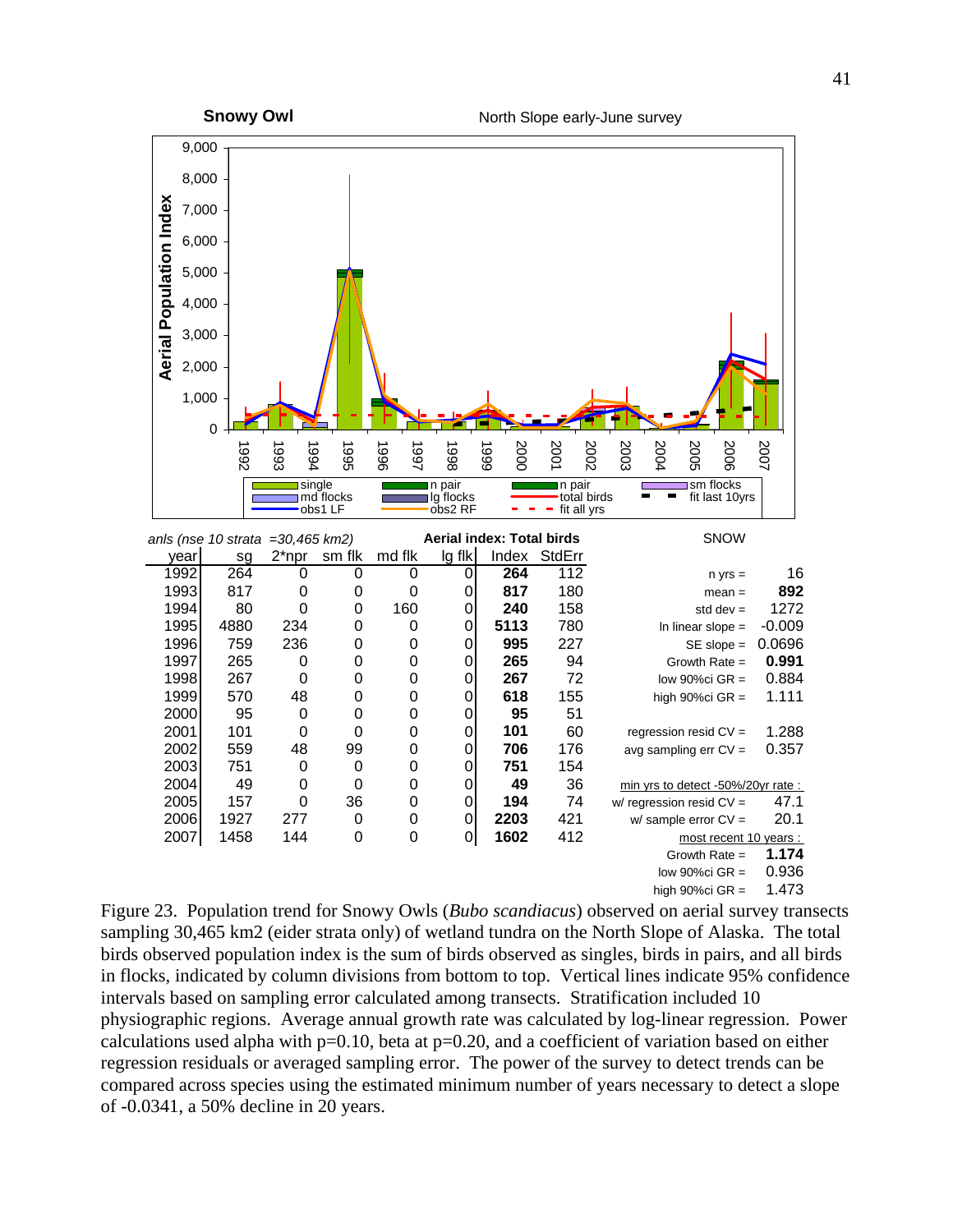**Snowy Owl** North Slope early-June survey

anls (nse 10 strata =30,465 km2)

| year | sg | 2*npr | sm flk | md flk | lg flk | Index | StdErr |
|---|---|---|---|---|---|---|---|
| 1992 | 264 | 0 | 0 | 0 | 0 | **264** | 112 |
| 1993 | 817 | 0 | 0 | 0 | 0 | **817** | 180 |
| 1994 | 80 | 0 | 0 | 160 | 0 | **240** | 158 |
| 1995 | 4880 | 234 | 0 | 0 | 0 | **5113** | 780 |
| 1996 | 759 | 236 | 0 | 0 | 0 | **995** | 227 |
| 1997 | 265 | 0 | 0 | 0 | 0 | **265** | 94 |
| 1998 | 267 | 0 | 0 | 0 | 0 | **267** | 72 |
| 1999 | 570 | 48 | 0 | 0 | 0 | **618** | 155 |
| 2000 | 95 | 0 | 0 | 0 | 0 | **95** | 51 |
| 2001 | 101 | 0 | 0 | 0 | 0 | **101** | 60 |
| 2002 | 559 | 48 | 99 | 0 | 0 | **706** | 176 |
| 2003 | 751 | 0 | 0 | 0 | 0 | **751** | 154 |
| 2004 | 49 | 0 | 0 | 0 | 0 | **49** | 36 |
| 2005 | 157 | 0 | 36 | 0 | 0 | **194** | 74 |
| 2006 | 1927 | 277 | 0 | 0 | 0 | **2203** | 421 |
| 2007 | 1458 | 144 | 0 | 0 | 0 | **1602** | 412 |

Aerial index: Total birds

SNOW

| | |
|---|---|
| n yrs = | 16 |
| mean = | **892** |
| std dev = | 1272 |
| ln linear slope = | -0.009 |
| SE slope = | 0.0696 |
| Growth Rate = | **0.991** |
| low 90%ci GR = | 0.884 |
| high 90%ci GR = | 1.111 |
| regression resid CV = | 1.288 |
| avg sampling err CV = | 0.357 |
| min yrs to detect -50%/20yr rate : | |
| w/ regression resid CV = | 47.1 |
| w/ sample error CV = | 20.1 |
| most recent 10 years : | |
| Growth Rate = | **1.174** |
| low 90%ci GR = | 0.936 |
| high 90%ci GR = | 1.473 |

Figure 23. Population trend for Snowy Owls (*Bubo scandiacus*) observed on aerial survey transects sampling 30,465 km2 (eider strata only) of wetland tundra on the North Slope of Alaska. The total birds observed population index is the sum of birds observed as singles, birds in pairs, and all birds in flocks, indicated by column divisions from bottom to top. Vertical lines indicate 95% confidence intervals based on sampling error calculated among transects. Stratification included 10 physiographic regions. Average annual growth rate was calculated by log-linear regression. Power calculations used alpha with p=0.10, beta at p=0.20, and a coefficient of variation based on either regression residuals or averaged sampling error. The power of the survey to detect trends can be compared across species using the estimated minimum number of years necessary to detect a slope of -0.0341, a 50% decline in 20 years.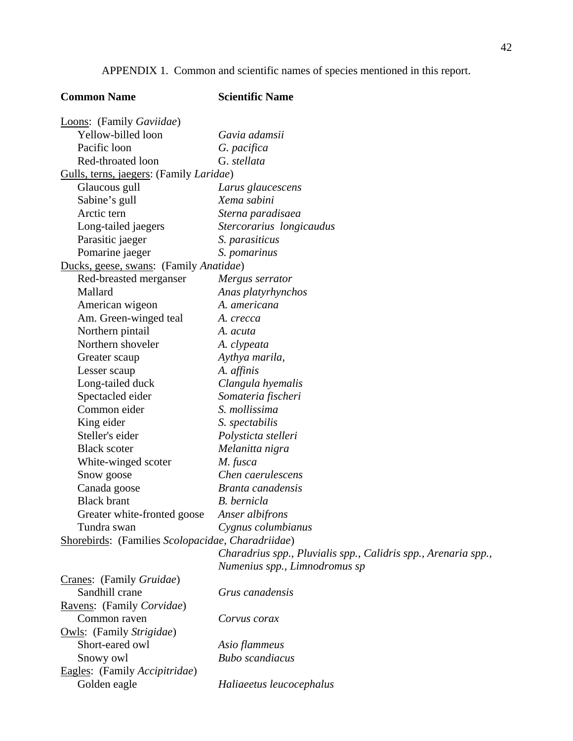APPENDIX 1. Common and scientific names of species mentioned in this report.

| **Common Name** | **Scientific Name** |
|---|---|
| Loons: (Family *Gaviidae*) | |
| Yellow-billed loon | *Gavia adamsii* |
| Pacific loon | *G. pacifica* |
| Red-throated loon | G. *stellata* |
| Gulls, terns, jaegers: (Family *Laridae*) | |
| Glaucous gull | *Larus glaucescens* |
| Sabine's gull | *Xema sabini* |
| Arctic tern | *Sterna paradisaea* |
| Long-tailed jaegers | *Stercorarius longicaudus* |
| Parasitic jaeger | *S. parasiticus* |
| Pomarine jaeger | *S. pomarinus* |
| Ducks, geese, swans: (Family *Anatidae*) | |
| Red-breasted merganser | *Mergus serrator* |
| Mallard | *Anas platyrhynchos* |
| American wigeon | *A. americana* |
| Am. Green-winged teal | *A. crecca* |
| Northern pintail | *A. acuta* |
| Northern shoveler | *A. clypeata* |
| Greater scaup | *Aythya marila*, |
| Lesser scaup | *A. affinis* |
| Long-tailed duck | *Clangula hyemalis* |
| Spectacled eider | *Somateria fischeri* |
| Common eider | *S. mollissima* |
| King eider | *S. spectabilis* |
| Steller's eider | *Polysticta stelleri* |
| Black scoter | *Melanitta nigra* |
| White-winged scoter | *M. fusca* |
| Snow goose | *Chen caerulescens* |
| Canada goose | *Branta canadensis* |
| Black brant | *B. bernicla* |
| Greater white-fronted goose | *Anser albifrons* |
| Tundra swan | *Cygnus columbianus* |
| Shorebirds: (Families *Scolopacidae*, *Charadriidae*) | |
| | *Charadrius spp., Pluvialis spp., Calidris spp., Arenaria spp., Numenius spp., Limnodromus sp* |
| Cranes: (Family *Gruidae*) | |
| Sandhill crane | *Grus canadensis* |
| Ravens: (Family *Corvidae*) | |
| Common raven | *Corvus corax* |
| Owls: (Family *Strigidae*) | |
| Short-eared owl | *Asio flammeus* |
| Snowy owl | *Bubo scandiacus* |
| Eagles: (Family *Accipitridae*) | |
| Golden eagle | *Haliaeetus leucocephalus* |